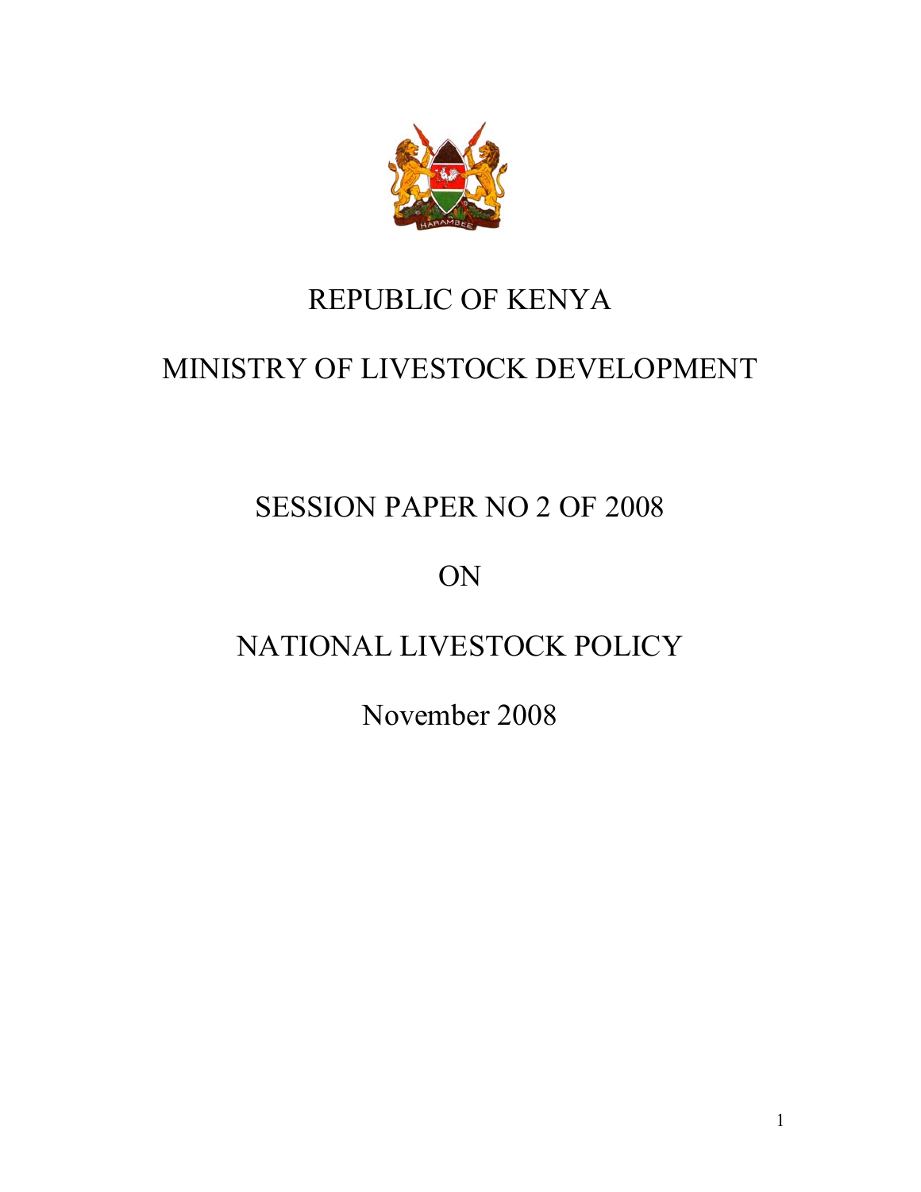# REPUBLIC OF KENYA

# MINISTRY OF LIVESTOCK DEVELOPMENT

## SESSION PAPER NO 2 OF 2008

## ON

## NATIONAL LIVESTOCK POLICY

November 2008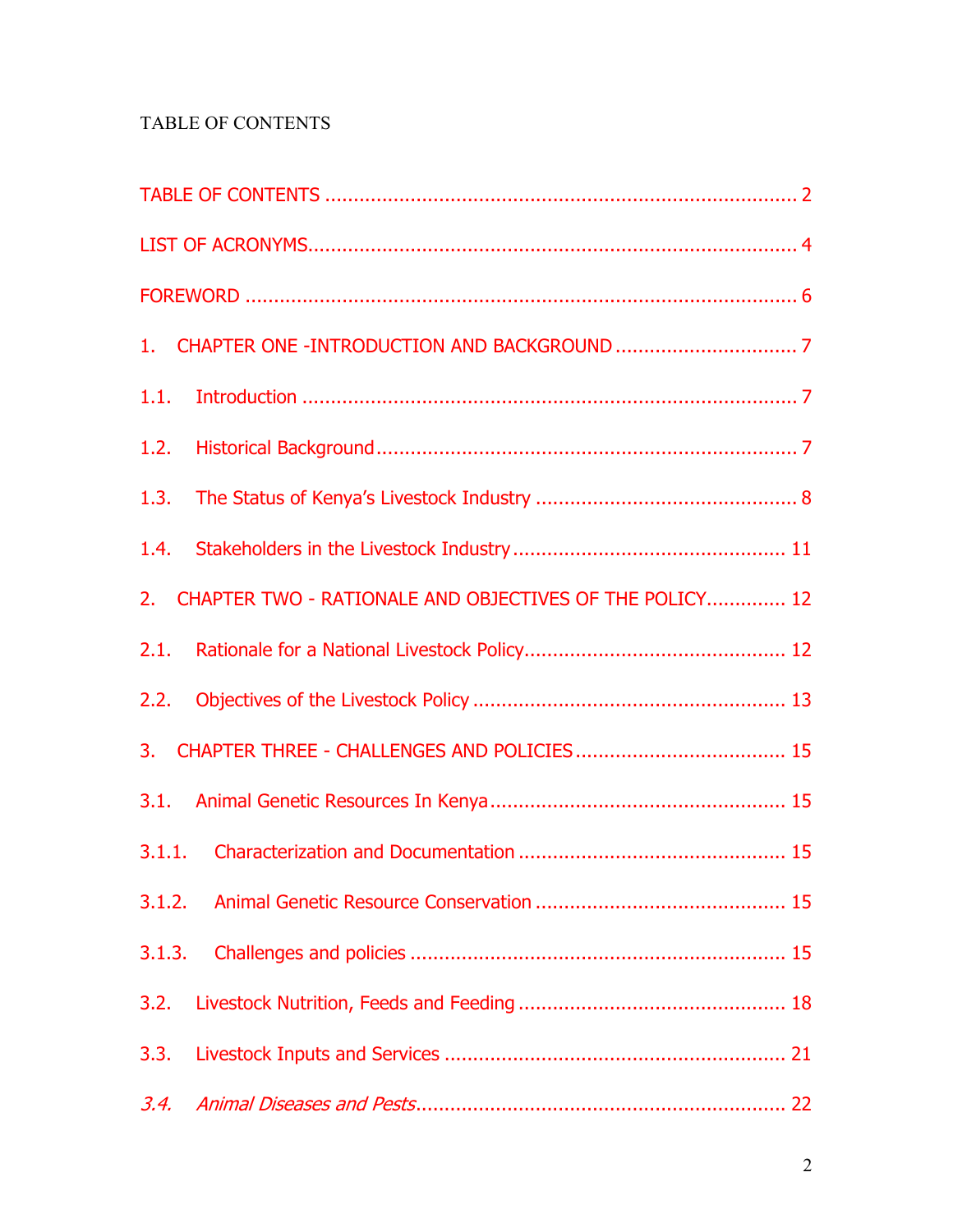TABLE OF CONTENTS

TABLE OF CONTENTS ........................................................................................ 2

LIST OF ACRONYMS........................................................................................ 4

FOREWORD ..................................................................................................... 6

1. CHAPTER ONE -INTRODUCTION AND BACKGROUND ................................ 7

1.1. Introduction ............................................................................................ 7

1.2. Historical Background .............................................................................. 7

1.3. The Status of Kenya's Livestock Industry ............................................... 8

1.4. Stakeholders in the Livestock Industry ................................................. 11

2. CHAPTER TWO - RATIONALE AND OBJECTIVES OF THE POLICY.............. 12

2.1. Rationale for a National Livestock Policy............................................... 12

2.2. Objectives of the Livestock Policy ......................................................... 13

3. CHAPTER THREE - CHALLENGES AND POLICIES ..................................... 15

3.1. Animal Genetic Resources In Kenya ..................................................... 15

3.1.1. Characterization and Documentation ............................................... 15

3.1.2. Animal Genetic Resource Conservation ............................................ 15

3.1.3. Challenges and policies .................................................................... 15

3.2. Livestock Nutrition, Feeds and Feeding ................................................ 18

3.3. Livestock Inputs and Services .............................................................. 21

*3.4. Animal Diseases and Pests* .................................................................. 22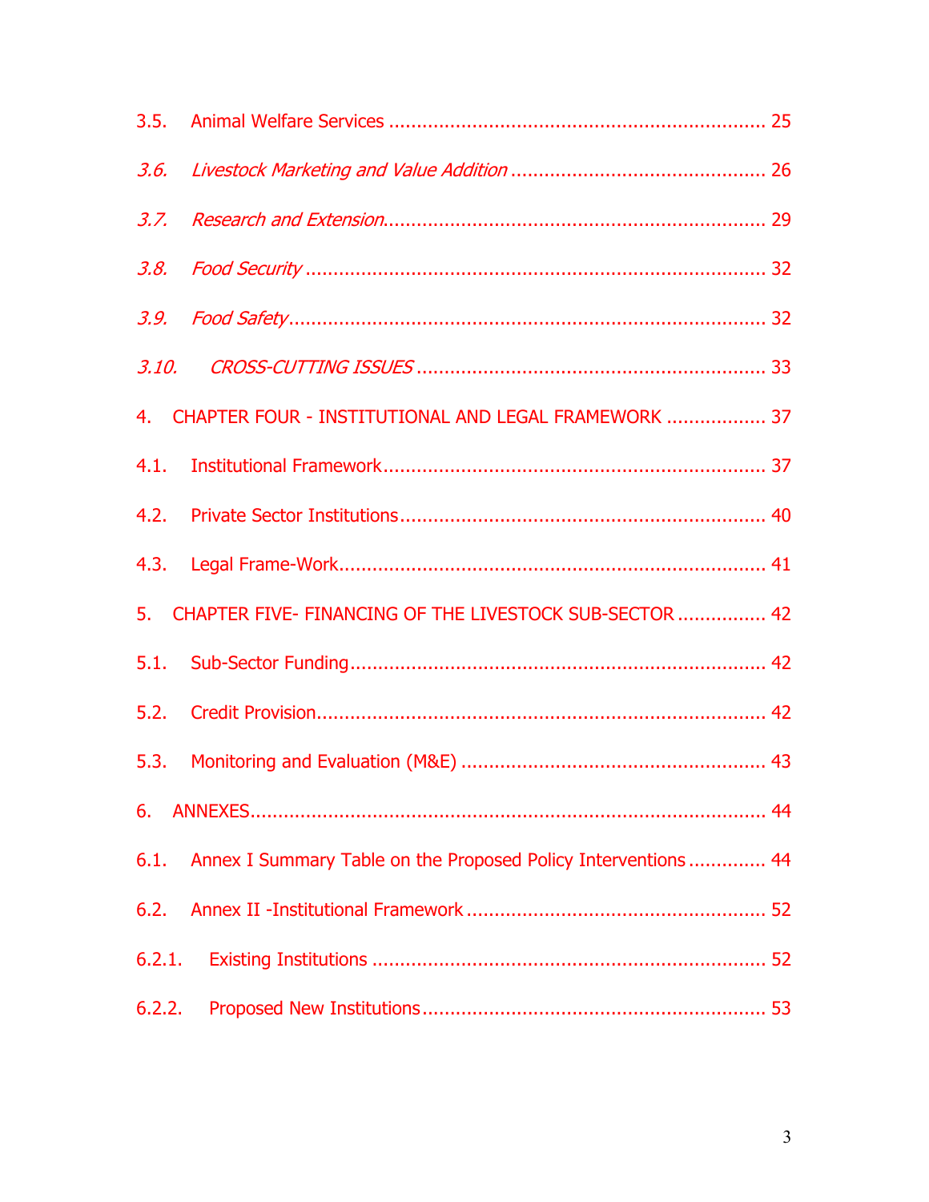3.5. Animal Welfare Services .................................................................... 25

*3.6. Livestock Marketing and Value Addition* ............................................. 26

*3.7. Research and Extension*.................................................................... 29

*3.8. Food Security* ................................................................................... 32

*3.9. Food Safety*..................................................................................... 32

*3.10. CROSS-CUTTING ISSUES* ............................................................... 33

4. CHAPTER FOUR - INSTITUTIONAL AND LEGAL FRAMEWORK .................. 37

4.1. Institutional Framework..................................................................... 37

4.2. Private Sector Institutions.................................................................. 40

4.3. Legal Frame-Work............................................................................. 41

5. CHAPTER FIVE- FINANCING OF THE LIVESTOCK SUB-SECTOR ................ 42

5.1. Sub-Sector Funding........................................................................... 42

5.2. Credit Provision................................................................................ 42

5.3. Monitoring and Evaluation (M&E) ....................................................... 43

6. ANNEXES............................................................................................ 44

6.1. Annex I Summary Table on the Proposed Policy Interventions .............. 44

6.2. Annex II -Institutional Framework ...................................................... 52

6.2.1. Existing Institutions ...................................................................... 52

6.2.2. Proposed New Institutions.............................................................. 53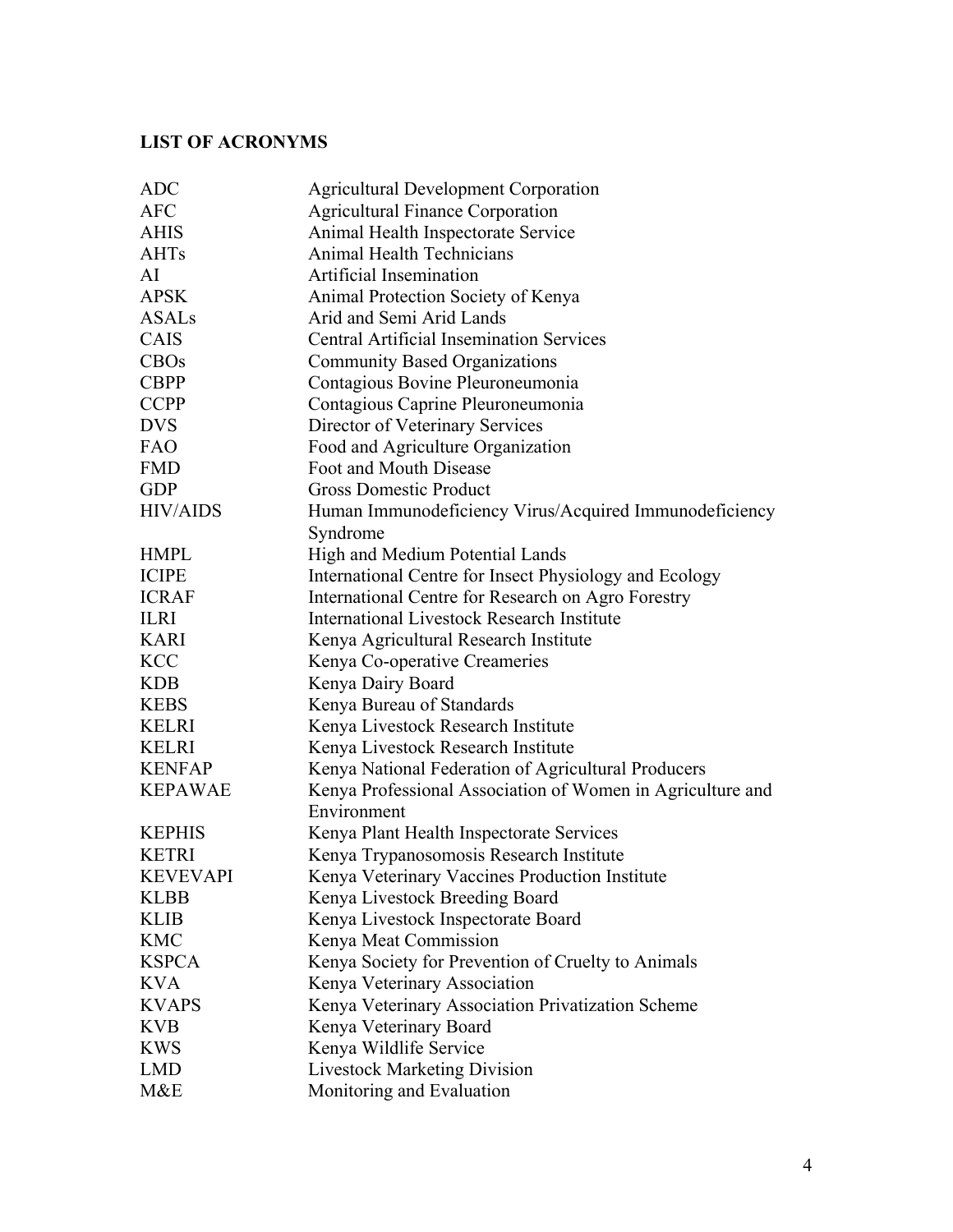## LIST OF ACRONYMS

| | |
|---|---|
| ADC | Agricultural Development Corporation |
| AFC | Agricultural Finance Corporation |
| AHIS | Animal Health Inspectorate Service |
| AHTs | Animal Health Technicians |
| AI | Artificial Insemination |
| APSK | Animal Protection Society of Kenya |
| ASALs | Arid and Semi Arid Lands |
| CAIS | Central Artificial Insemination Services |
| CBOs | Community Based Organizations |
| CBPP | Contagious Bovine Pleuroneumonia |
| CCPP | Contagious Caprine Pleuroneumonia |
| DVS | Director of Veterinary Services |
| FAO | Food and Agriculture Organization |
| FMD | Foot and Mouth Disease |
| GDP | Gross Domestic Product |
| HIV/AIDS | Human Immunodeficiency Virus/Acquired Immunodeficiency Syndrome |
| HMPL | High and Medium Potential Lands |
| ICIPE | International Centre for Insect Physiology and Ecology |
| ICRAF | International Centre for Research on Agro Forestry |
| ILRI | International Livestock Research Institute |
| KARI | Kenya Agricultural Research Institute |
| KCC | Kenya Co-operative Creameries |
| KDB | Kenya Dairy Board |
| KEBS | Kenya Bureau of Standards |
| KELRI | Kenya Livestock Research Institute |
| KELRI | Kenya Livestock Research Institute |
| KENFAP | Kenya National Federation of Agricultural Producers |
| KEPAWAE | Kenya Professional Association of Women in Agriculture and Environment |
| KEPHIS | Kenya Plant Health Inspectorate Services |
| KETRI | Kenya Trypanosomosis Research Institute |
| KEVEVAPI | Kenya Veterinary Vaccines Production Institute |
| KLBB | Kenya Livestock Breeding Board |
| KLIB | Kenya Livestock Inspectorate Board |
| KMC | Kenya Meat Commission |
| KSPCA | Kenya Society for Prevention of Cruelty to Animals |
| KVA | Kenya Veterinary Association |
| KVAPS | Kenya Veterinary Association Privatization Scheme |
| KVB | Kenya Veterinary Board |
| KWS | Kenya Wildlife Service |
| LMD | Livestock Marketing Division |
| M&E | Monitoring and Evaluation |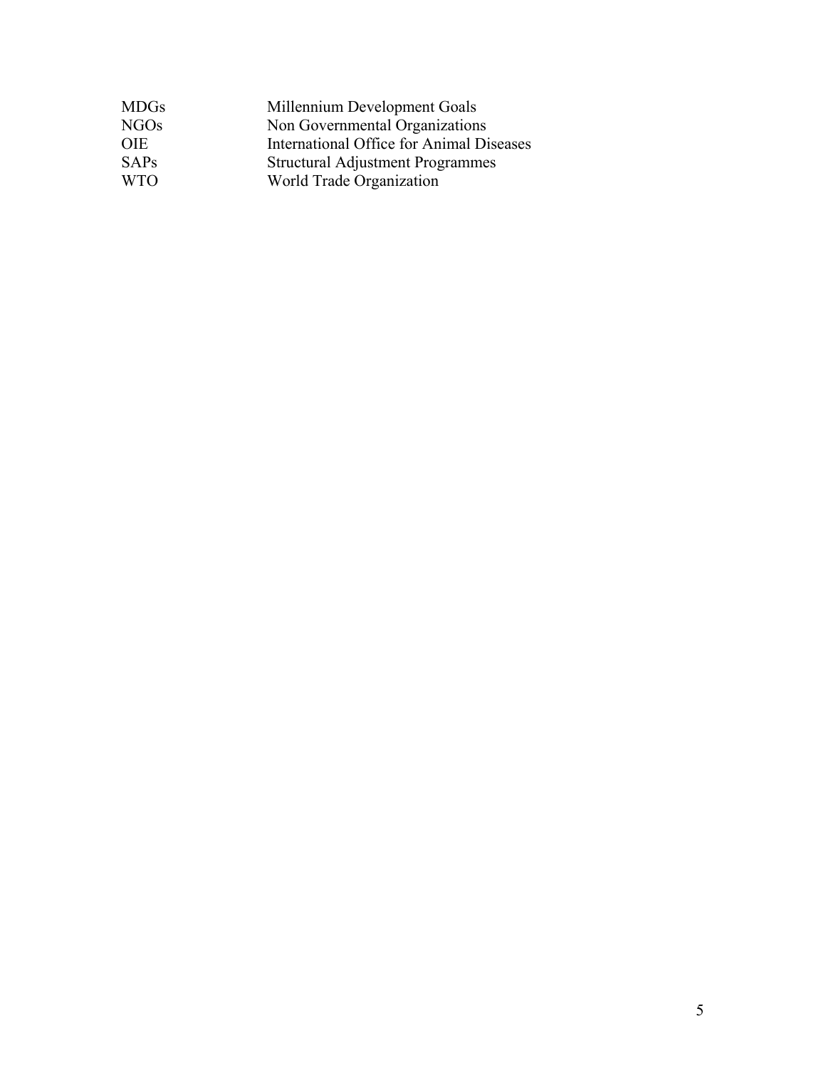| | |
|---|---|
| MDGs | Millennium Development Goals |
| NGOs | Non Governmental Organizations |
| OIE | International Office for Animal Diseases |
| SAPs | Structural Adjustment Programmes |
| WTO | World Trade Organization |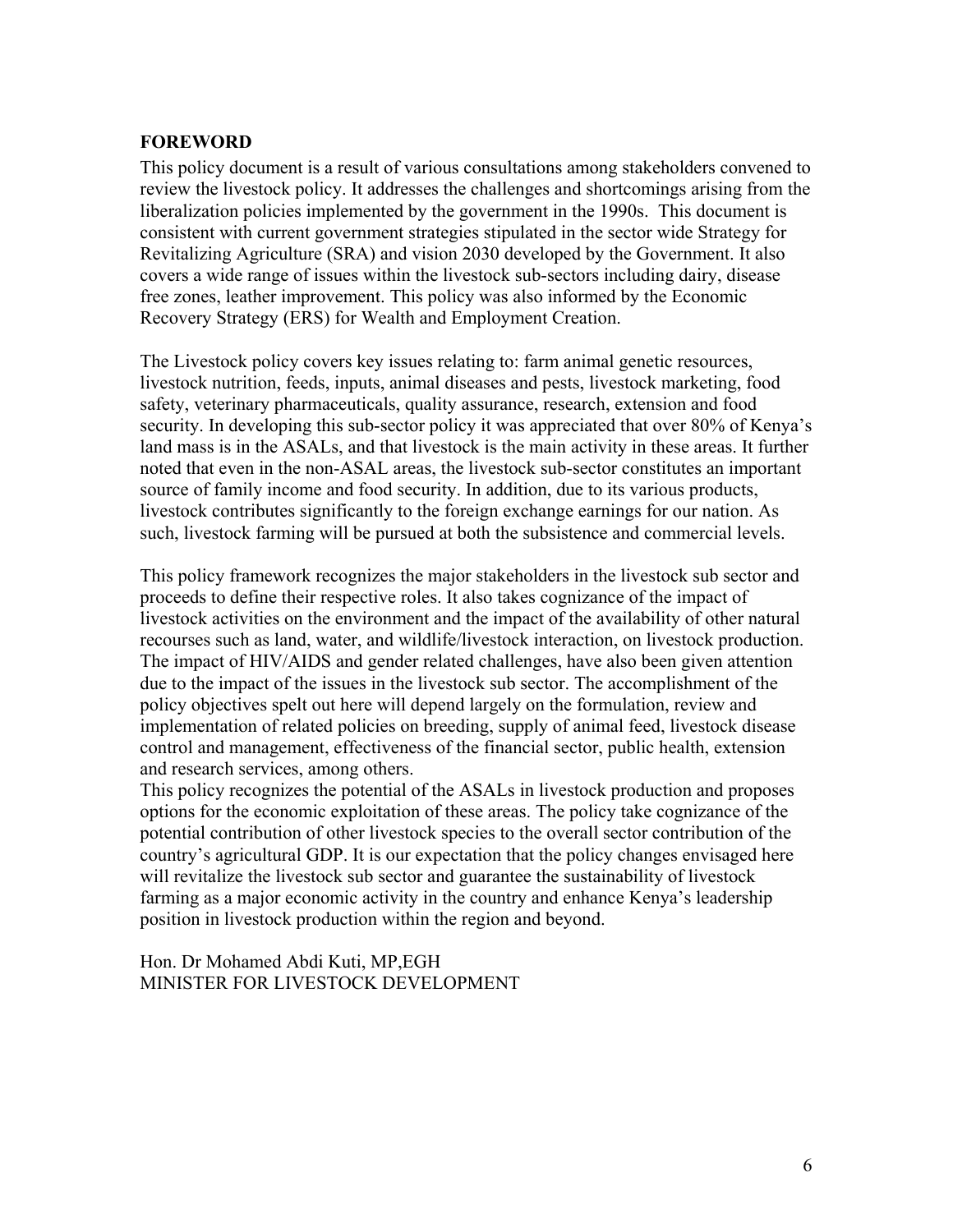## FOREWORD

This policy document is a result of various consultations among stakeholders convened to review the livestock policy. It addresses the challenges and shortcomings arising from the liberalization policies implemented by the government in the 1990s. This document is consistent with current government strategies stipulated in the sector wide Strategy for Revitalizing Agriculture (SRA) and vision 2030 developed by the Government. It also covers a wide range of issues within the livestock sub-sectors including dairy, disease free zones, leather improvement. This policy was also informed by the Economic Recovery Strategy (ERS) for Wealth and Employment Creation.

The Livestock policy covers key issues relating to: farm animal genetic resources, livestock nutrition, feeds, inputs, animal diseases and pests, livestock marketing, food safety, veterinary pharmaceuticals, quality assurance, research, extension and food security. In developing this sub-sector policy it was appreciated that over 80% of Kenya's land mass is in the ASALs, and that livestock is the main activity in these areas. It further noted that even in the non-ASAL areas, the livestock sub-sector constitutes an important source of family income and food security. In addition, due to its various products, livestock contributes significantly to the foreign exchange earnings for our nation. As such, livestock farming will be pursued at both the subsistence and commercial levels.

This policy framework recognizes the major stakeholders in the livestock sub sector and proceeds to define their respective roles. It also takes cognizance of the impact of livestock activities on the environment and the impact of the availability of other natural recourses such as land, water, and wildlife/livestock interaction, on livestock production. The impact of HIV/AIDS and gender related challenges, have also been given attention due to the impact of the issues in the livestock sub sector. The accomplishment of the policy objectives spelt out here will depend largely on the formulation, review and implementation of related policies on breeding, supply of animal feed, livestock disease control and management, effectiveness of the financial sector, public health, extension and research services, among others.

This policy recognizes the potential of the ASALs in livestock production and proposes options for the economic exploitation of these areas. The policy take cognizance of the potential contribution of other livestock species to the overall sector contribution of the country's agricultural GDP. It is our expectation that the policy changes envisaged here will revitalize the livestock sub sector and guarantee the sustainability of livestock farming as a major economic activity in the country and enhance Kenya's leadership position in livestock production within the region and beyond.

Hon. Dr Mohamed Abdi Kuti, MP,EGH
MINISTER FOR LIVESTOCK DEVELOPMENT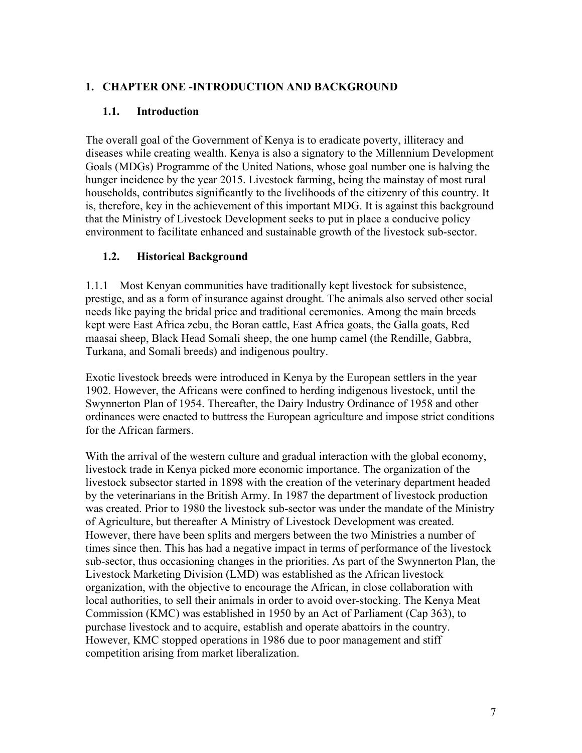# 1. CHAPTER ONE -INTRODUCTION AND BACKGROUND

## 1.1. Introduction

The overall goal of the Government of Kenya is to eradicate poverty, illiteracy and diseases while creating wealth. Kenya is also a signatory to the Millennium Development Goals (MDGs) Programme of the United Nations, whose goal number one is halving the hunger incidence by the year 2015. Livestock farming, being the mainstay of most rural households, contributes significantly to the livelihoods of the citizenry of this country. It is, therefore, key in the achievement of this important MDG. It is against this background that the Ministry of Livestock Development seeks to put in place a conducive policy environment to facilitate enhanced and sustainable growth of the livestock sub-sector.

## 1.2. Historical Background

1.1.1 Most Kenyan communities have traditionally kept livestock for subsistence, prestige, and as a form of insurance against drought. The animals also served other social needs like paying the bridal price and traditional ceremonies. Among the main breeds kept were East Africa zebu, the Boran cattle, East Africa goats, the Galla goats, Red maasai sheep, Black Head Somali sheep, the one hump camel (the Rendille, Gabbra, Turkana, and Somali breeds) and indigenous poultry.

Exotic livestock breeds were introduced in Kenya by the European settlers in the year 1902. However, the Africans were confined to herding indigenous livestock, until the Swynnerton Plan of 1954. Thereafter, the Dairy Industry Ordinance of 1958 and other ordinances were enacted to buttress the European agriculture and impose strict conditions for the African farmers.

With the arrival of the western culture and gradual interaction with the global economy, livestock trade in Kenya picked more economic importance. The organization of the livestock subsector started in 1898 with the creation of the veterinary department headed by the veterinarians in the British Army. In 1987 the department of livestock production was created. Prior to 1980 the livestock sub-sector was under the mandate of the Ministry of Agriculture, but thereafter A Ministry of Livestock Development was created. However, there have been splits and mergers between the two Ministries a number of times since then. This has had a negative impact in terms of performance of the livestock sub-sector, thus occasioning changes in the priorities. As part of the Swynnerton Plan, the Livestock Marketing Division (LMD) was established as the African livestock organization, with the objective to encourage the African, in close collaboration with local authorities, to sell their animals in order to avoid over-stocking. The Kenya Meat Commission (KMC) was established in 1950 by an Act of Parliament (Cap 363), to purchase livestock and to acquire, establish and operate abattoirs in the country. However, KMC stopped operations in 1986 due to poor management and stiff competition arising from market liberalization.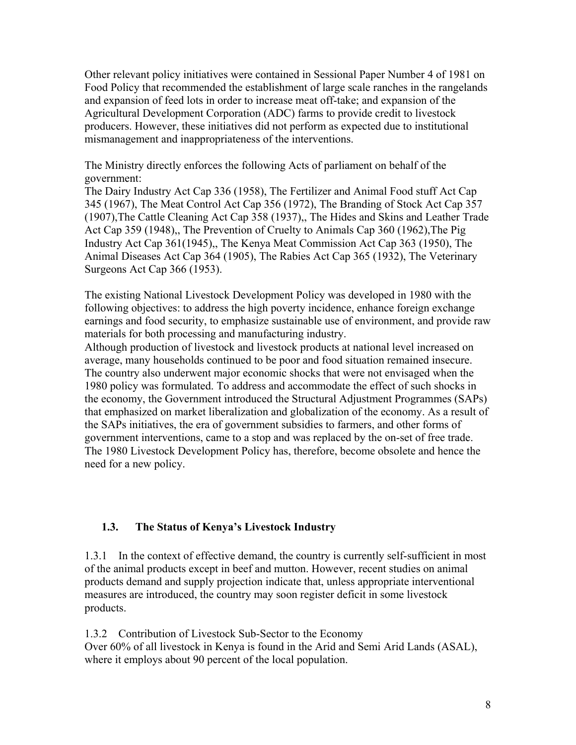Other relevant policy initiatives were contained in Sessional Paper Number 4 of 1981 on Food Policy that recommended the establishment of large scale ranches in the rangelands and expansion of feed lots in order to increase meat off-take; and expansion of the Agricultural Development Corporation (ADC) farms to provide credit to livestock producers. However, these initiatives did not perform as expected due to institutional mismanagement and inappropriateness of the interventions.

The Ministry directly enforces the following Acts of parliament on behalf of the government:
The Dairy Industry Act Cap 336 (1958), The Fertilizer and Animal Food stuff Act Cap 345 (1967), The Meat Control Act Cap 356 (1972), The Branding of Stock Act Cap 357 (1907),The Cattle Cleaning Act Cap 358 (1937),, The Hides and Skins and Leather Trade Act Cap 359 (1948),, The Prevention of Cruelty to Animals Cap 360 (1962),The Pig Industry Act Cap 361(1945),, The Kenya Meat Commission Act Cap 363 (1950), The Animal Diseases Act Cap 364 (1905), The Rabies Act Cap 365 (1932), The Veterinary Surgeons Act Cap 366 (1953).

The existing National Livestock Development Policy was developed in 1980 with the following objectives: to address the high poverty incidence, enhance foreign exchange earnings and food security, to emphasize sustainable use of environment, and provide raw materials for both processing and manufacturing industry.
Although production of livestock and livestock products at national level increased on average, many households continued to be poor and food situation remained insecure. The country also underwent major economic shocks that were not envisaged when the 1980 policy was formulated. To address and accommodate the effect of such shocks in the economy, the Government introduced the Structural Adjustment Programmes (SAPs) that emphasized on market liberalization and globalization of the economy. As a result of the SAPs initiatives, the era of government subsidies to farmers, and other forms of government interventions, came to a stop and was replaced by the on-set of free trade. The 1980 Livestock Development Policy has, therefore, become obsolete and hence the need for a new policy.

## 1.3. The Status of Kenya's Livestock Industry

1.3.1 In the context of effective demand, the country is currently self-sufficient in most of the animal products except in beef and mutton. However, recent studies on animal products demand and supply projection indicate that, unless appropriate interventional measures are introduced, the country may soon register deficit in some livestock products.

1.3.2 Contribution of Livestock Sub-Sector to the Economy
Over 60% of all livestock in Kenya is found in the Arid and Semi Arid Lands (ASAL), where it employs about 90 percent of the local population.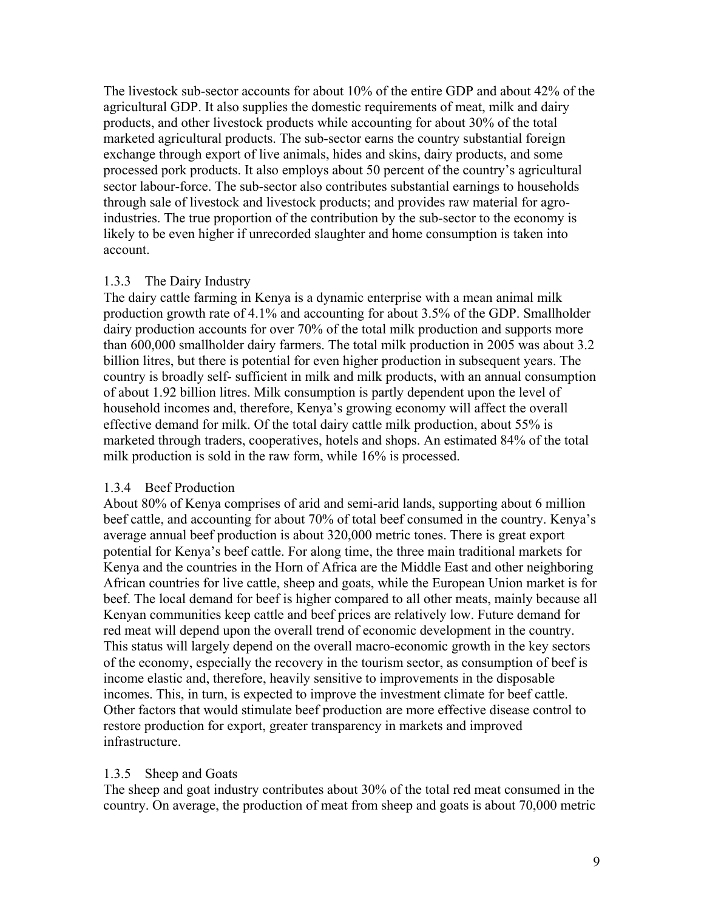The livestock sub-sector accounts for about 10% of the entire GDP and about 42% of the agricultural GDP. It also supplies the domestic requirements of meat, milk and dairy products, and other livestock products while accounting for about 30% of the total marketed agricultural products. The sub-sector earns the country substantial foreign exchange through export of live animals, hides and skins, dairy products, and some processed pork products. It also employs about 50 percent of the country's agricultural sector labour-force. The sub-sector also contributes substantial earnings to households through sale of livestock and livestock products; and provides raw material for agro-industries. The true proportion of the contribution by the sub-sector to the economy is likely to be even higher if unrecorded slaughter and home consumption is taken into account.

### 1.3.3 The Dairy Industry

The dairy cattle farming in Kenya is a dynamic enterprise with a mean animal milk production growth rate of 4.1% and accounting for about 3.5% of the GDP. Smallholder dairy production accounts for over 70% of the total milk production and supports more than 600,000 smallholder dairy farmers. The total milk production in 2005 was about 3.2 billion litres, but there is potential for even higher production in subsequent years. The country is broadly self- sufficient in milk and milk products, with an annual consumption of about 1.92 billion litres. Milk consumption is partly dependent upon the level of household incomes and, therefore, Kenya's growing economy will affect the overall effective demand for milk. Of the total dairy cattle milk production, about 55% is marketed through traders, cooperatives, hotels and shops. An estimated 84% of the total milk production is sold in the raw form, while 16% is processed.

### 1.3.4 Beef Production

About 80% of Kenya comprises of arid and semi-arid lands, supporting about 6 million beef cattle, and accounting for about 70% of total beef consumed in the country. Kenya's average annual beef production is about 320,000 metric tones. There is great export potential for Kenya's beef cattle. For along time, the three main traditional markets for Kenya and the countries in the Horn of Africa are the Middle East and other neighboring African countries for live cattle, sheep and goats, while the European Union market is for beef. The local demand for beef is higher compared to all other meats, mainly because all Kenyan communities keep cattle and beef prices are relatively low. Future demand for red meat will depend upon the overall trend of economic development in the country. This status will largely depend on the overall macro-economic growth in the key sectors of the economy, especially the recovery in the tourism sector, as consumption of beef is income elastic and, therefore, heavily sensitive to improvements in the disposable incomes. This, in turn, is expected to improve the investment climate for beef cattle. Other factors that would stimulate beef production are more effective disease control to restore production for export, greater transparency in markets and improved infrastructure.

### 1.3.5 Sheep and Goats

The sheep and goat industry contributes about 30% of the total red meat consumed in the country. On average, the production of meat from sheep and goats is about 70,000 metric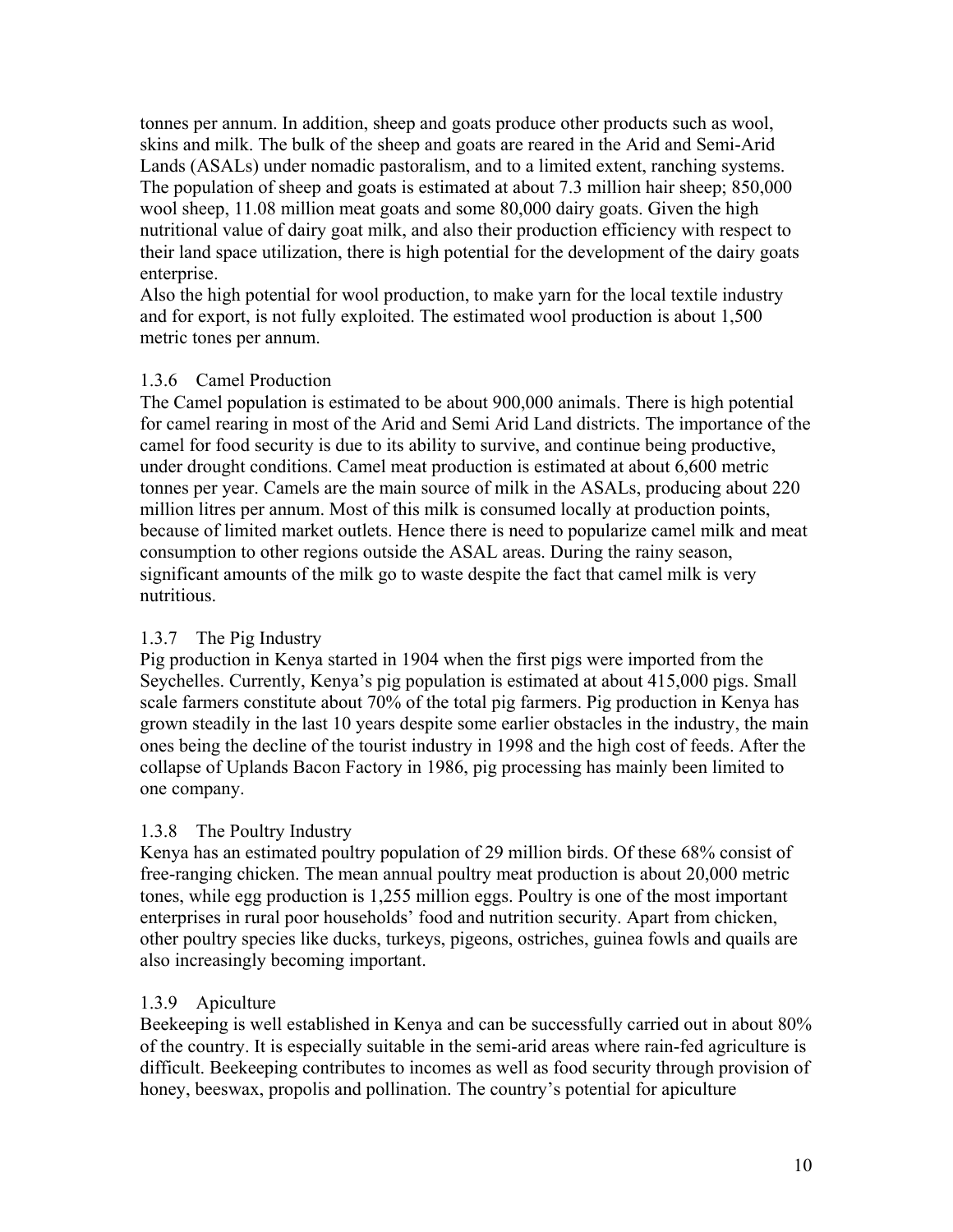tonnes per annum. In addition, sheep and goats produce other products such as wool, skins and milk. The bulk of the sheep and goats are reared in the Arid and Semi-Arid Lands (ASALs) under nomadic pastoralism, and to a limited extent, ranching systems. The population of sheep and goats is estimated at about 7.3 million hair sheep; 850,000 wool sheep, 11.08 million meat goats and some 80,000 dairy goats. Given the high nutritional value of dairy goat milk, and also their production efficiency with respect to their land space utilization, there is high potential for the development of the dairy goats enterprise.

Also the high potential for wool production, to make yarn for the local textile industry and for export, is not fully exploited. The estimated wool production is about 1,500 metric tones per annum.

### 1.3.6 Camel Production

The Camel population is estimated to be about 900,000 animals. There is high potential for camel rearing in most of the Arid and Semi Arid Land districts. The importance of the camel for food security is due to its ability to survive, and continue being productive, under drought conditions. Camel meat production is estimated at about 6,600 metric tonnes per year. Camels are the main source of milk in the ASALs, producing about 220 million litres per annum. Most of this milk is consumed locally at production points, because of limited market outlets. Hence there is need to popularize camel milk and meat consumption to other regions outside the ASAL areas. During the rainy season, significant amounts of the milk go to waste despite the fact that camel milk is very nutritious.

### 1.3.7 The Pig Industry

Pig production in Kenya started in 1904 when the first pigs were imported from the Seychelles. Currently, Kenya's pig population is estimated at about 415,000 pigs. Small scale farmers constitute about 70% of the total pig farmers. Pig production in Kenya has grown steadily in the last 10 years despite some earlier obstacles in the industry, the main ones being the decline of the tourist industry in 1998 and the high cost of feeds. After the collapse of Uplands Bacon Factory in 1986, pig processing has mainly been limited to one company.

### 1.3.8 The Poultry Industry

Kenya has an estimated poultry population of 29 million birds. Of these 68% consist of free-ranging chicken. The mean annual poultry meat production is about 20,000 metric tones, while egg production is 1,255 million eggs. Poultry is one of the most important enterprises in rural poor households' food and nutrition security. Apart from chicken, other poultry species like ducks, turkeys, pigeons, ostriches, guinea fowls and quails are also increasingly becoming important.

### 1.3.9 Apiculture

Beekeeping is well established in Kenya and can be successfully carried out in about 80% of the country. It is especially suitable in the semi-arid areas where rain-fed agriculture is difficult. Beekeeping contributes to incomes as well as food security through provision of honey, beeswax, propolis and pollination. The country's potential for apiculture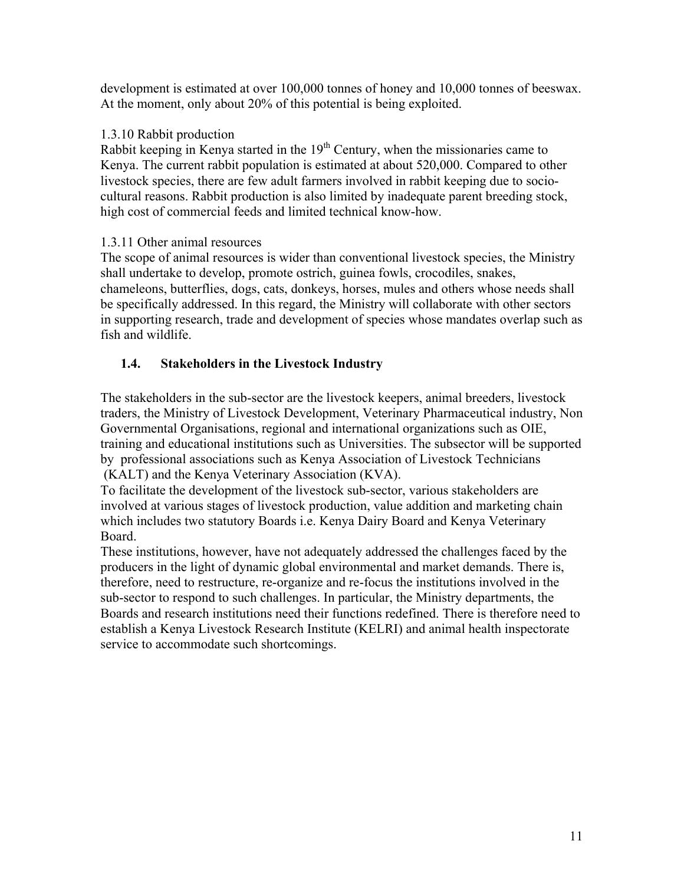development is estimated at over 100,000 tonnes of honey and 10,000 tonnes of beeswax. At the moment, only about 20% of this potential is being exploited.

#### 1.3.10 Rabbit production

Rabbit keeping in Kenya started in the 19th Century, when the missionaries came to Kenya. The current rabbit population is estimated at about 520,000. Compared to other livestock species, there are few adult farmers involved in rabbit keeping due to socio-cultural reasons. Rabbit production is also limited by inadequate parent breeding stock, high cost of commercial feeds and limited technical know-how.

#### 1.3.11 Other animal resources

The scope of animal resources is wider than conventional livestock species, the Ministry shall undertake to develop, promote ostrich, guinea fowls, crocodiles, snakes, chameleons, butterflies, dogs, cats, donkeys, horses, mules and others whose needs shall be specifically addressed. In this regard, the Ministry will collaborate with other sectors in supporting research, trade and development of species whose mandates overlap such as fish and wildlife.

### 1.4. Stakeholders in the Livestock Industry

The stakeholders in the sub-sector are the livestock keepers, animal breeders, livestock traders, the Ministry of Livestock Development, Veterinary Pharmaceutical industry, Non Governmental Organisations, regional and international organizations such as OIE, training and educational institutions such as Universities. The subsector will be supported by professional associations such as Kenya Association of Livestock Technicians (KALT) and the Kenya Veterinary Association (KVA).

To facilitate the development of the livestock sub-sector, various stakeholders are involved at various stages of livestock production, value addition and marketing chain which includes two statutory Boards i.e. Kenya Dairy Board and Kenya Veterinary Board.

These institutions, however, have not adequately addressed the challenges faced by the producers in the light of dynamic global environmental and market demands. There is, therefore, need to restructure, re-organize and re-focus the institutions involved in the sub-sector to respond to such challenges. In particular, the Ministry departments, the Boards and research institutions need their functions redefined. There is therefore need to establish a Kenya Livestock Research Institute (KELRI) and animal health inspectorate service to accommodate such shortcomings.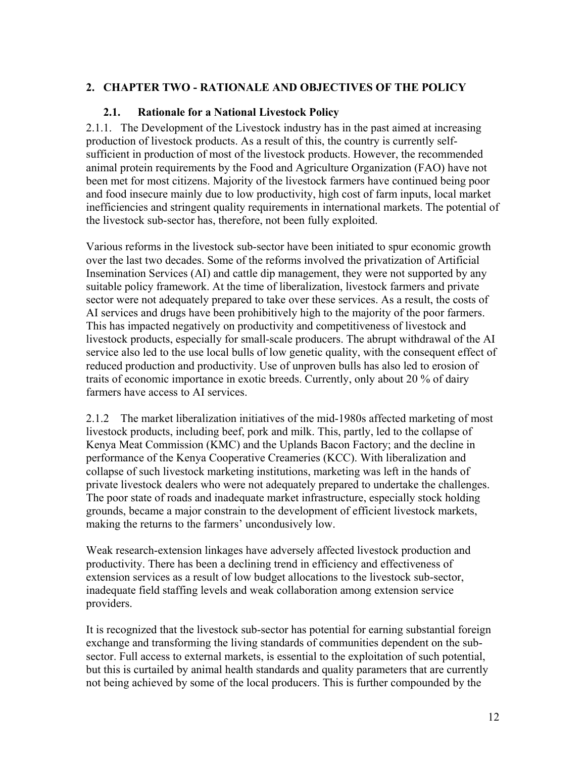## 2. CHAPTER TWO - RATIONALE AND OBJECTIVES OF THE POLICY

### 2.1. Rationale for a National Livestock Policy

2.1.1. The Development of the Livestock industry has in the past aimed at increasing production of livestock products. As a result of this, the country is currently self-sufficient in production of most of the livestock products. However, the recommended animal protein requirements by the Food and Agriculture Organization (FAO) have not been met for most citizens. Majority of the livestock farmers have continued being poor and food insecure mainly due to low productivity, high cost of farm inputs, local market inefficiencies and stringent quality requirements in international markets. The potential of the livestock sub-sector has, therefore, not been fully exploited.

Various reforms in the livestock sub-sector have been initiated to spur economic growth over the last two decades. Some of the reforms involved the privatization of Artificial Insemination Services (AI) and cattle dip management, they were not supported by any suitable policy framework. At the time of liberalization, livestock farmers and private sector were not adequately prepared to take over these services. As a result, the costs of AI services and drugs have been prohibitively high to the majority of the poor farmers. This has impacted negatively on productivity and competitiveness of livestock and livestock products, especially for small-scale producers. The abrupt withdrawal of the AI service also led to the use local bulls of low genetic quality, with the consequent effect of reduced production and productivity. Use of unproven bulls has also led to erosion of traits of economic importance in exotic breeds. Currently, only about 20 % of dairy farmers have access to AI services.

2.1.2 The market liberalization initiatives of the mid-1980s affected marketing of most livestock products, including beef, pork and milk. This, partly, led to the collapse of Kenya Meat Commission (KMC) and the Uplands Bacon Factory; and the decline in performance of the Kenya Cooperative Creameries (KCC). With liberalization and collapse of such livestock marketing institutions, marketing was left in the hands of private livestock dealers who were not adequately prepared to undertake the challenges. The poor state of roads and inadequate market infrastructure, especially stock holding grounds, became a major constrain to the development of efficient livestock markets, making the returns to the farmers' uncondusively low.

Weak research-extension linkages have adversely affected livestock production and productivity. There has been a declining trend in efficiency and effectiveness of extension services as a result of low budget allocations to the livestock sub-sector, inadequate field staffing levels and weak collaboration among extension service providers.

It is recognized that the livestock sub-sector has potential for earning substantial foreign exchange and transforming the living standards of communities dependent on the sub-sector. Full access to external markets, is essential to the exploitation of such potential, but this is curtailed by animal health standards and quality parameters that are currently not being achieved by some of the local producers. This is further compounded by the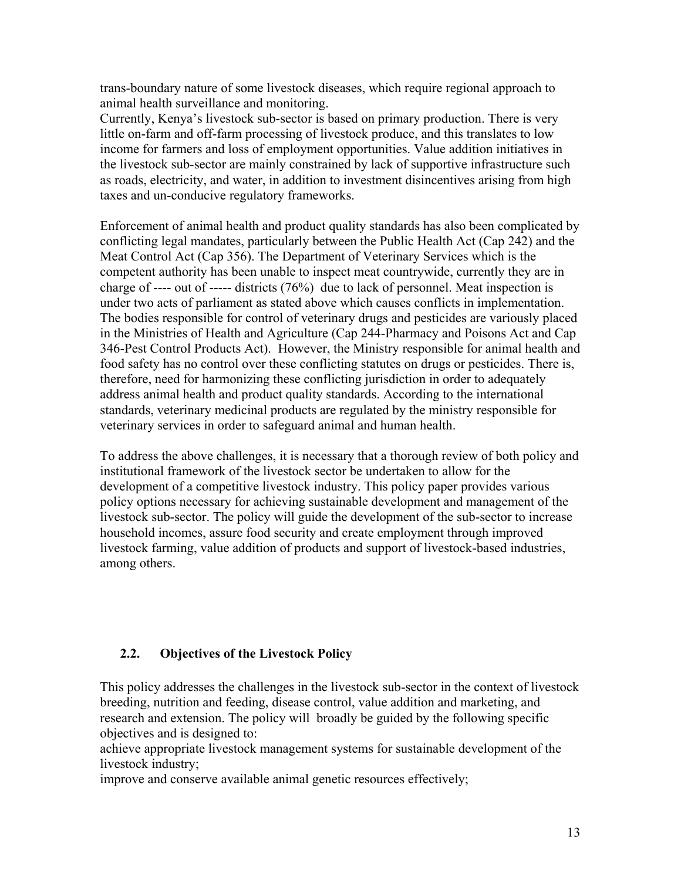trans-boundary nature of some livestock diseases, which require regional approach to animal health surveillance and monitoring.

Currently, Kenya's livestock sub-sector is based on primary production. There is very little on-farm and off-farm processing of livestock produce, and this translates to low income for farmers and loss of employment opportunities. Value addition initiatives in the livestock sub-sector are mainly constrained by lack of supportive infrastructure such as roads, electricity, and water, in addition to investment disincentives arising from high taxes and un-conducive regulatory frameworks.

Enforcement of animal health and product quality standards has also been complicated by conflicting legal mandates, particularly between the Public Health Act (Cap 242) and the Meat Control Act (Cap 356). The Department of Veterinary Services which is the competent authority has been unable to inspect meat countrywide, currently they are in charge of ---- out of ----- districts (76%) due to lack of personnel. Meat inspection is under two acts of parliament as stated above which causes conflicts in implementation. The bodies responsible for control of veterinary drugs and pesticides are variously placed in the Ministries of Health and Agriculture (Cap 244-Pharmacy and Poisons Act and Cap 346-Pest Control Products Act). However, the Ministry responsible for animal health and food safety has no control over these conflicting statutes on drugs or pesticides. There is, therefore, need for harmonizing these conflicting jurisdiction in order to adequately address animal health and product quality standards. According to the international standards, veterinary medicinal products are regulated by the ministry responsible for veterinary services in order to safeguard animal and human health.

To address the above challenges, it is necessary that a thorough review of both policy and institutional framework of the livestock sector be undertaken to allow for the development of a competitive livestock industry. This policy paper provides various policy options necessary for achieving sustainable development and management of the livestock sub-sector. The policy will guide the development of the sub-sector to increase household incomes, assure food security and create employment through improved livestock farming, value addition of products and support of livestock-based industries, among others.

## 2.2. Objectives of the Livestock Policy

This policy addresses the challenges in the livestock sub-sector in the context of livestock breeding, nutrition and feeding, disease control, value addition and marketing, and research and extension. The policy will broadly be guided by the following specific objectives and is designed to:

achieve appropriate livestock management systems for sustainable development of the livestock industry;

improve and conserve available animal genetic resources effectively;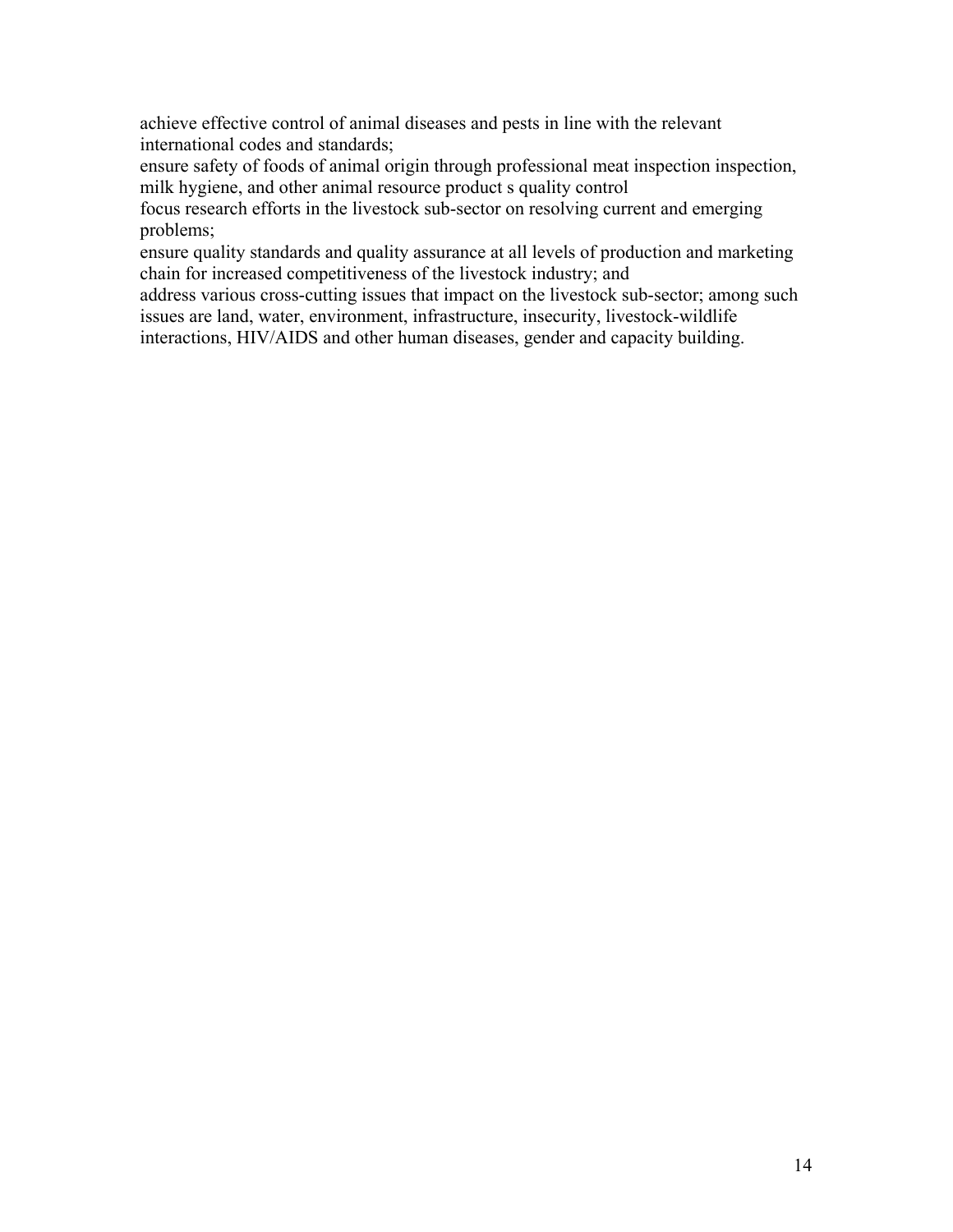achieve effective control of animal diseases and pests in line with the relevant international codes and standards;

ensure safety of foods of animal origin through professional meat inspection inspection, milk hygiene, and other animal resource product s quality control

focus research efforts in the livestock sub-sector on resolving current and emerging problems;

ensure quality standards and quality assurance at all levels of production and marketing chain for increased competitiveness of the livestock industry; and

address various cross-cutting issues that impact on the livestock sub-sector; among such issues are land, water, environment, infrastructure, insecurity, livestock-wildlife interactions, HIV/AIDS and other human diseases, gender and capacity building.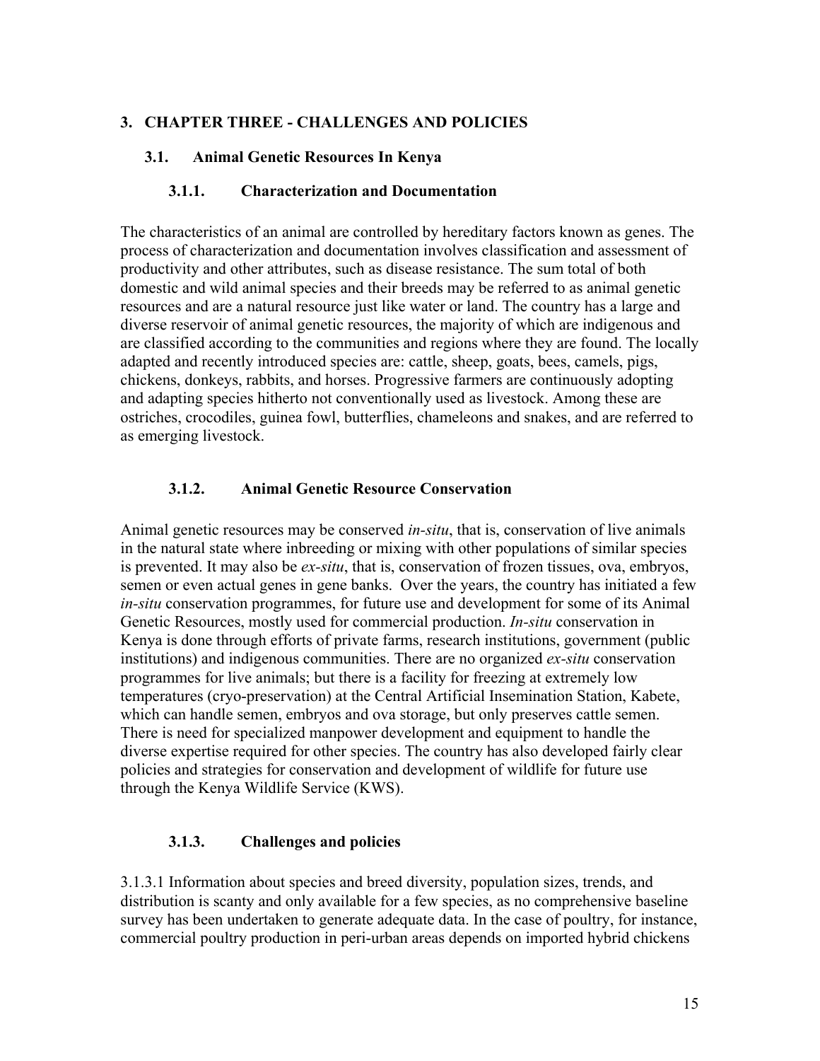# 3. CHAPTER THREE - CHALLENGES AND POLICIES

## 3.1. Animal Genetic Resources In Kenya

### 3.1.1. Characterization and Documentation

The characteristics of an animal are controlled by hereditary factors known as genes. The process of characterization and documentation involves classification and assessment of productivity and other attributes, such as disease resistance. The sum total of both domestic and wild animal species and their breeds may be referred to as animal genetic resources and are a natural resource just like water or land. The country has a large and diverse reservoir of animal genetic resources, the majority of which are indigenous and are classified according to the communities and regions where they are found. The locally adapted and recently introduced species are: cattle, sheep, goats, bees, camels, pigs, chickens, donkeys, rabbits, and horses. Progressive farmers are continuously adopting and adapting species hitherto not conventionally used as livestock. Among these are ostriches, crocodiles, guinea fowl, butterflies, chameleons and snakes, and are referred to as emerging livestock.

### 3.1.2. Animal Genetic Resource Conservation

Animal genetic resources may be conserved *in-situ*, that is, conservation of live animals in the natural state where inbreeding or mixing with other populations of similar species is prevented. It may also be *ex-situ*, that is, conservation of frozen tissues, ova, embryos, semen or even actual genes in gene banks. Over the years, the country has initiated a few *in-situ* conservation programmes, for future use and development for some of its Animal Genetic Resources, mostly used for commercial production. *In-situ* conservation in Kenya is done through efforts of private farms, research institutions, government (public institutions) and indigenous communities. There are no organized *ex-situ* conservation programmes for live animals; but there is a facility for freezing at extremely low temperatures (cryo-preservation) at the Central Artificial Insemination Station, Kabete, which can handle semen, embryos and ova storage, but only preserves cattle semen. There is need for specialized manpower development and equipment to handle the diverse expertise required for other species. The country has also developed fairly clear policies and strategies for conservation and development of wildlife for future use through the Kenya Wildlife Service (KWS).

### 3.1.3. Challenges and policies

3.1.3.1 Information about species and breed diversity, population sizes, trends, and distribution is scanty and only available for a few species, as no comprehensive baseline survey has been undertaken to generate adequate data. In the case of poultry, for instance, commercial poultry production in peri-urban areas depends on imported hybrid chickens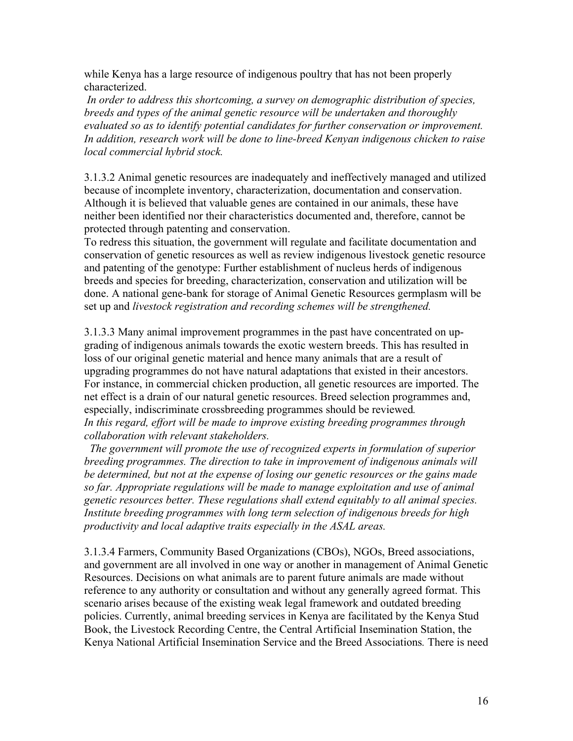while Kenya has a large resource of indigenous poultry that has not been properly characterized.

*In order to address this shortcoming, a survey on demographic distribution of species, breeds and types of the animal genetic resource will be undertaken and thoroughly evaluated so as to identify potential candidates for further conservation or improvement. In addition, research work will be done to line-breed Kenyan indigenous chicken to raise local commercial hybrid stock.*

3.1.3.2 Animal genetic resources are inadequately and ineffectively managed and utilized because of incomplete inventory, characterization, documentation and conservation. Although it is believed that valuable genes are contained in our animals, these have neither been identified nor their characteristics documented and, therefore, cannot be protected through patenting and conservation.

To redress this situation, the government will regulate and facilitate documentation and conservation of genetic resources as well as review indigenous livestock genetic resource and patenting of the genotype: Further establishment of nucleus herds of indigenous breeds and species for breeding, characterization, conservation and utilization will be done. A national gene-bank for storage of Animal Genetic Resources germplasm will be set up and *livestock registration and recording schemes will be strengthened.*

3.1.3.3 Many animal improvement programmes in the past have concentrated on up-grading of indigenous animals towards the exotic western breeds. This has resulted in loss of our original genetic material and hence many animals that are a result of upgrading programmes do not have natural adaptations that existed in their ancestors. For instance, in commercial chicken production, all genetic resources are imported. The net effect is a drain of our natural genetic resources. Breed selection programmes and, especially, indiscriminate crossbreeding programmes should be reviewed.

*In this regard, effort will be made to improve existing breeding programmes through collaboration with relevant stakeholders.*

*The government will promote the use of recognized experts in formulation of superior breeding programmes. The direction to take in improvement of indigenous animals will be determined, but not at the expense of losing our genetic resources or the gains made so far. Appropriate regulations will be made to manage exploitation and use of animal genetic resources better. These regulations shall extend equitably to all animal species. Institute breeding programmes with long term selection of indigenous breeds for high productivity and local adaptive traits especially in the ASAL areas.*

3.1.3.4 Farmers, Community Based Organizations (CBOs), NGOs, Breed associations, and government are all involved in one way or another in management of Animal Genetic Resources. Decisions on what animals are to parent future animals are made without reference to any authority or consultation and without any generally agreed format. This scenario arises because of the existing weak legal framework and outdated breeding policies. Currently, animal breeding services in Kenya are facilitated by the Kenya Stud Book, the Livestock Recording Centre, the Central Artificial Insemination Station, the Kenya National Artificial Insemination Service and the Breed Associations. There is need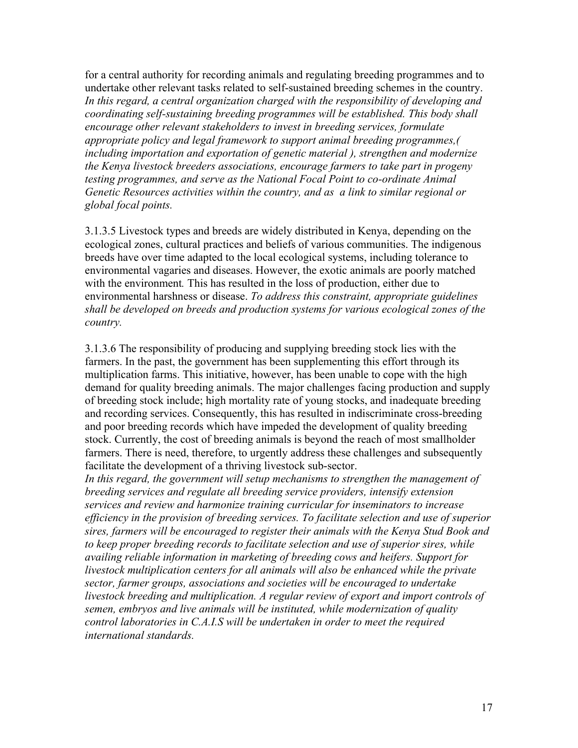for a central authority for recording animals and regulating breeding programmes and to undertake other relevant tasks related to self-sustained breeding schemes in the country. *In this regard, a central organization charged with the responsibility of developing and coordinating self-sustaining breeding programmes will be established. This body shall encourage other relevant stakeholders to invest in breeding services, formulate appropriate policy and legal framework to support animal breeding programmes,( including importation and exportation of genetic material ), strengthen and modernize the Kenya livestock breeders associations, encourage farmers to take part in progeny testing programmes, and serve as the National Focal Point to co-ordinate Animal Genetic Resources activities within the country, and as a link to similar regional or global focal points.*

3.1.3.5 Livestock types and breeds are widely distributed in Kenya, depending on the ecological zones, cultural practices and beliefs of various communities. The indigenous breeds have over time adapted to the local ecological systems, including tolerance to environmental vagaries and diseases. However, the exotic animals are poorly matched with the environment. This has resulted in the loss of production, either due to environmental harshness or disease. *To address this constraint, appropriate guidelines shall be developed on breeds and production systems for various ecological zones of the country.*

3.1.3.6 The responsibility of producing and supplying breeding stock lies with the farmers. In the past, the government has been supplementing this effort through its multiplication farms. This initiative, however, has been unable to cope with the high demand for quality breeding animals. The major challenges facing production and supply of breeding stock include; high mortality rate of young stocks, and inadequate breeding and recording services. Consequently, this has resulted in indiscriminate cross-breeding and poor breeding records which have impeded the development of quality breeding stock. Currently, the cost of breeding animals is beyond the reach of most smallholder farmers. There is need, therefore, to urgently address these challenges and subsequently facilitate the development of a thriving livestock sub-sector.
*In this regard, the government will setup mechanisms to strengthen the management of breeding services and regulate all breeding service providers, intensify extension services and review and harmonize training curricular for inseminators to increase efficiency in the provision of breeding services. To facilitate selection and use of superior sires, farmers will be encouraged to register their animals with the Kenya Stud Book and to keep proper breeding records to facilitate selection and use of superior sires, while availing reliable information in marketing of breeding cows and heifers. Support for livestock multiplication centers for all animals will also be enhanced while the private sector, farmer groups, associations and societies will be encouraged to undertake livestock breeding and multiplication. A regular review of export and import controls of semen, embryos and live animals will be instituted, while modernization of quality control laboratories in C.A.I.S will be undertaken in order to meet the required international standards.*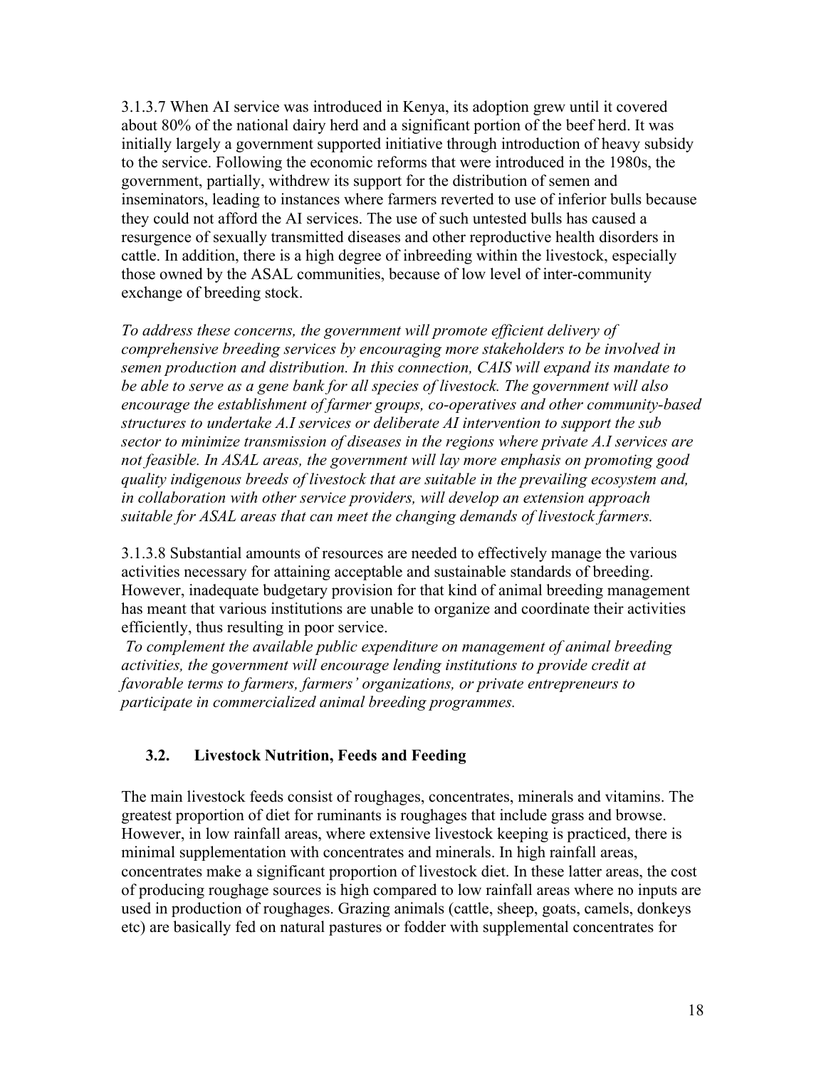3.1.3.7 When AI service was introduced in Kenya, its adoption grew until it covered about 80% of the national dairy herd and a significant portion of the beef herd. It was initially largely a government supported initiative through introduction of heavy subsidy to the service. Following the economic reforms that were introduced in the 1980s, the government, partially, withdrew its support for the distribution of semen and inseminators, leading to instances where farmers reverted to use of inferior bulls because they could not afford the AI services. The use of such untested bulls has caused a resurgence of sexually transmitted diseases and other reproductive health disorders in cattle. In addition, there is a high degree of inbreeding within the livestock, especially those owned by the ASAL communities, because of low level of inter-community exchange of breeding stock.

*To address these concerns, the government will promote efficient delivery of comprehensive breeding services by encouraging more stakeholders to be involved in semen production and distribution. In this connection, CAIS will expand its mandate to be able to serve as a gene bank for all species of livestock. The government will also encourage the establishment of farmer groups, co-operatives and other community-based structures to undertake A.I services or deliberate AI intervention to support the sub sector to minimize transmission of diseases in the regions where private A.I services are not feasible. In ASAL areas, the government will lay more emphasis on promoting good quality indigenous breeds of livestock that are suitable in the prevailing ecosystem and, in collaboration with other service providers, will develop an extension approach suitable for ASAL areas that can meet the changing demands of livestock farmers.*

3.1.3.8 Substantial amounts of resources are needed to effectively manage the various activities necessary for attaining acceptable and sustainable standards of breeding. However, inadequate budgetary provision for that kind of animal breeding management has meant that various institutions are unable to organize and coordinate their activities efficiently, thus resulting in poor service.

*To complement the available public expenditure on management of animal breeding activities, the government will encourage lending institutions to provide credit at favorable terms to farmers, farmers' organizations, or private entrepreneurs to participate in commercialized animal breeding programmes.*

### 3.2. Livestock Nutrition, Feeds and Feeding

The main livestock feeds consist of roughages, concentrates, minerals and vitamins. The greatest proportion of diet for ruminants is roughages that include grass and browse. However, in low rainfall areas, where extensive livestock keeping is practiced, there is minimal supplementation with concentrates and minerals. In high rainfall areas, concentrates make a significant proportion of livestock diet. In these latter areas, the cost of producing roughage sources is high compared to low rainfall areas where no inputs are used in production of roughages. Grazing animals (cattle, sheep, goats, camels, donkeys etc) are basically fed on natural pastures or fodder with supplemental concentrates for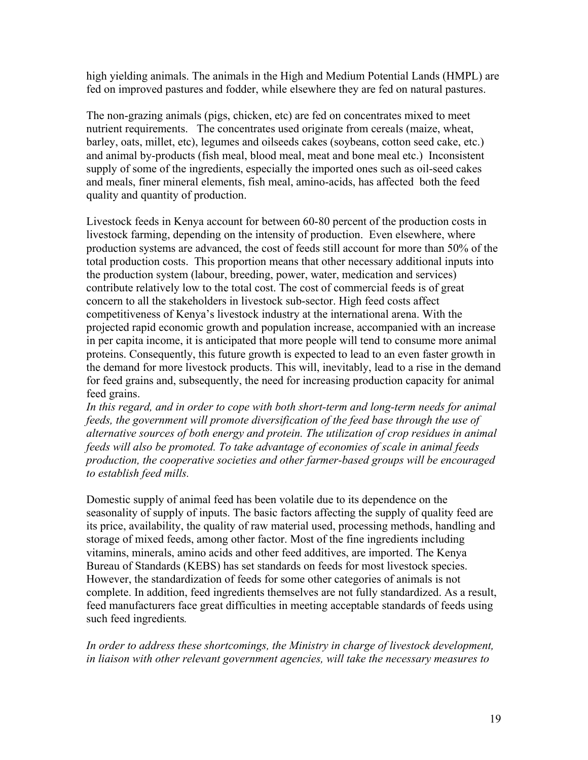high yielding animals. The animals in the High and Medium Potential Lands (HMPL) are fed on improved pastures and fodder, while elsewhere they are fed on natural pastures.

The non-grazing animals (pigs, chicken, etc) are fed on concentrates mixed to meet nutrient requirements. The concentrates used originate from cereals (maize, wheat, barley, oats, millet, etc), legumes and oilseeds cakes (soybeans, cotton seed cake, etc.) and animal by-products (fish meal, blood meal, meat and bone meal etc.) Inconsistent supply of some of the ingredients, especially the imported ones such as oil-seed cakes and meals, finer mineral elements, fish meal, amino-acids, has affected both the feed quality and quantity of production.

Livestock feeds in Kenya account for between 60-80 percent of the production costs in livestock farming, depending on the intensity of production. Even elsewhere, where production systems are advanced, the cost of feeds still account for more than 50% of the total production costs. This proportion means that other necessary additional inputs into the production system (labour, breeding, power, water, medication and services) contribute relatively low to the total cost. The cost of commercial feeds is of great concern to all the stakeholders in livestock sub-sector. High feed costs affect competitiveness of Kenya's livestock industry at the international arena. With the projected rapid economic growth and population increase, accompanied with an increase in per capita income, it is anticipated that more people will tend to consume more animal proteins. Consequently, this future growth is expected to lead to an even faster growth in the demand for more livestock products. This will, inevitably, lead to a rise in the demand for feed grains and, subsequently, the need for increasing production capacity for animal feed grains.

*In this regard, and in order to cope with both short-term and long-term needs for animal feeds, the government will promote diversification of the feed base through the use of alternative sources of both energy and protein. The utilization of crop residues in animal feeds will also be promoted. To take advantage of economies of scale in animal feeds production, the cooperative societies and other farmer-based groups will be encouraged to establish feed mills.*

Domestic supply of animal feed has been volatile due to its dependence on the seasonality of supply of inputs. The basic factors affecting the supply of quality feed are its price, availability, the quality of raw material used, processing methods, handling and storage of mixed feeds, among other factor. Most of the fine ingredients including vitamins, minerals, amino acids and other feed additives, are imported. The Kenya Bureau of Standards (KEBS) has set standards on feeds for most livestock species. However, the standardization of feeds for some other categories of animals is not complete. In addition, feed ingredients themselves are not fully standardized. As a result, feed manufacturers face great difficulties in meeting acceptable standards of feeds using such feed ingredients.

*In order to address these shortcomings, the Ministry in charge of livestock development, in liaison with other relevant government agencies, will take the necessary measures to*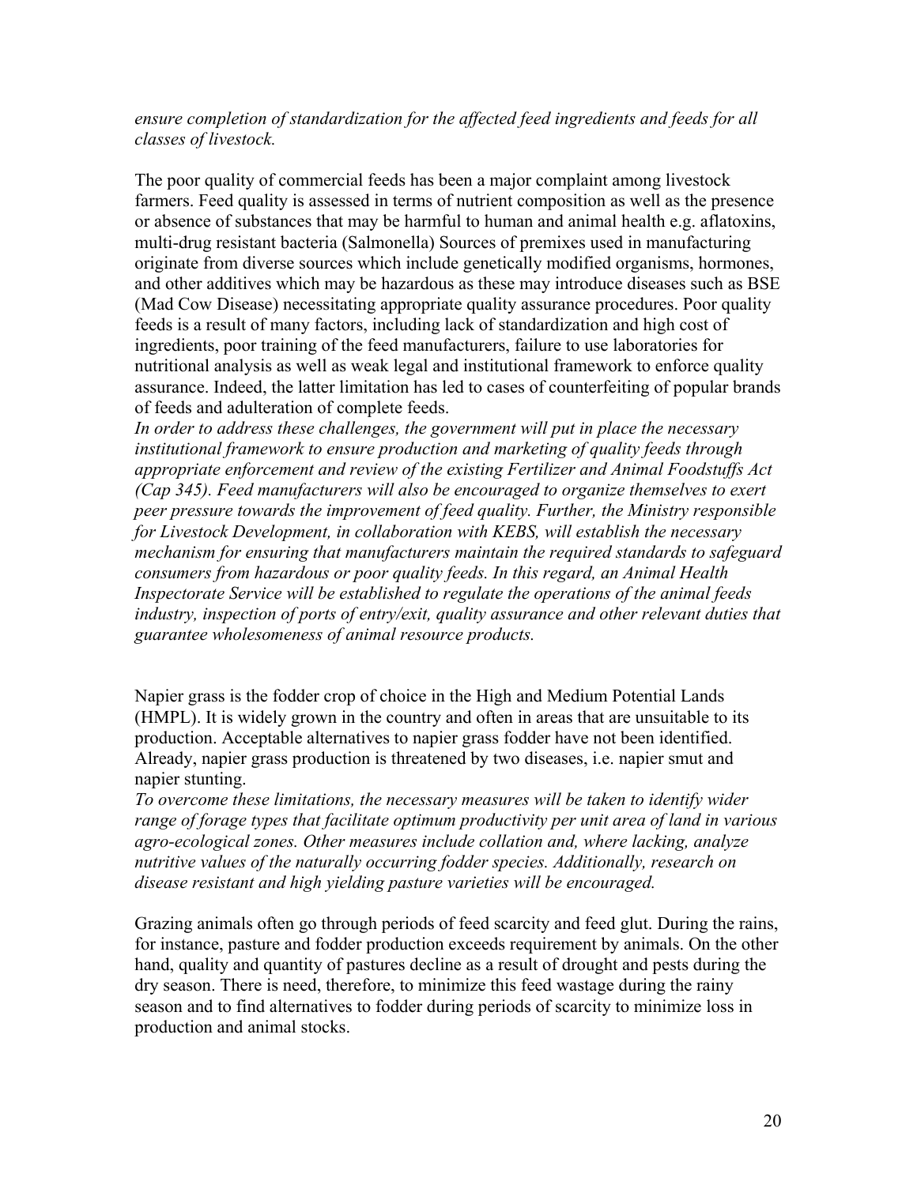*ensure completion of standardization for the affected feed ingredients and feeds for all classes of livestock.*

The poor quality of commercial feeds has been a major complaint among livestock farmers. Feed quality is assessed in terms of nutrient composition as well as the presence or absence of substances that may be harmful to human and animal health e.g. aflatoxins, multi-drug resistant bacteria (Salmonella) Sources of premixes used in manufacturing originate from diverse sources which include genetically modified organisms, hormones, and other additives which may be hazardous as these may introduce diseases such as BSE (Mad Cow Disease) necessitating appropriate quality assurance procedures. Poor quality feeds is a result of many factors, including lack of standardization and high cost of ingredients, poor training of the feed manufacturers, failure to use laboratories for nutritional analysis as well as weak legal and institutional framework to enforce quality assurance. Indeed, the latter limitation has led to cases of counterfeiting of popular brands of feeds and adulteration of complete feeds.
*In order to address these challenges, the government will put in place the necessary institutional framework to ensure production and marketing of quality feeds through appropriate enforcement and review of the existing Fertilizer and Animal Foodstuffs Act (Cap 345). Feed manufacturers will also be encouraged to organize themselves to exert peer pressure towards the improvement of feed quality. Further, the Ministry responsible for Livestock Development, in collaboration with KEBS, will establish the necessary mechanism for ensuring that manufacturers maintain the required standards to safeguard consumers from hazardous or poor quality feeds. In this regard, an Animal Health Inspectorate Service will be established to regulate the operations of the animal feeds industry, inspection of ports of entry/exit, quality assurance and other relevant duties that guarantee wholesomeness of animal resource products.*

Napier grass is the fodder crop of choice in the High and Medium Potential Lands (HMPL). It is widely grown in the country and often in areas that are unsuitable to its production. Acceptable alternatives to napier grass fodder have not been identified. Already, napier grass production is threatened by two diseases, i.e. napier smut and napier stunting.
*To overcome these limitations, the necessary measures will be taken to identify wider range of forage types that facilitate optimum productivity per unit area of land in various agro-ecological zones. Other measures include collation and, where lacking, analyze nutritive values of the naturally occurring fodder species. Additionally, research on disease resistant and high yielding pasture varieties will be encouraged.*

Grazing animals often go through periods of feed scarcity and feed glut. During the rains, for instance, pasture and fodder production exceeds requirement by animals. On the other hand, quality and quantity of pastures decline as a result of drought and pests during the dry season. There is need, therefore, to minimize this feed wastage during the rainy season and to find alternatives to fodder during periods of scarcity to minimize loss in production and animal stocks.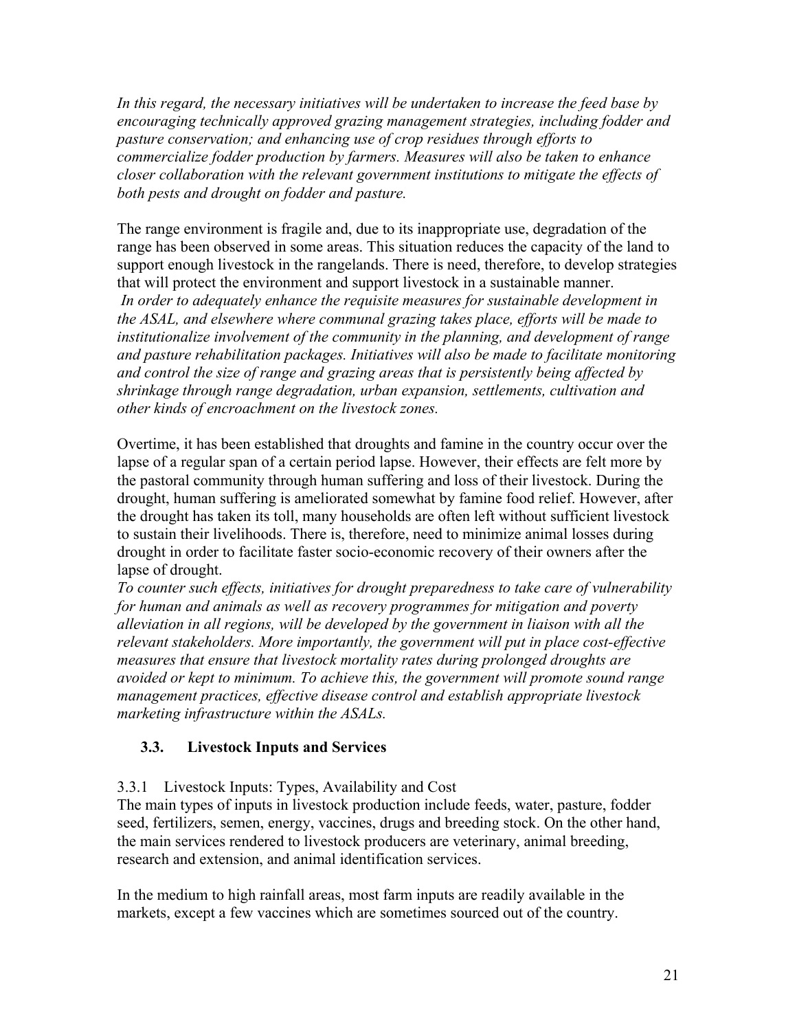*In this regard, the necessary initiatives will be undertaken to increase the feed base by encouraging technically approved grazing management strategies, including fodder and pasture conservation; and enhancing use of crop residues through efforts to commercialize fodder production by farmers. Measures will also be taken to enhance closer collaboration with the relevant government institutions to mitigate the effects of both pests and drought on fodder and pasture.*

The range environment is fragile and, due to its inappropriate use, degradation of the range has been observed in some areas. This situation reduces the capacity of the land to support enough livestock in the rangelands. There is need, therefore, to develop strategies that will protect the environment and support livestock in a sustainable manner.

*In order to adequately enhance the requisite measures for sustainable development in the ASAL, and elsewhere where communal grazing takes place, efforts will be made to institutionalize involvement of the community in the planning, and development of range and pasture rehabilitation packages. Initiatives will also be made to facilitate monitoring and control the size of range and grazing areas that is persistently being affected by shrinkage through range degradation, urban expansion, settlements, cultivation and other kinds of encroachment on the livestock zones.*

Overtime, it has been established that droughts and famine in the country occur over the lapse of a regular span of a certain period lapse. However, their effects are felt more by the pastoral community through human suffering and loss of their livestock. During the drought, human suffering is ameliorated somewhat by famine food relief. However, after the drought has taken its toll, many households are often left without sufficient livestock to sustain their livelihoods. There is, therefore, need to minimize animal losses during drought in order to facilitate faster socio-economic recovery of their owners after the lapse of drought.

*To counter such effects, initiatives for drought preparedness to take care of vulnerability for human and animals as well as recovery programmes for mitigation and poverty alleviation in all regions, will be developed by the government in liaison with all the relevant stakeholders. More importantly, the government will put in place cost-effective measures that ensure that livestock mortality rates during prolonged droughts are avoided or kept to minimum. To achieve this, the government will promote sound range management practices, effective disease control and establish appropriate livestock marketing infrastructure within the ASALs.*

## 3.3. Livestock Inputs and Services

### 3.3.1 Livestock Inputs: Types, Availability and Cost

The main types of inputs in livestock production include feeds, water, pasture, fodder seed, fertilizers, semen, energy, vaccines, drugs and breeding stock. On the other hand, the main services rendered to livestock producers are veterinary, animal breeding, research and extension, and animal identification services.

In the medium to high rainfall areas, most farm inputs are readily available in the markets, except a few vaccines which are sometimes sourced out of the country.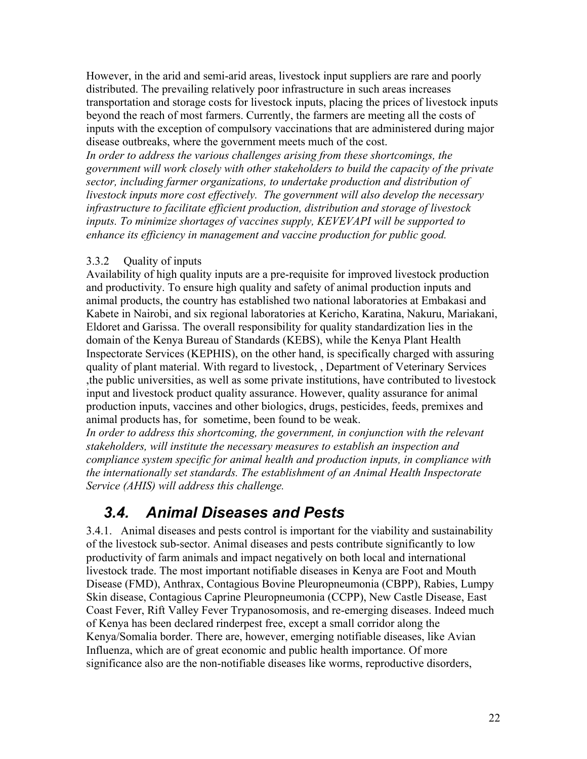However, in the arid and semi-arid areas, livestock input suppliers are rare and poorly distributed. The prevailing relatively poor infrastructure in such areas increases transportation and storage costs for livestock inputs, placing the prices of livestock inputs beyond the reach of most farmers. Currently, the farmers are meeting all the costs of inputs with the exception of compulsory vaccinations that are administered during major disease outbreaks, where the government meets much of the cost.

*In order to address the various challenges arising from these shortcomings, the government will work closely with other stakeholders to build the capacity of the private sector, including farmer organizations, to undertake production and distribution of livestock inputs more cost effectively. The government will also develop the necessary infrastructure to facilitate efficient production, distribution and storage of livestock inputs. To minimize shortages of vaccines supply, KEVEVAPI will be supported to enhance its efficiency in management and vaccine production for public good.*

### 3.3.2 Quality of inputs

Availability of high quality inputs are a pre-requisite for improved livestock production and productivity. To ensure high quality and safety of animal production inputs and animal products, the country has established two national laboratories at Embakasi and Kabete in Nairobi, and six regional laboratories at Kericho, Karatina, Nakuru, Mariakani, Eldoret and Garissa. The overall responsibility for quality standardization lies in the domain of the Kenya Bureau of Standards (KEBS), while the Kenya Plant Health Inspectorate Services (KEPHIS), on the other hand, is specifically charged with assuring quality of plant material. With regard to livestock, , Department of Veterinary Services ,the public universities, as well as some private institutions, have contributed to livestock input and livestock product quality assurance. However, quality assurance for animal production inputs, vaccines and other biologics, drugs, pesticides, feeds, premixes and animal products has, for sometime, been found to be weak.

*In order to address this shortcoming, the government, in conjunction with the relevant stakeholders, will institute the necessary measures to establish an inspection and compliance system specific for animal health and production inputs, in compliance with the internationally set standards. The establishment of an Animal Health Inspectorate Service (AHIS) will address this challenge.*

## *3.4. Animal Diseases and Pests*

3.4.1. Animal diseases and pests control is important for the viability and sustainability of the livestock sub-sector. Animal diseases and pests contribute significantly to low productivity of farm animals and impact negatively on both local and international livestock trade. The most important notifiable diseases in Kenya are Foot and Mouth Disease (FMD), Anthrax, Contagious Bovine Pleuropneumonia (CBPP), Rabies, Lumpy Skin disease, Contagious Caprine Pleuropneumonia (CCPP), New Castle Disease, East Coast Fever, Rift Valley Fever Trypanosomosis, and re-emerging diseases. Indeed much of Kenya has been declared rinderpest free, except a small corridor along the Kenya/Somalia border. There are, however, emerging notifiable diseases, like Avian Influenza, which are of great economic and public health importance. Of more significance also are the non-notifiable diseases like worms, reproductive disorders,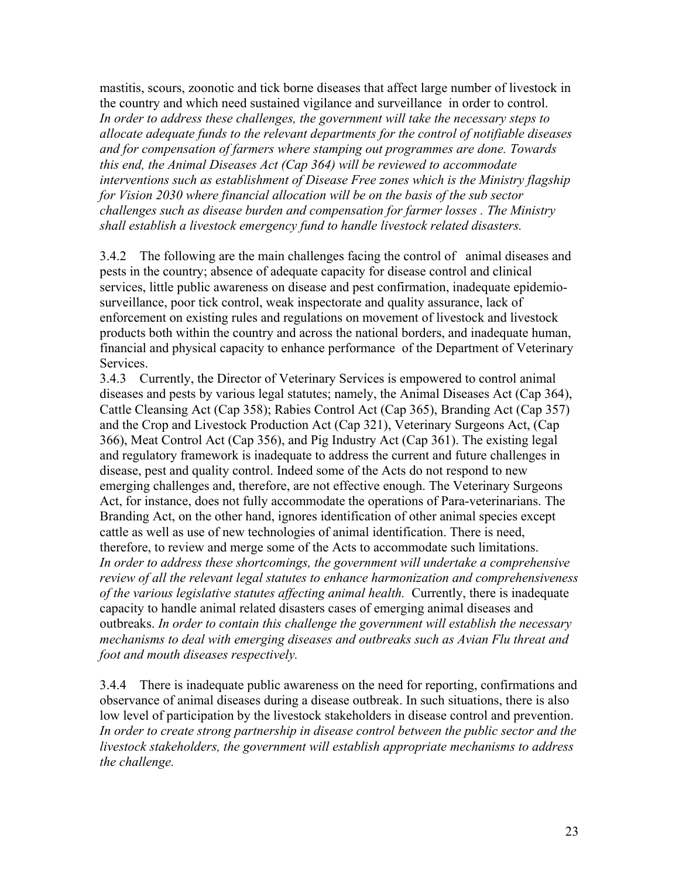mastitis, scours, zoonotic and tick borne diseases that affect large number of livestock in the country and which need sustained vigilance and surveillance in order to control. *In order to address these challenges, the government will take the necessary steps to allocate adequate funds to the relevant departments for the control of notifiable diseases and for compensation of farmers where stamping out programmes are done. Towards this end, the Animal Diseases Act (Cap 364) will be reviewed to accommodate interventions such as establishment of Disease Free zones which is the Ministry flagship for Vision 2030 where financial allocation will be on the basis of the sub sector challenges such as disease burden and compensation for farmer losses . The Ministry shall establish a livestock emergency fund to handle livestock related disasters.*

3.4.2 The following are the main challenges facing the control of animal diseases and pests in the country; absence of adequate capacity for disease control and clinical services, little public awareness on disease and pest confirmation, inadequate epidemio-surveillance, poor tick control, weak inspectorate and quality assurance, lack of enforcement on existing rules and regulations on movement of livestock and livestock products both within the country and across the national borders, and inadequate human, financial and physical capacity to enhance performance of the Department of Veterinary Services.

3.4.3 Currently, the Director of Veterinary Services is empowered to control animal diseases and pests by various legal statutes; namely, the Animal Diseases Act (Cap 364), Cattle Cleansing Act (Cap 358); Rabies Control Act (Cap 365), Branding Act (Cap 357) and the Crop and Livestock Production Act (Cap 321), Veterinary Surgeons Act, (Cap 366), Meat Control Act (Cap 356), and Pig Industry Act (Cap 361). The existing legal and regulatory framework is inadequate to address the current and future challenges in disease, pest and quality control. Indeed some of the Acts do not respond to new emerging challenges and, therefore, are not effective enough. The Veterinary Surgeons Act, for instance, does not fully accommodate the operations of Para-veterinarians. The Branding Act, on the other hand, ignores identification of other animal species except cattle as well as use of new technologies of animal identification. There is need, therefore, to review and merge some of the Acts to accommodate such limitations. *In order to address these shortcomings, the government will undertake a comprehensive review of all the relevant legal statutes to enhance harmonization and comprehensiveness of the various legislative statutes affecting animal health.* Currently, there is inadequate capacity to handle animal related disasters cases of emerging animal diseases and outbreaks. *In order to contain this challenge the government will establish the necessary mechanisms to deal with emerging diseases and outbreaks such as Avian Flu threat and foot and mouth diseases respectively.*

3.4.4 There is inadequate public awareness on the need for reporting, confirmations and observance of animal diseases during a disease outbreak. In such situations, there is also low level of participation by the livestock stakeholders in disease control and prevention. *In order to create strong partnership in disease control between the public sector and the livestock stakeholders, the government will establish appropriate mechanisms to address the challenge.*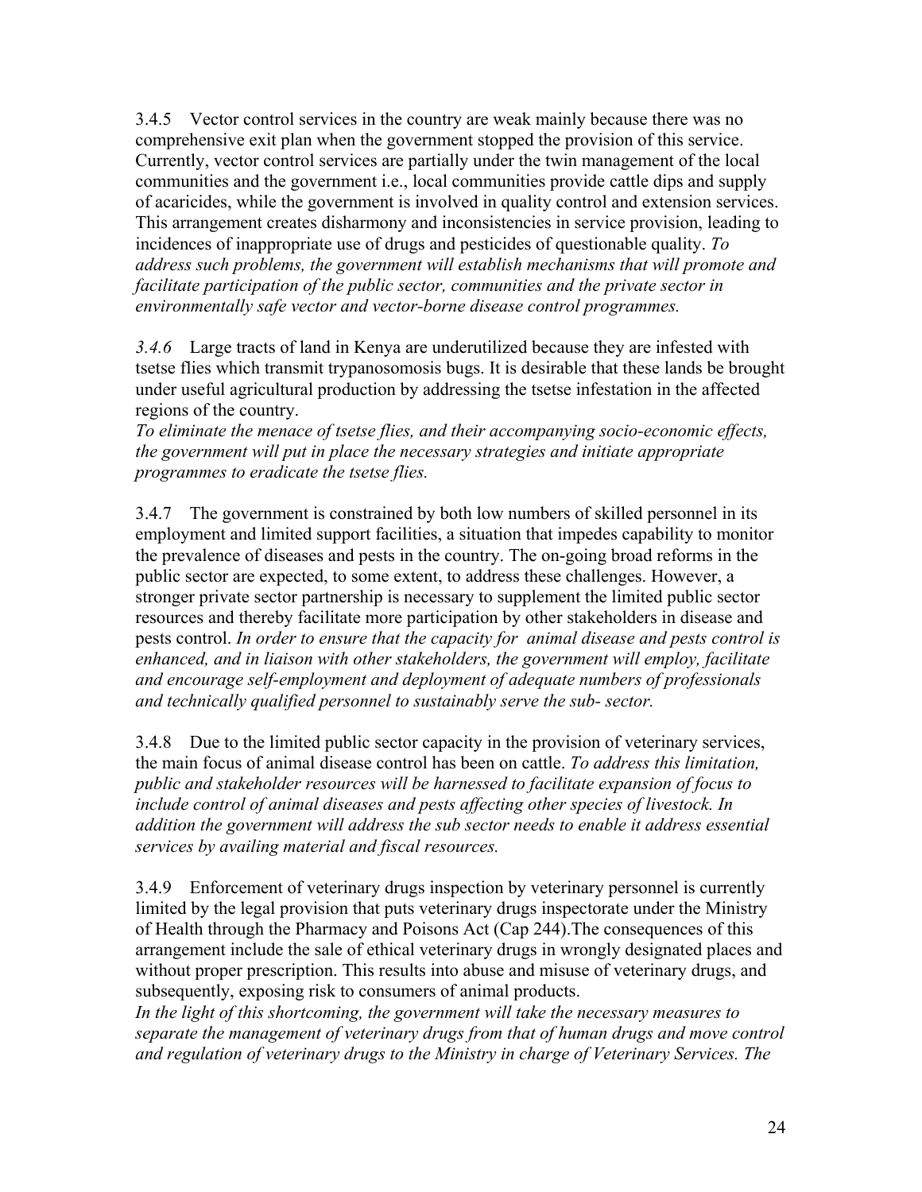3.4.5 Vector control services in the country are weak mainly because there was no comprehensive exit plan when the government stopped the provision of this service. Currently, vector control services are partially under the twin management of the local communities and the government i.e., local communities provide cattle dips and supply of acaricides, while the government is involved in quality control and extension services. This arrangement creates disharmony and inconsistencies in service provision, leading to incidences of inappropriate use of drugs and pesticides of questionable quality. *To address such problems, the government will establish mechanisms that will promote and facilitate participation of the public sector, communities and the private sector in environmentally safe vector and vector-borne disease control programmes.*

*3.4.6* Large tracts of land in Kenya are underutilized because they are infested with tsetse flies which transmit trypanosomosis bugs. It is desirable that these lands be brought under useful agricultural production by addressing the tsetse infestation in the affected regions of the country.
*To eliminate the menace of tsetse flies, and their accompanying socio-economic effects, the government will put in place the necessary strategies and initiate appropriate programmes to eradicate the tsetse flies.*

3.4.7 The government is constrained by both low numbers of skilled personnel in its employment and limited support facilities, a situation that impedes capability to monitor the prevalence of diseases and pests in the country. The on-going broad reforms in the public sector are expected, to some extent, to address these challenges. However, a stronger private sector partnership is necessary to supplement the limited public sector resources and thereby facilitate more participation by other stakeholders in disease and pests control. *In order to ensure that the capacity for animal disease and pests control is enhanced, and in liaison with other stakeholders, the government will employ, facilitate and encourage self-employment and deployment of adequate numbers of professionals and technically qualified personnel to sustainably serve the sub- sector.*

3.4.8 Due to the limited public sector capacity in the provision of veterinary services, the main focus of animal disease control has been on cattle. *To address this limitation, public and stakeholder resources will be harnessed to facilitate expansion of focus to include control of animal diseases and pests affecting other species of livestock. In addition the government will address the sub sector needs to enable it address essential services by availing material and fiscal resources.*

3.4.9 Enforcement of veterinary drugs inspection by veterinary personnel is currently limited by the legal provision that puts veterinary drugs inspectorate under the Ministry of Health through the Pharmacy and Poisons Act (Cap 244).The consequences of this arrangement include the sale of ethical veterinary drugs in wrongly designated places and without proper prescription. This results into abuse and misuse of veterinary drugs, and subsequently, exposing risk to consumers of animal products.
*In the light of this shortcoming, the government will take the necessary measures to separate the management of veterinary drugs from that of human drugs and move control and regulation of veterinary drugs to the Ministry in charge of Veterinary Services. The*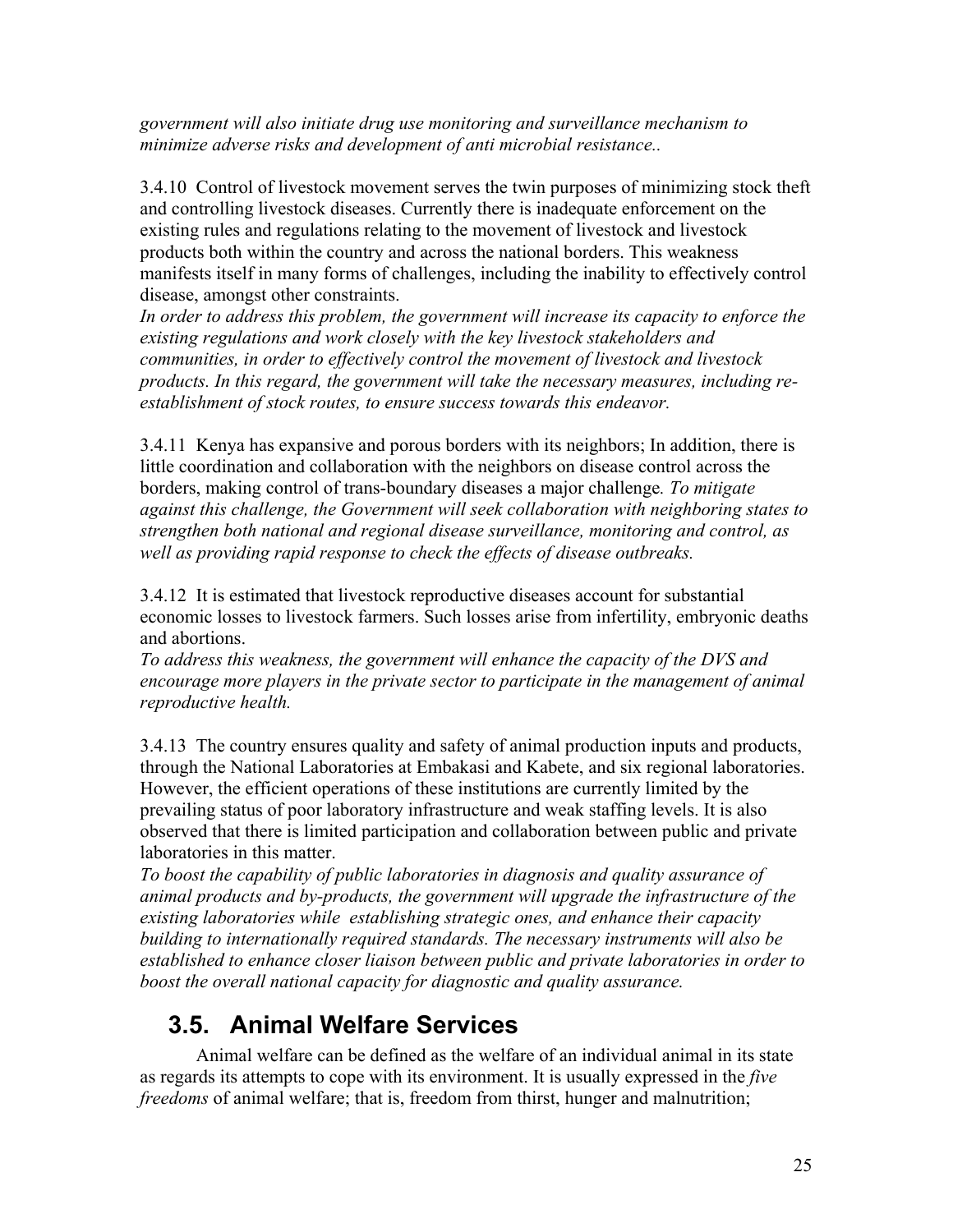*government will also initiate drug use monitoring and surveillance mechanism to minimize adverse risks and development of anti microbial resistance..*

3.4.10 Control of livestock movement serves the twin purposes of minimizing stock theft and controlling livestock diseases. Currently there is inadequate enforcement on the existing rules and regulations relating to the movement of livestock and livestock products both within the country and across the national borders. This weakness manifests itself in many forms of challenges, including the inability to effectively control disease, amongst other constraints.
*In order to address this problem, the government will increase its capacity to enforce the existing regulations and work closely with the key livestock stakeholders and communities, in order to effectively control the movement of livestock and livestock products. In this regard, the government will take the necessary measures, including re-establishment of stock routes, to ensure success towards this endeavor.*

3.4.11 Kenya has expansive and porous borders with its neighbors; In addition, there is little coordination and collaboration with the neighbors on disease control across the borders, making control of trans-boundary diseases a major challenge. *To mitigate against this challenge, the Government will seek collaboration with neighboring states to strengthen both national and regional disease surveillance, monitoring and control, as well as providing rapid response to check the effects of disease outbreaks.*

3.4.12 It is estimated that livestock reproductive diseases account for substantial economic losses to livestock farmers. Such losses arise from infertility, embryonic deaths and abortions.
*To address this weakness, the government will enhance the capacity of the DVS and encourage more players in the private sector to participate in the management of animal reproductive health.*

3.4.13 The country ensures quality and safety of animal production inputs and products, through the National Laboratories at Embakasi and Kabete, and six regional laboratories. However, the efficient operations of these institutions are currently limited by the prevailing status of poor laboratory infrastructure and weak staffing levels. It is also observed that there is limited participation and collaboration between public and private laboratories in this matter.
*To boost the capability of public laboratories in diagnosis and quality assurance of animal products and by-products, the government will upgrade the infrastructure of the existing laboratories while establishing strategic ones, and enhance their capacity building to internationally required standards. The necessary instruments will also be established to enhance closer liaison between public and private laboratories in order to boost the overall national capacity for diagnostic and quality assurance.*

## 3.5. Animal Welfare Services

Animal welfare can be defined as the welfare of an individual animal in its state as regards its attempts to cope with its environment. It is usually expressed in the *five freedoms* of animal welfare; that is, freedom from thirst, hunger and malnutrition;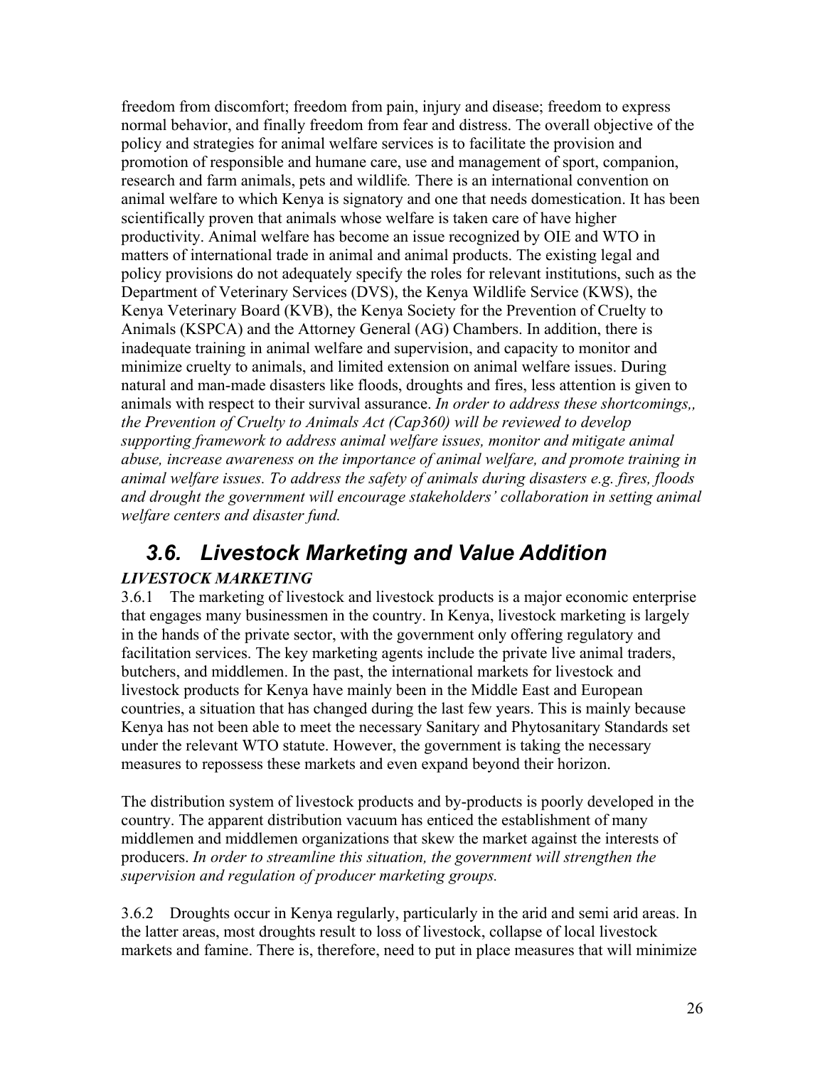freedom from discomfort; freedom from pain, injury and disease; freedom to express normal behavior, and finally freedom from fear and distress. The overall objective of the policy and strategies for animal welfare services is to facilitate the provision and promotion of responsible and humane care, use and management of sport, companion, research and farm animals, pets and wildlife*.* There is an international convention on animal welfare to which Kenya is signatory and one that needs domestication. It has been scientifically proven that animals whose welfare is taken care of have higher productivity. Animal welfare has become an issue recognized by OIE and WTO in matters of international trade in animal and animal products. The existing legal and policy provisions do not adequately specify the roles for relevant institutions, such as the Department of Veterinary Services (DVS), the Kenya Wildlife Service (KWS), the Kenya Veterinary Board (KVB), the Kenya Society for the Prevention of Cruelty to Animals (KSPCA) and the Attorney General (AG) Chambers. In addition, there is inadequate training in animal welfare and supervision, and capacity to monitor and minimize cruelty to animals, and limited extension on animal welfare issues. During natural and man-made disasters like floods, droughts and fires, less attention is given to animals with respect to their survival assurance. *In order to address these shortcomings,, the Prevention of Cruelty to Animals Act (Cap360) will be reviewed to develop supporting framework to address animal welfare issues, monitor and mitigate animal abuse, increase awareness on the importance of animal welfare, and promote training in animal welfare issues. To address the safety of animals during disasters e.g. fires, floods and drought the government will encourage stakeholders' collaboration in setting animal welfare centers and disaster fund.*

## *3.6. Livestock Marketing and Value Addition*

***LIVESTOCK MARKETING***

3.6.1 The marketing of livestock and livestock products is a major economic enterprise that engages many businessmen in the country. In Kenya, livestock marketing is largely in the hands of the private sector, with the government only offering regulatory and facilitation services. The key marketing agents include the private live animal traders, butchers, and middlemen. In the past, the international markets for livestock and livestock products for Kenya have mainly been in the Middle East and European countries, a situation that has changed during the last few years. This is mainly because Kenya has not been able to meet the necessary Sanitary and Phytosanitary Standards set under the relevant WTO statute. However, the government is taking the necessary measures to repossess these markets and even expand beyond their horizon.

The distribution system of livestock products and by-products is poorly developed in the country. The apparent distribution vacuum has enticed the establishment of many middlemen and middlemen organizations that skew the market against the interests of producers. *In order to streamline this situation, the government will strengthen the supervision and regulation of producer marketing groups.*

3.6.2 Droughts occur in Kenya regularly, particularly in the arid and semi arid areas. In the latter areas, most droughts result to loss of livestock, collapse of local livestock markets and famine. There is, therefore, need to put in place measures that will minimize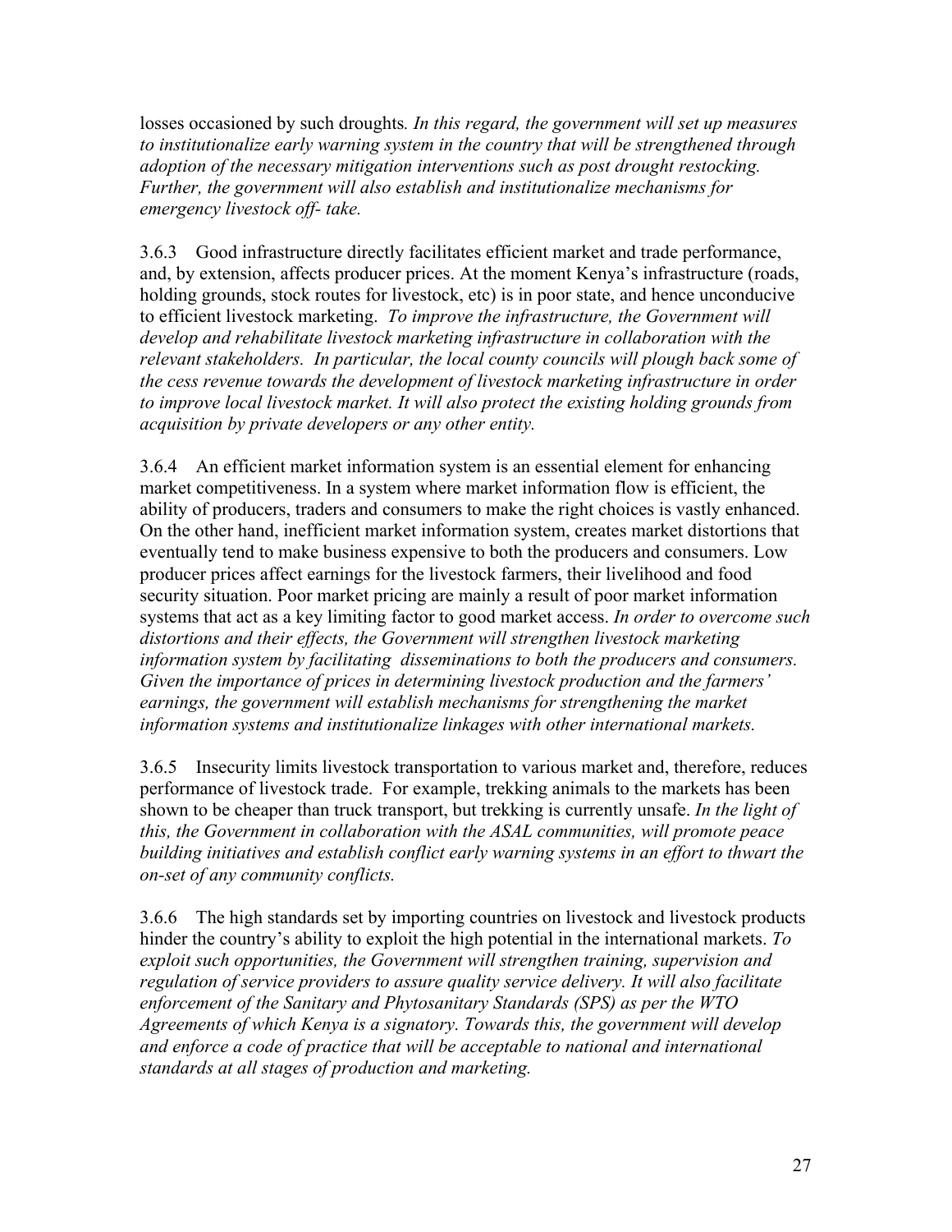losses occasioned by such droughts*. In this regard, the government will set up measures to institutionalize early warning system in the country that will be strengthened through adoption of the necessary mitigation interventions such as post drought restocking. Further, the government will also establish and institutionalize mechanisms for emergency livestock off- take.*

3.6.3 Good infrastructure directly facilitates efficient market and trade performance, and, by extension, affects producer prices. At the moment Kenya's infrastructure (roads, holding grounds, stock routes for livestock, etc) is in poor state, and hence unconducive to efficient livestock marketing. *To improve the infrastructure, the Government will develop and rehabilitate livestock marketing infrastructure in collaboration with the relevant stakeholders. In particular, the local county councils will plough back some of the cess revenue towards the development of livestock marketing infrastructure in order to improve local livestock market. It will also protect the existing holding grounds from acquisition by private developers or any other entity.*

3.6.4 An efficient market information system is an essential element for enhancing market competitiveness. In a system where market information flow is efficient, the ability of producers, traders and consumers to make the right choices is vastly enhanced. On the other hand, inefficient market information system, creates market distortions that eventually tend to make business expensive to both the producers and consumers. Low producer prices affect earnings for the livestock farmers, their livelihood and food security situation. Poor market pricing are mainly a result of poor market information systems that act as a key limiting factor to good market access. *In order to overcome such distortions and their effects, the Government will strengthen livestock marketing information system by facilitating disseminations to both the producers and consumers. Given the importance of prices in determining livestock production and the farmers' earnings, the government will establish mechanisms for strengthening the market information systems and institutionalize linkages with other international markets.*

3.6.5 Insecurity limits livestock transportation to various market and, therefore, reduces performance of livestock trade. For example, trekking animals to the markets has been shown to be cheaper than truck transport, but trekking is currently unsafe. *In the light of this, the Government in collaboration with the ASAL communities, will promote peace building initiatives and establish conflict early warning systems in an effort to thwart the on-set of any community conflicts.*

3.6.6 The high standards set by importing countries on livestock and livestock products hinder the country's ability to exploit the high potential in the international markets. *To exploit such opportunities, the Government will strengthen training, supervision and regulation of service providers to assure quality service delivery. It will also facilitate enforcement of the Sanitary and Phytosanitary Standards (SPS) as per the WTO Agreements of which Kenya is a signatory. Towards this, the government will develop and enforce a code of practice that will be acceptable to national and international standards at all stages of production and marketing.*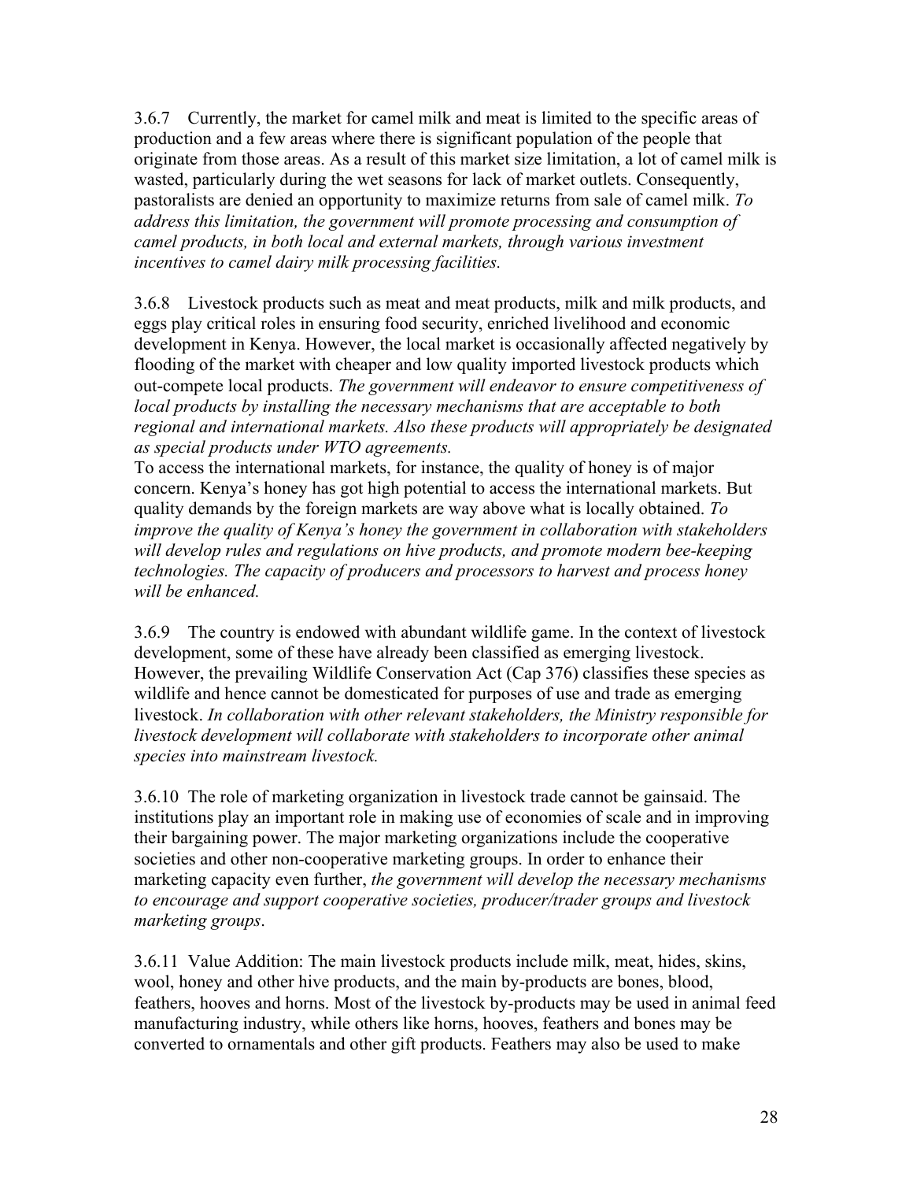3.6.7 Currently, the market for camel milk and meat is limited to the specific areas of production and a few areas where there is significant population of the people that originate from those areas. As a result of this market size limitation, a lot of camel milk is wasted, particularly during the wet seasons for lack of market outlets. Consequently, pastoralists are denied an opportunity to maximize returns from sale of camel milk. *To address this limitation, the government will promote processing and consumption of camel products, in both local and external markets, through various investment incentives to camel dairy milk processing facilities.*

3.6.8 Livestock products such as meat and meat products, milk and milk products, and eggs play critical roles in ensuring food security, enriched livelihood and economic development in Kenya. However, the local market is occasionally affected negatively by flooding of the market with cheaper and low quality imported livestock products which out-compete local products. *The government will endeavor to ensure competitiveness of local products by installing the necessary mechanisms that are acceptable to both regional and international markets. Also these products will appropriately be designated as special products under WTO agreements.*
To access the international markets, for instance, the quality of honey is of major concern. Kenya's honey has got high potential to access the international markets. But quality demands by the foreign markets are way above what is locally obtained. *To improve the quality of Kenya's honey the government in collaboration with stakeholders will develop rules and regulations on hive products, and promote modern bee-keeping technologies. The capacity of producers and processors to harvest and process honey will be enhanced.*

3.6.9 The country is endowed with abundant wildlife game. In the context of livestock development, some of these have already been classified as emerging livestock. However, the prevailing Wildlife Conservation Act (Cap 376) classifies these species as wildlife and hence cannot be domesticated for purposes of use and trade as emerging livestock. *In collaboration with other relevant stakeholders, the Ministry responsible for livestock development will collaborate with stakeholders to incorporate other animal species into mainstream livestock.*

3.6.10 The role of marketing organization in livestock trade cannot be gainsaid. The institutions play an important role in making use of economies of scale and in improving their bargaining power. The major marketing organizations include the cooperative societies and other non-cooperative marketing groups. In order to enhance their marketing capacity even further, *the government will develop the necessary mechanisms to encourage and support cooperative societies, producer/trader groups and livestock marketing groups*.

3.6.11 Value Addition: The main livestock products include milk, meat, hides, skins, wool, honey and other hive products, and the main by-products are bones, blood, feathers, hooves and horns. Most of the livestock by-products may be used in animal feed manufacturing industry, while others like horns, hooves, feathers and bones may be converted to ornamentals and other gift products. Feathers may also be used to make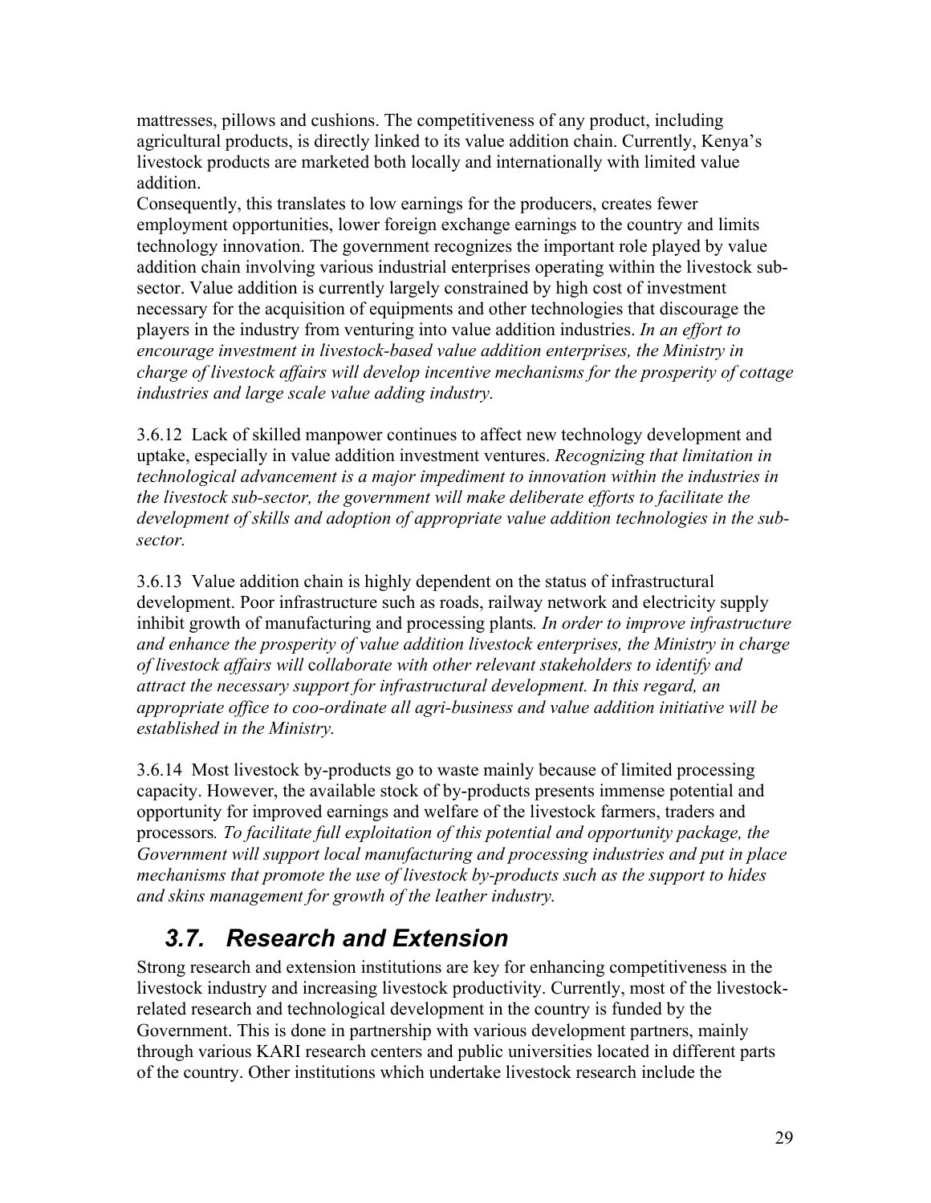mattresses, pillows and cushions. The competitiveness of any product, including agricultural products, is directly linked to its value addition chain. Currently, Kenya's livestock products are marketed both locally and internationally with limited value addition.

Consequently, this translates to low earnings for the producers, creates fewer employment opportunities, lower foreign exchange earnings to the country and limits technology innovation. The government recognizes the important role played by value addition chain involving various industrial enterprises operating within the livestock sub-sector. Value addition is currently largely constrained by high cost of investment necessary for the acquisition of equipments and other technologies that discourage the players in the industry from venturing into value addition industries. *In an effort to encourage investment in livestock-based value addition enterprises, the Ministry in charge of livestock affairs will develop incentive mechanisms for the prosperity of cottage industries and large scale value adding industry.*

3.6.12 Lack of skilled manpower continues to affect new technology development and uptake, especially in value addition investment ventures. *Recognizing that limitation in technological advancement is a major impediment to innovation within the industries in the livestock sub-sector, the government will make deliberate efforts to facilitate the development of skills and adoption of appropriate value addition technologies in the sub-sector.*

3.6.13 Value addition chain is highly dependent on the status of infrastructural development. Poor infrastructure such as roads, railway network and electricity supply inhibit growth of manufacturing and processing plants*. In order to improve infrastructure and enhance the prosperity of value addition livestock enterprises, the Ministry in charge of livestock affairs will* c*ollaborate with other relevant stakeholders to identify and attract the necessary support for infrastructural development. In this regard, an appropriate office to coo-ordinate all agri-business and value addition initiative will be established in the Ministry.*

3.6.14 Most livestock by-products go to waste mainly because of limited processing capacity. However, the available stock of by-products presents immense potential and opportunity for improved earnings and welfare of the livestock farmers, traders and processors*. To facilitate full exploitation of this potential and opportunity package, the Government will support local manufacturing and processing industries and put in place mechanisms that promote the use of livestock by-products such as the support to hides and skins management for growth of the leather industry.*

## *3.7. Research and Extension*

Strong research and extension institutions are key for enhancing competitiveness in the livestock industry and increasing livestock productivity. Currently, most of the livestock-related research and technological development in the country is funded by the Government. This is done in partnership with various development partners, mainly through various KARI research centers and public universities located in different parts of the country. Other institutions which undertake livestock research include the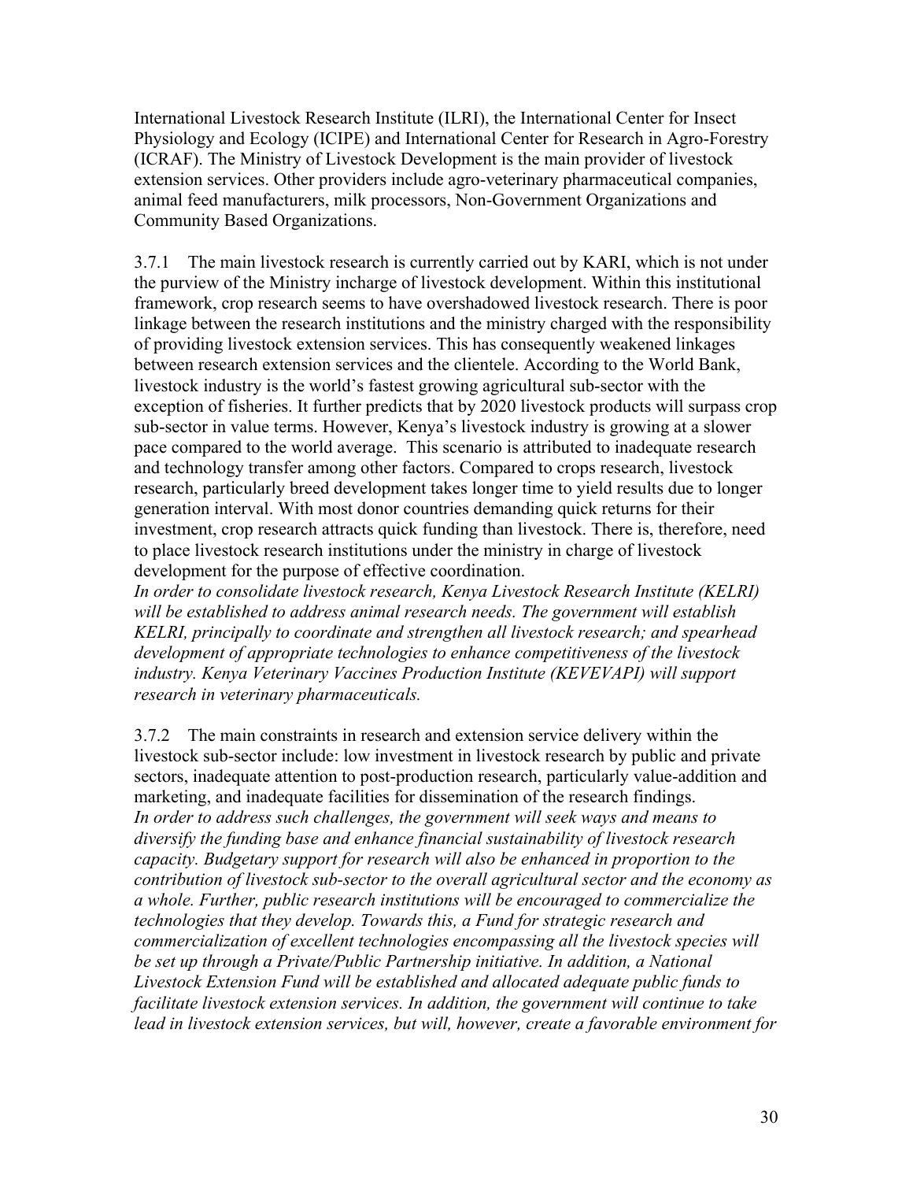International Livestock Research Institute (ILRI), the International Center for Insect Physiology and Ecology (ICIPE) and International Center for Research in Agro-Forestry (ICRAF). The Ministry of Livestock Development is the main provider of livestock extension services. Other providers include agro-veterinary pharmaceutical companies, animal feed manufacturers, milk processors, Non-Government Organizations and Community Based Organizations.

3.7.1 The main livestock research is currently carried out by KARI, which is not under the purview of the Ministry incharge of livestock development. Within this institutional framework, crop research seems to have overshadowed livestock research. There is poor linkage between the research institutions and the ministry charged with the responsibility of providing livestock extension services. This has consequently weakened linkages between research extension services and the clientele. According to the World Bank, livestock industry is the world's fastest growing agricultural sub-sector with the exception of fisheries. It further predicts that by 2020 livestock products will surpass crop sub-sector in value terms. However, Kenya's livestock industry is growing at a slower pace compared to the world average. This scenario is attributed to inadequate research and technology transfer among other factors. Compared to crops research, livestock research, particularly breed development takes longer time to yield results due to longer generation interval. With most donor countries demanding quick returns for their investment, crop research attracts quick funding than livestock. There is, therefore, need to place livestock research institutions under the ministry in charge of livestock development for the purpose of effective coordination.
*In order to consolidate livestock research, Kenya Livestock Research Institute (KELRI) will be established to address animal research needs. The government will establish KELRI, principally to coordinate and strengthen all livestock research; and spearhead development of appropriate technologies to enhance competitiveness of the livestock industry. Kenya Veterinary Vaccines Production Institute (KEVEVAPI) will support research in veterinary pharmaceuticals.*

3.7.2 The main constraints in research and extension service delivery within the livestock sub-sector include: low investment in livestock research by public and private sectors, inadequate attention to post-production research, particularly value-addition and marketing, and inadequate facilities for dissemination of the research findings.
*In order to address such challenges, the government will seek ways and means to diversify the funding base and enhance financial sustainability of livestock research capacity. Budgetary support for research will also be enhanced in proportion to the contribution of livestock sub-sector to the overall agricultural sector and the economy as a whole. Further, public research institutions will be encouraged to commercialize the technologies that they develop. Towards this, a Fund for strategic research and commercialization of excellent technologies encompassing all the livestock species will be set up through a Private/Public Partnership initiative. In addition, a National Livestock Extension Fund will be established and allocated adequate public funds to facilitate livestock extension services. In addition, the government will continue to take lead in livestock extension services, but will, however, create a favorable environment for*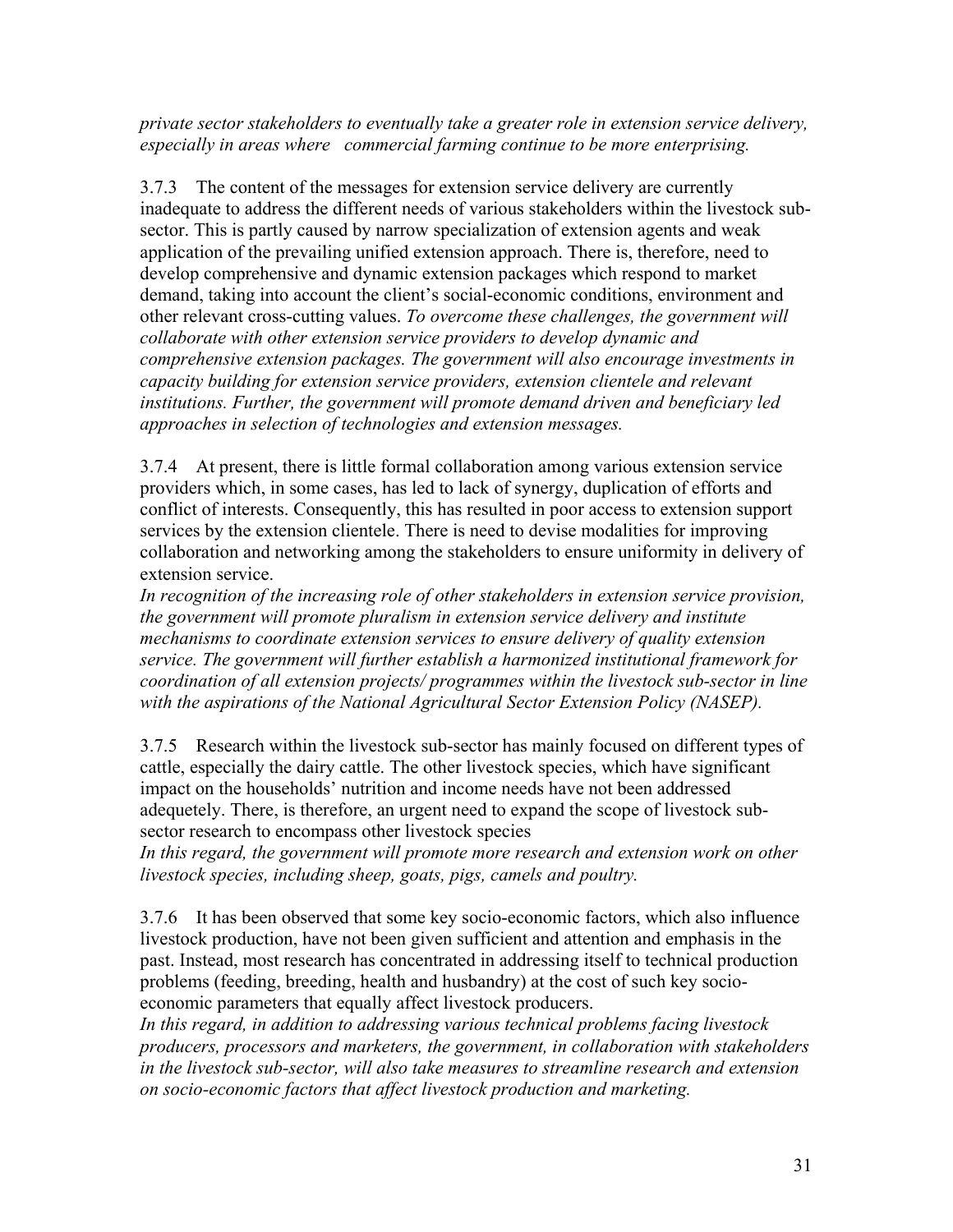*private sector stakeholders to eventually take a greater role in extension service delivery, especially in areas where commercial farming continue to be more enterprising.*

3.7.3 The content of the messages for extension service delivery are currently inadequate to address the different needs of various stakeholders within the livestock sub-sector. This is partly caused by narrow specialization of extension agents and weak application of the prevailing unified extension approach. There is, therefore, need to develop comprehensive and dynamic extension packages which respond to market demand, taking into account the client's social-economic conditions, environment and other relevant cross-cutting values. *To overcome these challenges, the government will collaborate with other extension service providers to develop dynamic and comprehensive extension packages. The government will also encourage investments in capacity building for extension service providers, extension clientele and relevant institutions. Further, the government will promote demand driven and beneficiary led approaches in selection of technologies and extension messages.*

3.7.4 At present, there is little formal collaboration among various extension service providers which, in some cases, has led to lack of synergy, duplication of efforts and conflict of interests. Consequently, this has resulted in poor access to extension support services by the extension clientele. There is need to devise modalities for improving collaboration and networking among the stakeholders to ensure uniformity in delivery of extension service.
*In recognition of the increasing role of other stakeholders in extension service provision, the government will promote pluralism in extension service delivery and institute mechanisms to coordinate extension services to ensure delivery of quality extension service. The government will further establish a harmonized institutional framework for coordination of all extension projects/ programmes within the livestock sub-sector in line with the aspirations of the National Agricultural Sector Extension Policy (NASEP).*

3.7.5 Research within the livestock sub-sector has mainly focused on different types of cattle, especially the dairy cattle. The other livestock species, which have significant impact on the households' nutrition and income needs have not been addressed adequetely. There, is therefore, an urgent need to expand the scope of livestock sub-sector research to encompass other livestock species
*In this regard, the government will promote more research and extension work on other livestock species, including sheep, goats, pigs, camels and poultry.*

3.7.6 It has been observed that some key socio-economic factors, which also influence livestock production, have not been given sufficient and attention and emphasis in the past. Instead, most research has concentrated in addressing itself to technical production problems (feeding, breeding, health and husbandry) at the cost of such key socio-economic parameters that equally affect livestock producers.
*In this regard, in addition to addressing various technical problems facing livestock producers, processors and marketers, the government, in collaboration with stakeholders in the livestock sub-sector, will also take measures to streamline research and extension on socio-economic factors that affect livestock production and marketing.*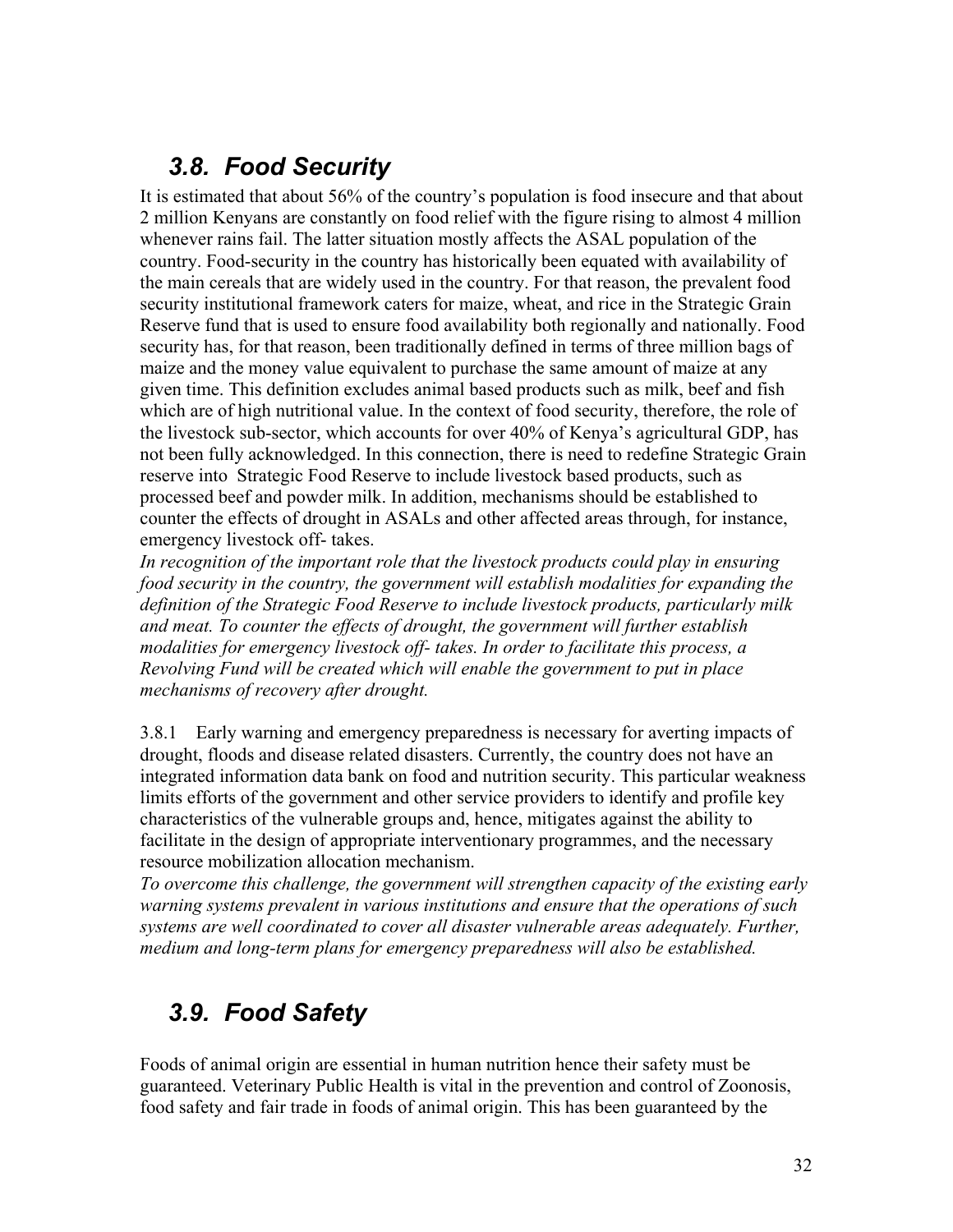## 3.8. Food Security

It is estimated that about 56% of the country's population is food insecure and that about 2 million Kenyans are constantly on food relief with the figure rising to almost 4 million whenever rains fail. The latter situation mostly affects the ASAL population of the country. Food-security in the country has historically been equated with availability of the main cereals that are widely used in the country. For that reason, the prevalent food security institutional framework caters for maize, wheat, and rice in the Strategic Grain Reserve fund that is used to ensure food availability both regionally and nationally. Food security has, for that reason, been traditionally defined in terms of three million bags of maize and the money value equivalent to purchase the same amount of maize at any given time. This definition excludes animal based products such as milk, beef and fish which are of high nutritional value. In the context of food security, therefore, the role of the livestock sub-sector, which accounts for over 40% of Kenya's agricultural GDP, has not been fully acknowledged. In this connection, there is need to redefine Strategic Grain reserve into Strategic Food Reserve to include livestock based products, such as processed beef and powder milk. In addition, mechanisms should be established to counter the effects of drought in ASALs and other affected areas through, for instance, emergency livestock off- takes.

*In recognition of the important role that the livestock products could play in ensuring food security in the country, the government will establish modalities for expanding the definition of the Strategic Food Reserve to include livestock products, particularly milk and meat. To counter the effects of drought, the government will further establish modalities for emergency livestock off- takes. In order to facilitate this process, a Revolving Fund will be created which will enable the government to put in place mechanisms of recovery after drought.*

3.8.1 Early warning and emergency preparedness is necessary for averting impacts of drought, floods and disease related disasters. Currently, the country does not have an integrated information data bank on food and nutrition security. This particular weakness limits efforts of the government and other service providers to identify and profile key characteristics of the vulnerable groups and, hence, mitigates against the ability to facilitate in the design of appropriate interventionary programmes, and the necessary resource mobilization allocation mechanism.

*To overcome this challenge, the government will strengthen capacity of the existing early warning systems prevalent in various institutions and ensure that the operations of such systems are well coordinated to cover all disaster vulnerable areas adequately. Further, medium and long-term plans for emergency preparedness will also be established.*

## 3.9. Food Safety

Foods of animal origin are essential in human nutrition hence their safety must be guaranteed. Veterinary Public Health is vital in the prevention and control of Zoonosis, food safety and fair trade in foods of animal origin. This has been guaranteed by the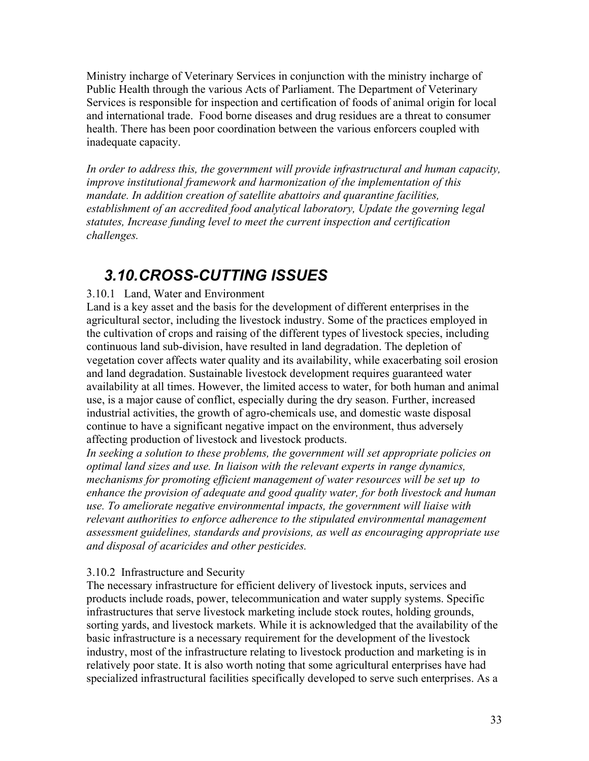Ministry incharge of Veterinary Services in conjunction with the ministry incharge of Public Health through the various Acts of Parliament. The Department of Veterinary Services is responsible for inspection and certification of foods of animal origin for local and international trade. Food borne diseases and drug residues are a threat to consumer health. There has been poor coordination between the various enforcers coupled with inadequate capacity.

*In order to address this, the government will provide infrastructural and human capacity, improve institutional framework and harmonization of the implementation of this mandate. In addition creation of satellite abattoirs and quarantine facilities, establishment of an accredited food analytical laboratory, Update the governing legal statutes, Increase funding level to meet the current inspection and certification challenges.*

## *3.10.CROSS-CUTTING ISSUES*

### 3.10.1 Land, Water and Environment

Land is a key asset and the basis for the development of different enterprises in the agricultural sector, including the livestock industry. Some of the practices employed in the cultivation of crops and raising of the different types of livestock species, including continuous land sub-division, have resulted in land degradation. The depletion of vegetation cover affects water quality and its availability, while exacerbating soil erosion and land degradation. Sustainable livestock development requires guaranteed water availability at all times. However, the limited access to water, for both human and animal use, is a major cause of conflict, especially during the dry season. Further, increased industrial activities, the growth of agro-chemicals use, and domestic waste disposal continue to have a significant negative impact on the environment, thus adversely affecting production of livestock and livestock products.

*In seeking a solution to these problems, the government will set appropriate policies on optimal land sizes and use. In liaison with the relevant experts in range dynamics, mechanisms for promoting efficient management of water resources will be set up to enhance the provision of adequate and good quality water, for both livestock and human use. To ameliorate negative environmental impacts, the government will liaise with relevant authorities to enforce adherence to the stipulated environmental management assessment guidelines, standards and provisions, as well as encouraging appropriate use and disposal of acaricides and other pesticides.*

### 3.10.2 Infrastructure and Security

The necessary infrastructure for efficient delivery of livestock inputs, services and products include roads, power, telecommunication and water supply systems. Specific infrastructures that serve livestock marketing include stock routes, holding grounds, sorting yards, and livestock markets. While it is acknowledged that the availability of the basic infrastructure is a necessary requirement for the development of the livestock industry, most of the infrastructure relating to livestock production and marketing is in relatively poor state. It is also worth noting that some agricultural enterprises have had specialized infrastructural facilities specifically developed to serve such enterprises. As a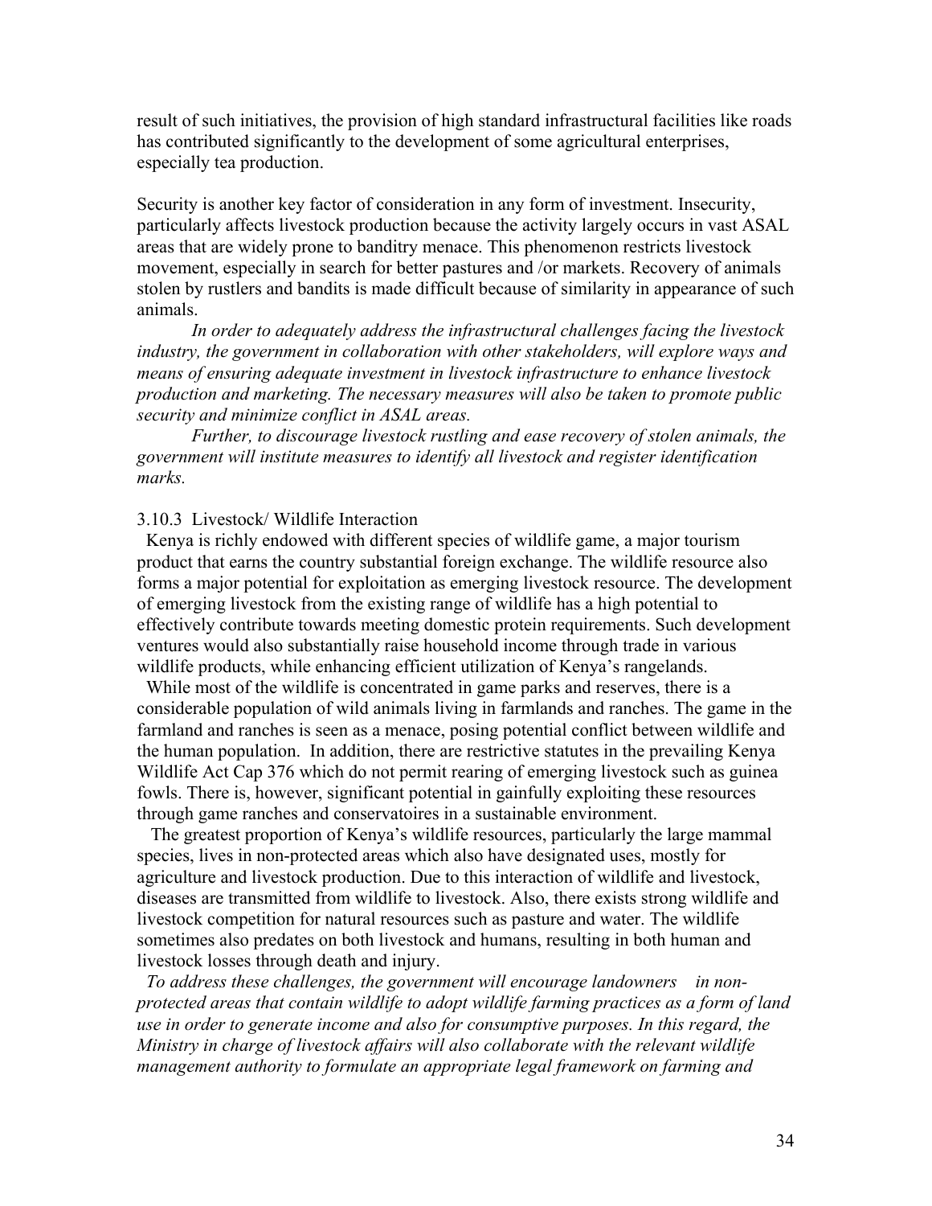result of such initiatives, the provision of high standard infrastructural facilities like roads has contributed significantly to the development of some agricultural enterprises, especially tea production.

Security is another key factor of consideration in any form of investment. Insecurity, particularly affects livestock production because the activity largely occurs in vast ASAL areas that are widely prone to banditry menace. This phenomenon restricts livestock movement, especially in search for better pastures and /or markets. Recovery of animals stolen by rustlers and bandits is made difficult because of similarity in appearance of such animals.

*In order to adequately address the infrastructural challenges facing the livestock industry, the government in collaboration with other stakeholders, will explore ways and means of ensuring adequate investment in livestock infrastructure to enhance livestock production and marketing. The necessary measures will also be taken to promote public security and minimize conflict in ASAL areas.*

*Further, to discourage livestock rustling and ease recovery of stolen animals, the government will institute measures to identify all livestock and register identification marks.*

### 3.10.3 Livestock/ Wildlife Interaction

Kenya is richly endowed with different species of wildlife game, a major tourism product that earns the country substantial foreign exchange. The wildlife resource also forms a major potential for exploitation as emerging livestock resource. The development of emerging livestock from the existing range of wildlife has a high potential to effectively contribute towards meeting domestic protein requirements. Such development ventures would also substantially raise household income through trade in various wildlife products, while enhancing efficient utilization of Kenya's rangelands.

While most of the wildlife is concentrated in game parks and reserves, there is a considerable population of wild animals living in farmlands and ranches. The game in the farmland and ranches is seen as a menace, posing potential conflict between wildlife and the human population. In addition, there are restrictive statutes in the prevailing Kenya Wildlife Act Cap 376 which do not permit rearing of emerging livestock such as guinea fowls. There is, however, significant potential in gainfully exploiting these resources through game ranches and conservatoires in a sustainable environment.

The greatest proportion of Kenya's wildlife resources, particularly the large mammal species, lives in non-protected areas which also have designated uses, mostly for agriculture and livestock production. Due to this interaction of wildlife and livestock, diseases are transmitted from wildlife to livestock. Also, there exists strong wildlife and livestock competition for natural resources such as pasture and water. The wildlife sometimes also predates on both livestock and humans, resulting in both human and livestock losses through death and injury.

*To address these challenges, the government will encourage landowners in non-protected areas that contain wildlife to adopt wildlife farming practices as a form of land use in order to generate income and also for consumptive purposes. In this regard, the Ministry in charge of livestock affairs will also collaborate with the relevant wildlife management authority to formulate an appropriate legal framework on farming and*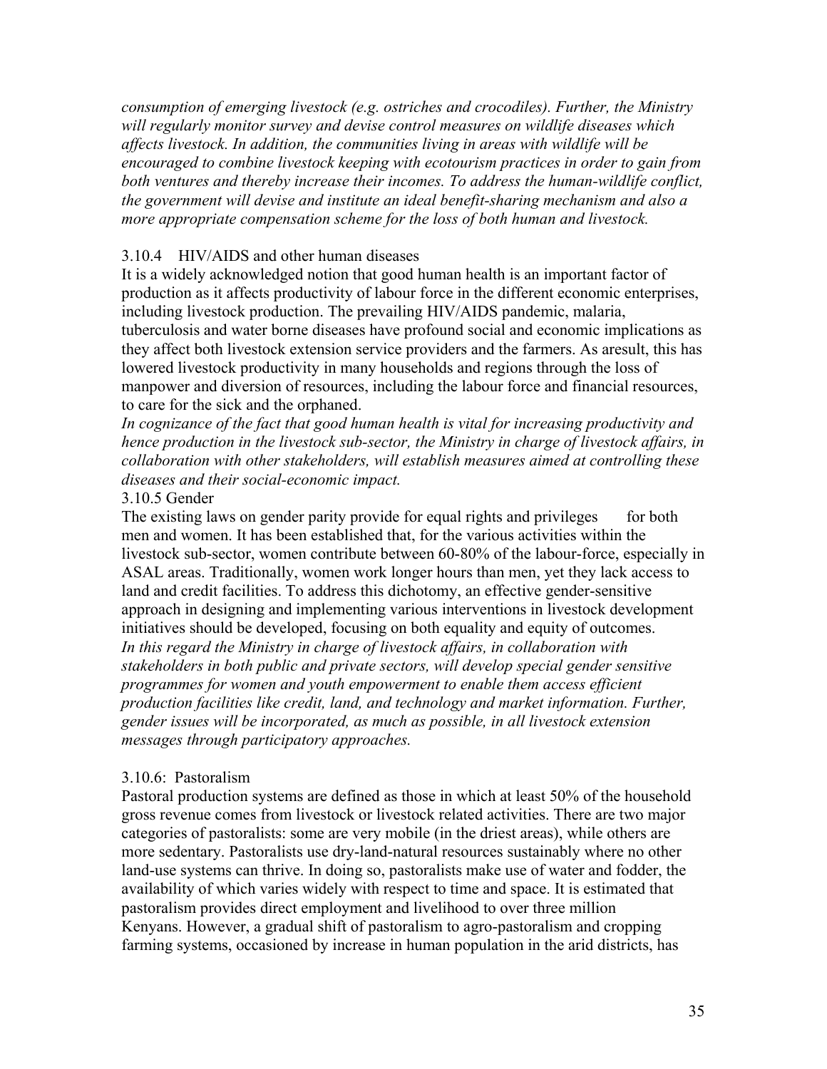*consumption of emerging livestock (e.g. ostriches and crocodiles). Further, the Ministry will regularly monitor survey and devise control measures on wildlife diseases which affects livestock. In addition, the communities living in areas with wildlife will be encouraged to combine livestock keeping with ecotourism practices in order to gain from both ventures and thereby increase their incomes. To address the human-wildlife conflict, the government will devise and institute an ideal benefit-sharing mechanism and also a more appropriate compensation scheme for the loss of both human and livestock.*

### 3.10.4 HIV/AIDS and other human diseases

It is a widely acknowledged notion that good human health is an important factor of production as it affects productivity of labour force in the different economic enterprises, including livestock production. The prevailing HIV/AIDS pandemic, malaria, tuberculosis and water borne diseases have profound social and economic implications as they affect both livestock extension service providers and the farmers. As aresult, this has lowered livestock productivity in many households and regions through the loss of manpower and diversion of resources, including the labour force and financial resources, to care for the sick and the orphaned.

*In cognizance of the fact that good human health is vital for increasing productivity and hence production in the livestock sub-sector, the Ministry in charge of livestock affairs, in collaboration with other stakeholders, will establish measures aimed at controlling these diseases and their social-economic impact.*

### 3.10.5 Gender

The existing laws on gender parity provide for equal rights and privileges for both men and women. It has been established that, for the various activities within the livestock sub-sector, women contribute between 60-80% of the labour-force, especially in ASAL areas. Traditionally, women work longer hours than men, yet they lack access to land and credit facilities. To address this dichotomy, an effective gender-sensitive approach in designing and implementing various interventions in livestock development initiatives should be developed, focusing on both equality and equity of outcomes.

*In this regard the Ministry in charge of livestock affairs, in collaboration with stakeholders in both public and private sectors, will develop special gender sensitive programmes for women and youth empowerment to enable them access efficient production facilities like credit, land, and technology and market information. Further, gender issues will be incorporated, as much as possible, in all livestock extension messages through participatory approaches.*

### 3.10.6: Pastoralism

Pastoral production systems are defined as those in which at least 50% of the household gross revenue comes from livestock or livestock related activities. There are two major categories of pastoralists: some are very mobile (in the driest areas), while others are more sedentary. Pastoralists use dry-land-natural resources sustainably where no other land-use systems can thrive. In doing so, pastoralists make use of water and fodder, the availability of which varies widely with respect to time and space. It is estimated that pastoralism provides direct employment and livelihood to over three million Kenyans. However, a gradual shift of pastoralism to agro-pastoralism and cropping farming systems, occasioned by increase in human population in the arid districts, has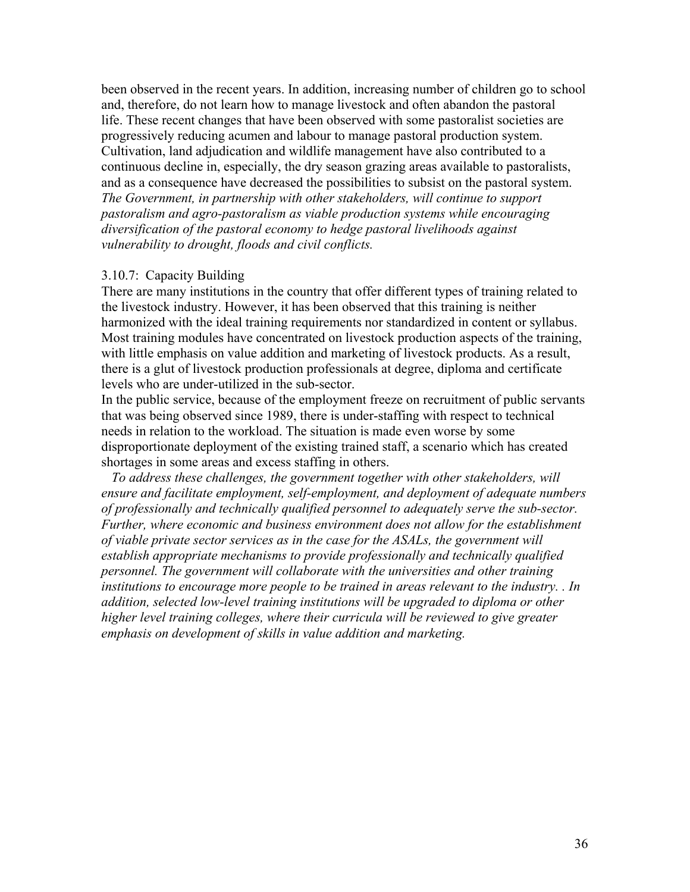been observed in the recent years. In addition, increasing number of children go to school and, therefore, do not learn how to manage livestock and often abandon the pastoral life. These recent changes that have been observed with some pastoralist societies are progressively reducing acumen and labour to manage pastoral production system. Cultivation, land adjudication and wildlife management have also contributed to a continuous decline in, especially, the dry season grazing areas available to pastoralists, and as a consequence have decreased the possibilities to subsist on the pastoral system. *The Government, in partnership with other stakeholders, will continue to support pastoralism and agro-pastoralism as viable production systems while encouraging diversification of the pastoral economy to hedge pastoral livelihoods against vulnerability to drought, floods and civil conflicts.*

### 3.10.7: Capacity Building

There are many institutions in the country that offer different types of training related to the livestock industry. However, it has been observed that this training is neither harmonized with the ideal training requirements nor standardized in content or syllabus. Most training modules have concentrated on livestock production aspects of the training, with little emphasis on value addition and marketing of livestock products. As a result, there is a glut of livestock production professionals at degree, diploma and certificate levels who are under-utilized in the sub-sector.

In the public service, because of the employment freeze on recruitment of public servants that was being observed since 1989, there is under-staffing with respect to technical needs in relation to the workload. The situation is made even worse by some disproportionate deployment of the existing trained staff, a scenario which has created shortages in some areas and excess staffing in others.

*To address these challenges, the government together with other stakeholders, will ensure and facilitate employment, self-employment, and deployment of adequate numbers of professionally and technically qualified personnel to adequately serve the sub-sector. Further, where economic and business environment does not allow for the establishment of viable private sector services as in the case for the ASALs, the government will establish appropriate mechanisms to provide professionally and technically qualified personnel. The government will collaborate with the universities and other training institutions to encourage more people to be trained in areas relevant to the industry. . In addition, selected low-level training institutions will be upgraded to diploma or other higher level training colleges, where their curricula will be reviewed to give greater emphasis on development of skills in value addition and marketing.*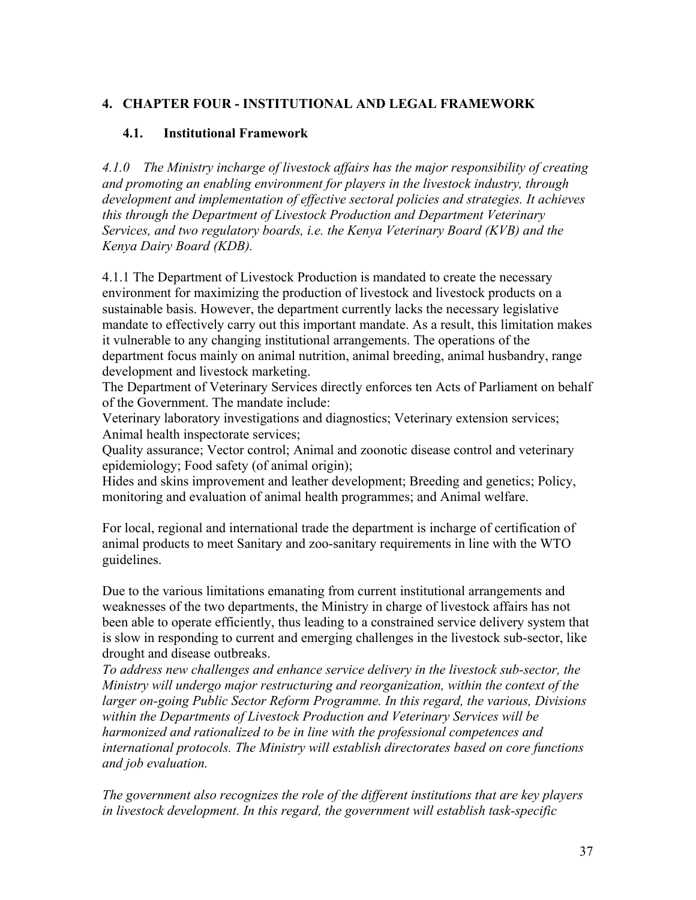## 4. CHAPTER FOUR - INSTITUTIONAL AND LEGAL FRAMEWORK

### 4.1. Institutional Framework

*4.1.0 The Ministry incharge of livestock affairs has the major responsibility of creating and promoting an enabling environment for players in the livestock industry, through development and implementation of effective sectoral policies and strategies. It achieves this through the Department of Livestock Production and Department Veterinary Services, and two regulatory boards, i.e. the Kenya Veterinary Board (KVB) and the Kenya Dairy Board (KDB).*

4.1.1 The Department of Livestock Production is mandated to create the necessary environment for maximizing the production of livestock and livestock products on a sustainable basis. However, the department currently lacks the necessary legislative mandate to effectively carry out this important mandate. As a result, this limitation makes it vulnerable to any changing institutional arrangements. The operations of the department focus mainly on animal nutrition, animal breeding, animal husbandry, range development and livestock marketing.

The Department of Veterinary Services directly enforces ten Acts of Parliament on behalf of the Government. The mandate include:

Veterinary laboratory investigations and diagnostics; Veterinary extension services; Animal health inspectorate services;

Quality assurance; Vector control; Animal and zoonotic disease control and veterinary epidemiology; Food safety (of animal origin);

Hides and skins improvement and leather development; Breeding and genetics; Policy, monitoring and evaluation of animal health programmes; and Animal welfare.

For local, regional and international trade the department is incharge of certification of animal products to meet Sanitary and zoo-sanitary requirements in line with the WTO guidelines.

Due to the various limitations emanating from current institutional arrangements and weaknesses of the two departments, the Ministry in charge of livestock affairs has not been able to operate efficiently, thus leading to a constrained service delivery system that is slow in responding to current and emerging challenges in the livestock sub-sector, like drought and disease outbreaks.

*To address new challenges and enhance service delivery in the livestock sub-sector, the Ministry will undergo major restructuring and reorganization, within the context of the larger on-going Public Sector Reform Programme. In this regard, the various, Divisions within the Departments of Livestock Production and Veterinary Services will be harmonized and rationalized to be in line with the professional competences and international protocols. The Ministry will establish directorates based on core functions and job evaluation.*

*The government also recognizes the role of the different institutions that are key players in livestock development. In this regard, the government will establish task-specific*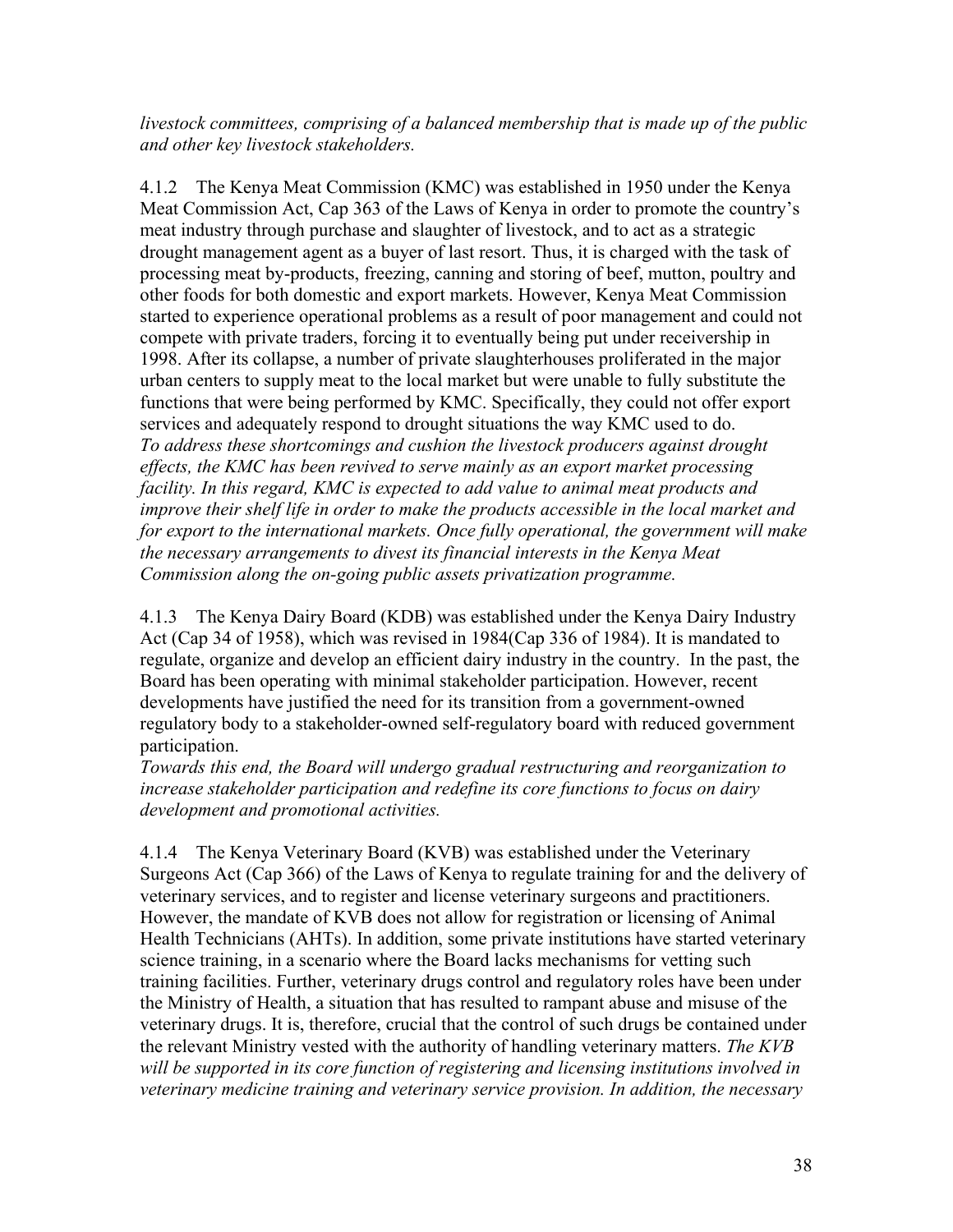*livestock committees, comprising of a balanced membership that is made up of the public and other key livestock stakeholders.*

4.1.2 The Kenya Meat Commission (KMC) was established in 1950 under the Kenya Meat Commission Act, Cap 363 of the Laws of Kenya in order to promote the country's meat industry through purchase and slaughter of livestock, and to act as a strategic drought management agent as a buyer of last resort. Thus, it is charged with the task of processing meat by-products, freezing, canning and storing of beef, mutton, poultry and other foods for both domestic and export markets. However, Kenya Meat Commission started to experience operational problems as a result of poor management and could not compete with private traders, forcing it to eventually being put under receivership in 1998. After its collapse, a number of private slaughterhouses proliferated in the major urban centers to supply meat to the local market but were unable to fully substitute the functions that were being performed by KMC. Specifically, they could not offer export services and adequately respond to drought situations the way KMC used to do.
*To address these shortcomings and cushion the livestock producers against drought effects, the KMC has been revived to serve mainly as an export market processing facility. In this regard, KMC is expected to add value to animal meat products and improve their shelf life in order to make the products accessible in the local market and for export to the international markets. Once fully operational, the government will make the necessary arrangements to divest its financial interests in the Kenya Meat Commission along the on-going public assets privatization programme.*

4.1.3 The Kenya Dairy Board (KDB) was established under the Kenya Dairy Industry Act (Cap 34 of 1958), which was revised in 1984(Cap 336 of 1984). It is mandated to regulate, organize and develop an efficient dairy industry in the country. In the past, the Board has been operating with minimal stakeholder participation. However, recent developments have justified the need for its transition from a government-owned regulatory body to a stakeholder-owned self-regulatory board with reduced government participation.
*Towards this end, the Board will undergo gradual restructuring and reorganization to increase stakeholder participation and redefine its core functions to focus on dairy development and promotional activities.*

4.1.4 The Kenya Veterinary Board (KVB) was established under the Veterinary Surgeons Act (Cap 366) of the Laws of Kenya to regulate training for and the delivery of veterinary services, and to register and license veterinary surgeons and practitioners. However, the mandate of KVB does not allow for registration or licensing of Animal Health Technicians (AHTs). In addition, some private institutions have started veterinary science training, in a scenario where the Board lacks mechanisms for vetting such training facilities. Further, veterinary drugs control and regulatory roles have been under the Ministry of Health, a situation that has resulted to rampant abuse and misuse of the veterinary drugs. It is, therefore, crucial that the control of such drugs be contained under the relevant Ministry vested with the authority of handling veterinary matters. *The KVB will be supported in its core function of registering and licensing institutions involved in veterinary medicine training and veterinary service provision. In addition, the necessary*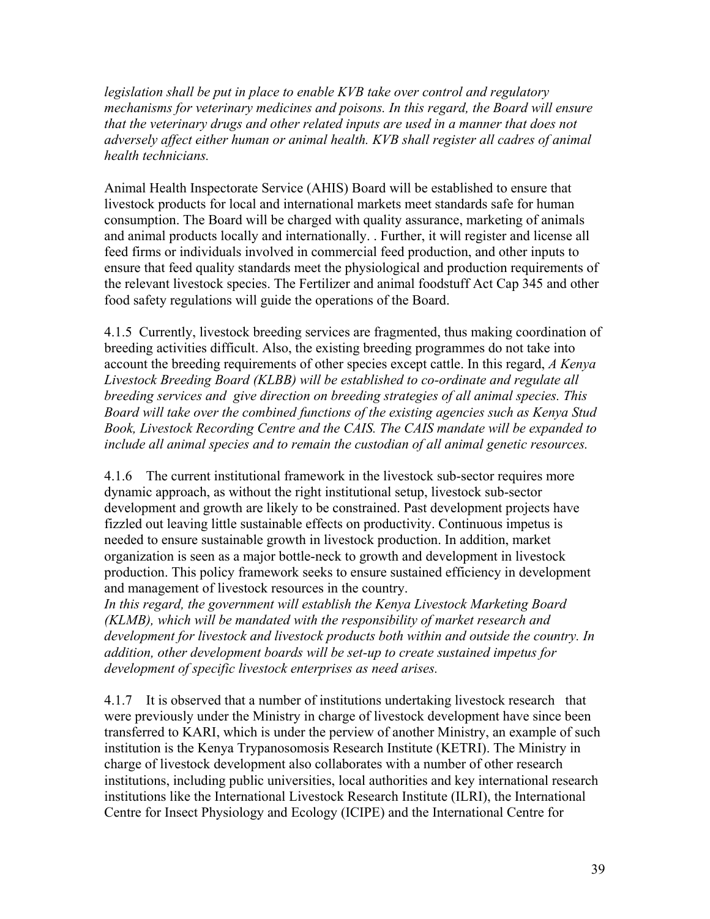*legislation shall be put in place to enable KVB take over control and regulatory mechanisms for veterinary medicines and poisons. In this regard, the Board will ensure that the veterinary drugs and other related inputs are used in a manner that does not adversely affect either human or animal health. KVB shall register all cadres of animal health technicians.*

Animal Health Inspectorate Service (AHIS) Board will be established to ensure that livestock products for local and international markets meet standards safe for human consumption. The Board will be charged with quality assurance, marketing of animals and animal products locally and internationally. . Further, it will register and license all feed firms or individuals involved in commercial feed production, and other inputs to ensure that feed quality standards meet the physiological and production requirements of the relevant livestock species. The Fertilizer and animal foodstuff Act Cap 345 and other food safety regulations will guide the operations of the Board.

4.1.5 Currently, livestock breeding services are fragmented, thus making coordination of breeding activities difficult. Also, the existing breeding programmes do not take into account the breeding requirements of other species except cattle. In this regard, *A Kenya Livestock Breeding Board (KLBB) will be established to co-ordinate and regulate all breeding services and give direction on breeding strategies of all animal species. This Board will take over the combined functions of the existing agencies such as Kenya Stud Book, Livestock Recording Centre and the CAIS. The CAIS mandate will be expanded to include all animal species and to remain the custodian of all animal genetic resources.*

4.1.6 The current institutional framework in the livestock sub-sector requires more dynamic approach, as without the right institutional setup, livestock sub-sector development and growth are likely to be constrained. Past development projects have fizzled out leaving little sustainable effects on productivity. Continuous impetus is needed to ensure sustainable growth in livestock production. In addition, market organization is seen as a major bottle-neck to growth and development in livestock production. This policy framework seeks to ensure sustained efficiency in development and management of livestock resources in the country.
*In this regard, the government will establish the Kenya Livestock Marketing Board (KLMB), which will be mandated with the responsibility of market research and development for livestock and livestock products both within and outside the country. In addition, other development boards will be set-up to create sustained impetus for development of specific livestock enterprises as need arises.*

4.1.7 It is observed that a number of institutions undertaking livestock research that were previously under the Ministry in charge of livestock development have since been transferred to KARI, which is under the perview of another Ministry, an example of such institution is the Kenya Trypanosomosis Research Institute (KETRI). The Ministry in charge of livestock development also collaborates with a number of other research institutions, including public universities, local authorities and key international research institutions like the International Livestock Research Institute (ILRI), the International Centre for Insect Physiology and Ecology (ICIPE) and the International Centre for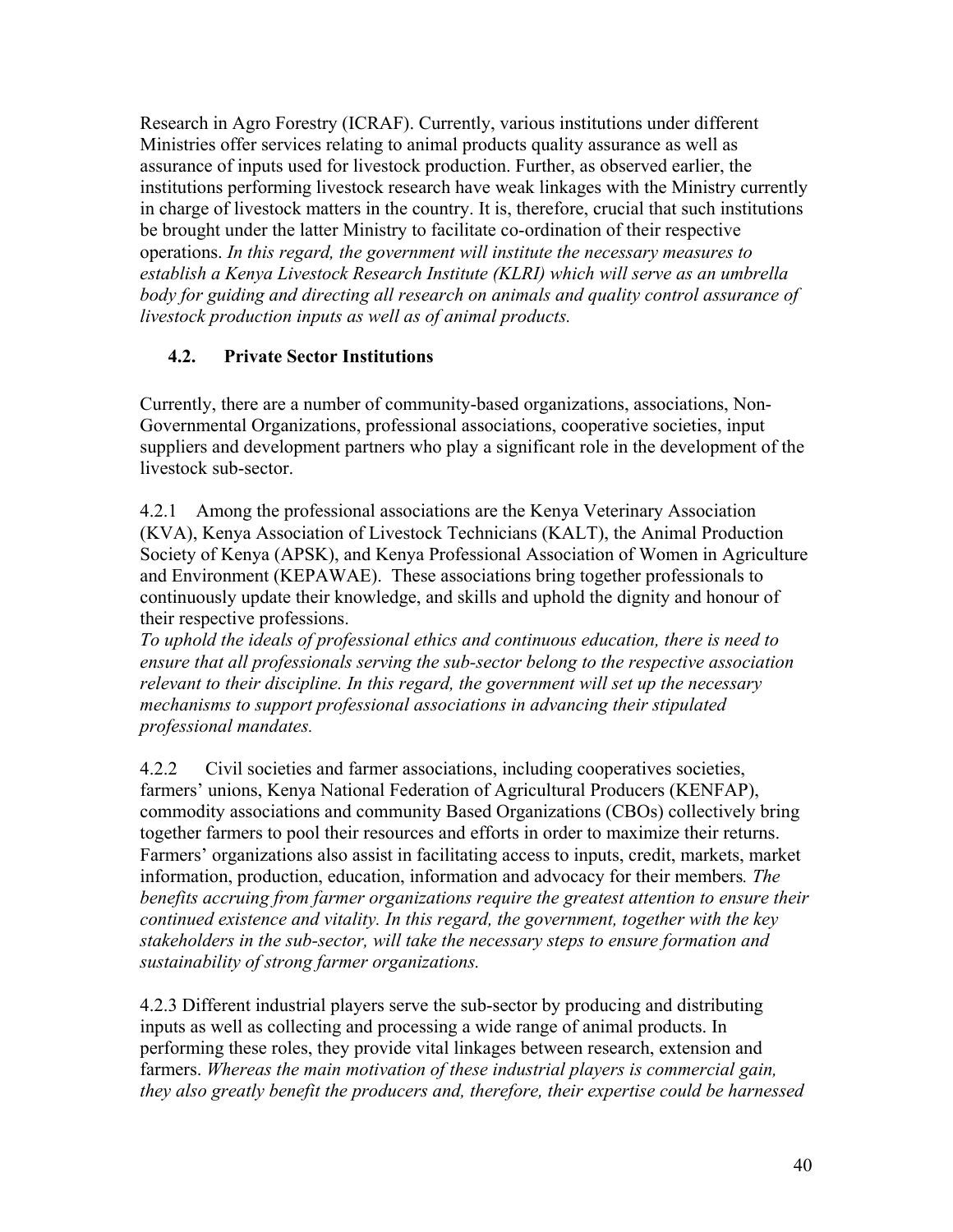Research in Agro Forestry (ICRAF). Currently, various institutions under different Ministries offer services relating to animal products quality assurance as well as assurance of inputs used for livestock production. Further, as observed earlier, the institutions performing livestock research have weak linkages with the Ministry currently in charge of livestock matters in the country. It is, therefore, crucial that such institutions be brought under the latter Ministry to facilitate co-ordination of their respective operations. *In this regard, the government will institute the necessary measures to establish a Kenya Livestock Research Institute (KLRI) which will serve as an umbrella body for guiding and directing all research on animals and quality control assurance of livestock production inputs as well as of animal products.*

## 4.2. Private Sector Institutions

Currently, there are a number of community-based organizations, associations, Non-Governmental Organizations, professional associations, cooperative societies, input suppliers and development partners who play a significant role in the development of the livestock sub-sector.

4.2.1 Among the professional associations are the Kenya Veterinary Association (KVA), Kenya Association of Livestock Technicians (KALT), the Animal Production Society of Kenya (APSK), and Kenya Professional Association of Women in Agriculture and Environment (KEPAWAE). These associations bring together professionals to continuously update their knowledge, and skills and uphold the dignity and honour of their respective professions.
*To uphold the ideals of professional ethics and continuous education, there is need to ensure that all professionals serving the sub-sector belong to the respective association relevant to their discipline. In this regard, the government will set up the necessary mechanisms to support professional associations in advancing their stipulated professional mandates.*

4.2.2 Civil societies and farmer associations, including cooperatives societies, farmers' unions, Kenya National Federation of Agricultural Producers (KENFAP), commodity associations and community Based Organizations (CBOs) collectively bring together farmers to pool their resources and efforts in order to maximize their returns. Farmers' organizations also assist in facilitating access to inputs, credit, markets, market information, production, education, information and advocacy for their members*. The benefits accruing from farmer organizations require the greatest attention to ensure their continued existence and vitality. In this regard, the government, together with the key stakeholders in the sub-sector, will take the necessary steps to ensure formation and sustainability of strong farmer organizations.*

4.2.3 Different industrial players serve the sub-sector by producing and distributing inputs as well as collecting and processing a wide range of animal products. In performing these roles, they provide vital linkages between research, extension and farmers. *Whereas the main motivation of these industrial players is commercial gain, they also greatly benefit the producers and, therefore, their expertise could be harnessed*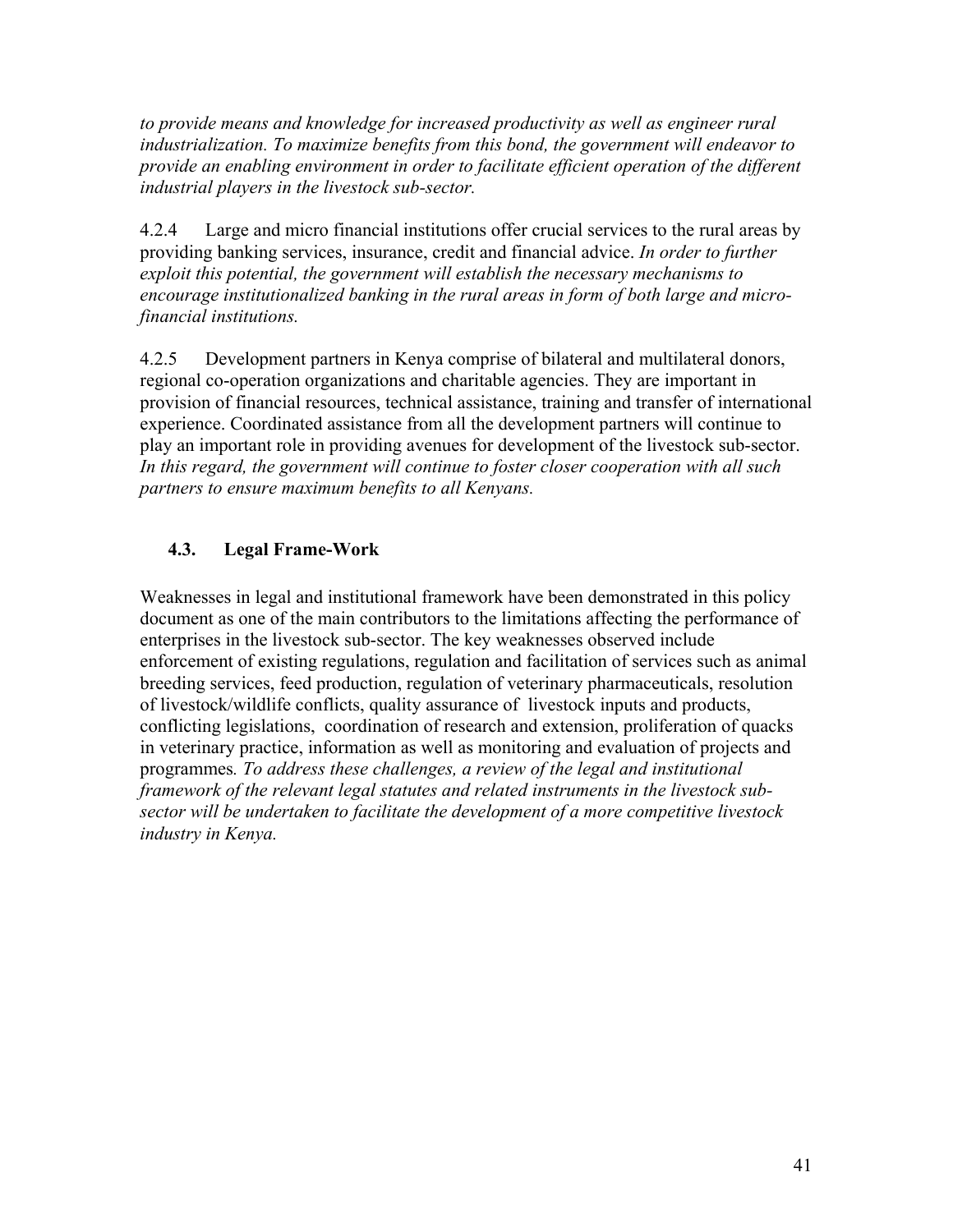*to provide means and knowledge for increased productivity as well as engineer rural industrialization. To maximize benefits from this bond, the government will endeavor to provide an enabling environment in order to facilitate efficient operation of the different industrial players in the livestock sub-sector.*

4.2.4 Large and micro financial institutions offer crucial services to the rural areas by providing banking services, insurance, credit and financial advice. *In order to further exploit this potential, the government will establish the necessary mechanisms to encourage institutionalized banking in the rural areas in form of both large and micro-financial institutions.*

4.2.5 Development partners in Kenya comprise of bilateral and multilateral donors, regional co-operation organizations and charitable agencies. They are important in provision of financial resources, technical assistance, training and transfer of international experience. Coordinated assistance from all the development partners will continue to play an important role in providing avenues for development of the livestock sub-sector. *In this regard, the government will continue to foster closer cooperation with all such partners to ensure maximum benefits to all Kenyans.*

## 4.3. Legal Frame-Work

Weaknesses in legal and institutional framework have been demonstrated in this policy document as one of the main contributors to the limitations affecting the performance of enterprises in the livestock sub-sector. The key weaknesses observed include enforcement of existing regulations, regulation and facilitation of services such as animal breeding services, feed production, regulation of veterinary pharmaceuticals, resolution of livestock/wildlife conflicts, quality assurance of livestock inputs and products, conflicting legislations, coordination of research and extension, proliferation of quacks in veterinary practice, information as well as monitoring and evaluation of projects and programmes. *To address these challenges, a review of the legal and institutional framework of the relevant legal statutes and related instruments in the livestock sub-sector will be undertaken to facilitate the development of a more competitive livestock industry in Kenya.*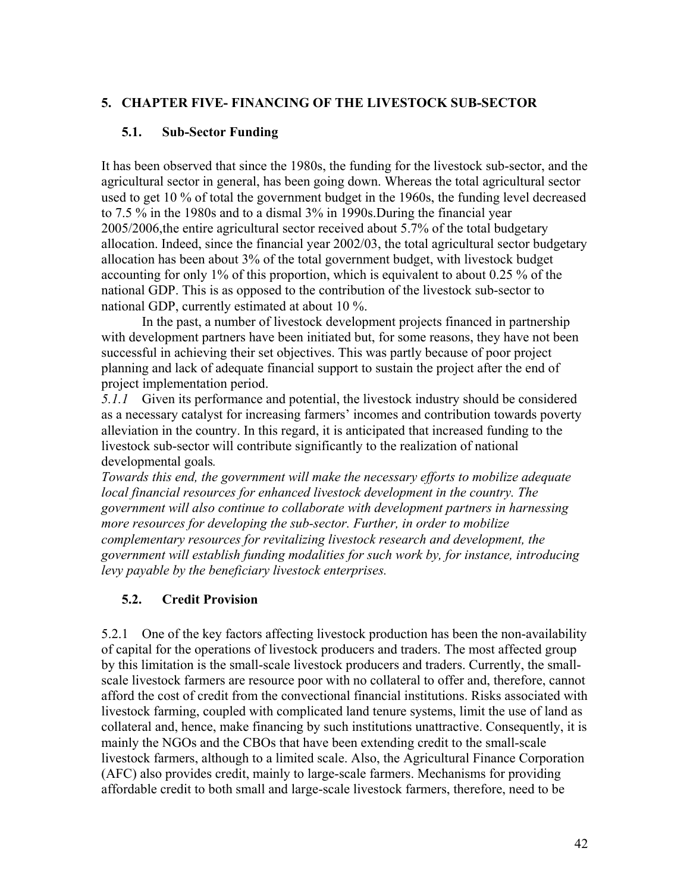## 5. CHAPTER FIVE- FINANCING OF THE LIVESTOCK SUB-SECTOR

### 5.1. Sub-Sector Funding

It has been observed that since the 1980s, the funding for the livestock sub-sector, and the agricultural sector in general, has been going down. Whereas the total agricultural sector used to get 10 % of total the government budget in the 1960s, the funding level decreased to 7.5 % in the 1980s and to a dismal 3% in 1990s.During the financial year 2005/2006,the entire agricultural sector received about 5.7% of the total budgetary allocation. Indeed, since the financial year 2002/03, the total agricultural sector budgetary allocation has been about 3% of the total government budget, with livestock budget accounting for only 1% of this proportion, which is equivalent to about 0.25 % of the national GDP. This is as opposed to the contribution of the livestock sub-sector to national GDP, currently estimated at about 10 %.

In the past, a number of livestock development projects financed in partnership with development partners have been initiated but, for some reasons, they have not been successful in achieving their set objectives. This was partly because of poor project planning and lack of adequate financial support to sustain the project after the end of project implementation period.

*5.1.1* Given its performance and potential, the livestock industry should be considered as a necessary catalyst for increasing farmers' incomes and contribution towards poverty alleviation in the country. In this regard, it is anticipated that increased funding to the livestock sub-sector will contribute significantly to the realization of national developmental goals*.*

*Towards this end, the government will make the necessary efforts to mobilize adequate local financial resources for enhanced livestock development in the country. The government will also continue to collaborate with development partners in harnessing more resources for developing the sub-sector. Further, in order to mobilize complementary resources for revitalizing livestock research and development, the government will establish funding modalities for such work by, for instance, introducing levy payable by the beneficiary livestock enterprises.*

### 5.2. Credit Provision

5.2.1 One of the key factors affecting livestock production has been the non-availability of capital for the operations of livestock producers and traders. The most affected group by this limitation is the small-scale livestock producers and traders. Currently, the small-scale livestock farmers are resource poor with no collateral to offer and, therefore, cannot afford the cost of credit from the convectional financial institutions. Risks associated with livestock farming, coupled with complicated land tenure systems, limit the use of land as collateral and, hence, make financing by such institutions unattractive. Consequently, it is mainly the NGOs and the CBOs that have been extending credit to the small-scale livestock farmers, although to a limited scale. Also, the Agricultural Finance Corporation (AFC) also provides credit, mainly to large-scale farmers. Mechanisms for providing affordable credit to both small and large-scale livestock farmers, therefore, need to be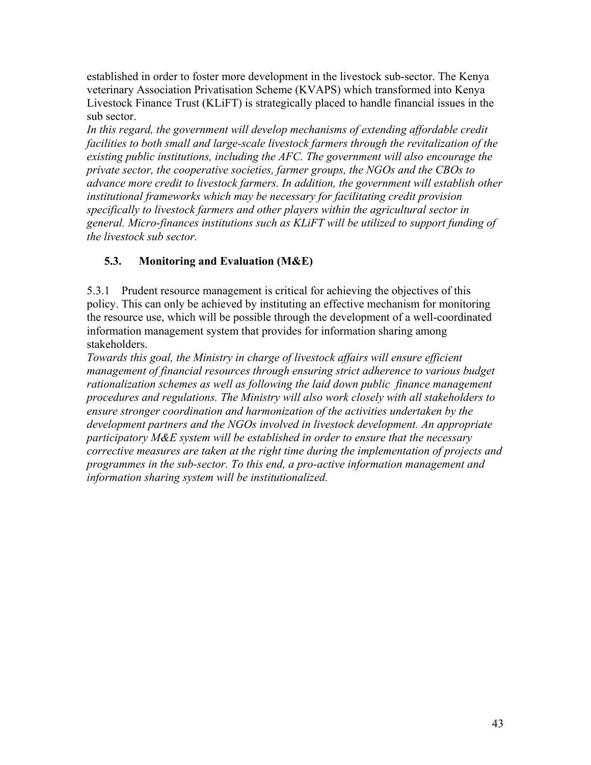established in order to foster more development in the livestock sub-sector. The Kenya veterinary Association Privatisation Scheme (KVAPS) which transformed into Kenya Livestock Finance Trust (KLiFT) is strategically placed to handle financial issues in the sub sector.

*In this regard, the government will develop mechanisms of extending affordable credit facilities to both small and large-scale livestock farmers through the revitalization of the existing public institutions, including the AFC. The government will also encourage the private sector, the cooperative societies, farmer groups, the NGOs and the CBOs to advance more credit to livestock farmers. In addition, the government will establish other institutional frameworks which may be necessary for facilitating credit provision specifically to livestock farmers and other players within the agricultural sector in general. Micro-finances institutions such as KLiFT will be utilized to support funding of the livestock sub sector.*

### 5.3. Monitoring and Evaluation (M&E)

5.3.1 Prudent resource management is critical for achieving the objectives of this policy. This can only be achieved by instituting an effective mechanism for monitoring the resource use, which will be possible through the development of a well-coordinated information management system that provides for information sharing among stakeholders.

*Towards this goal, the Ministry in charge of livestock affairs will ensure efficient management of financial resources through ensuring strict adherence to various budget rationalization schemes as well as following the laid down public finance management procedures and regulations. The Ministry will also work closely with all stakeholders to ensure stronger coordination and harmonization of the activities undertaken by the development partners and the NGOs involved in livestock development. An appropriate participatory M&E system will be established in order to ensure that the necessary corrective measures are taken at the right time during the implementation of projects and programmes in the sub-sector. To this end, a pro-active information management and information sharing system will be institutionalized.*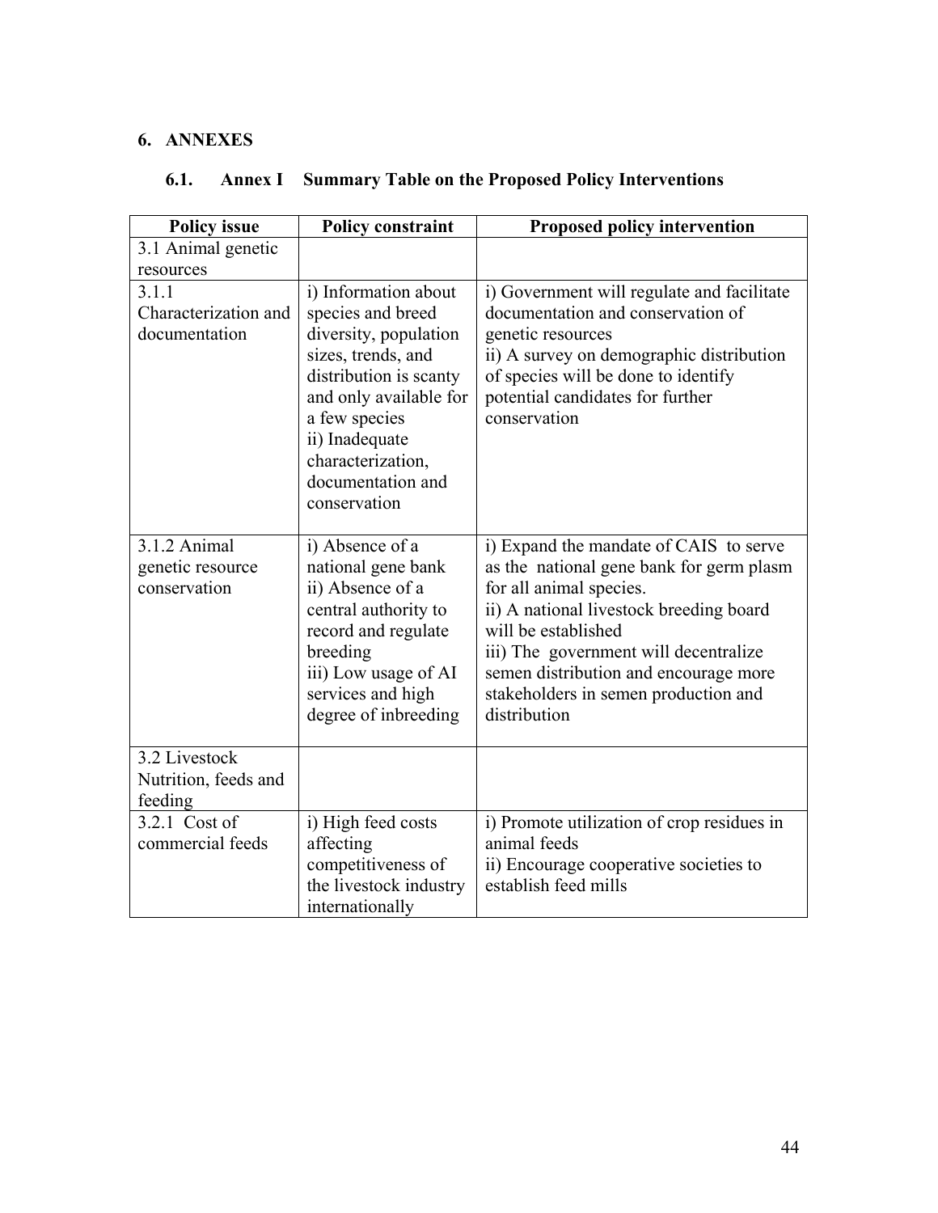## 6. ANNEXES

### 6.1. Annex I Summary Table on the Proposed Policy Interventions

| Policy issue | Policy constraint | Proposed policy intervention |
|---|---|---|
| 3.1 Animal genetic resources | | |
| 3.1.1 Characterization and documentation | i) Information about species and breed diversity, population sizes, trends, and distribution is scanty and only available for a few species<br>ii) Inadequate characterization, documentation and conservation | i) Government will regulate and facilitate documentation and conservation of genetic resources<br>ii) A survey on demographic distribution of species will be done to identify potential candidates for further conservation |
| 3.1.2 Animal genetic resource conservation | i) Absence of a national gene bank<br>ii) Absence of a central authority to record and regulate breeding<br>iii) Low usage of AI services and high degree of inbreeding | i) Expand the mandate of CAIS to serve as the national gene bank for germ plasm for all animal species.<br>ii) A national livestock breeding board will be established<br>iii) The government will decentralize semen distribution and encourage more stakeholders in semen production and distribution |
| 3.2 Livestock Nutrition, feeds and feeding | | |
| 3.2.1 Cost of commercial feeds | i) High feed costs affecting competitiveness of the livestock industry internationally | i) Promote utilization of crop residues in animal feeds<br>ii) Encourage cooperative societies to establish feed mills |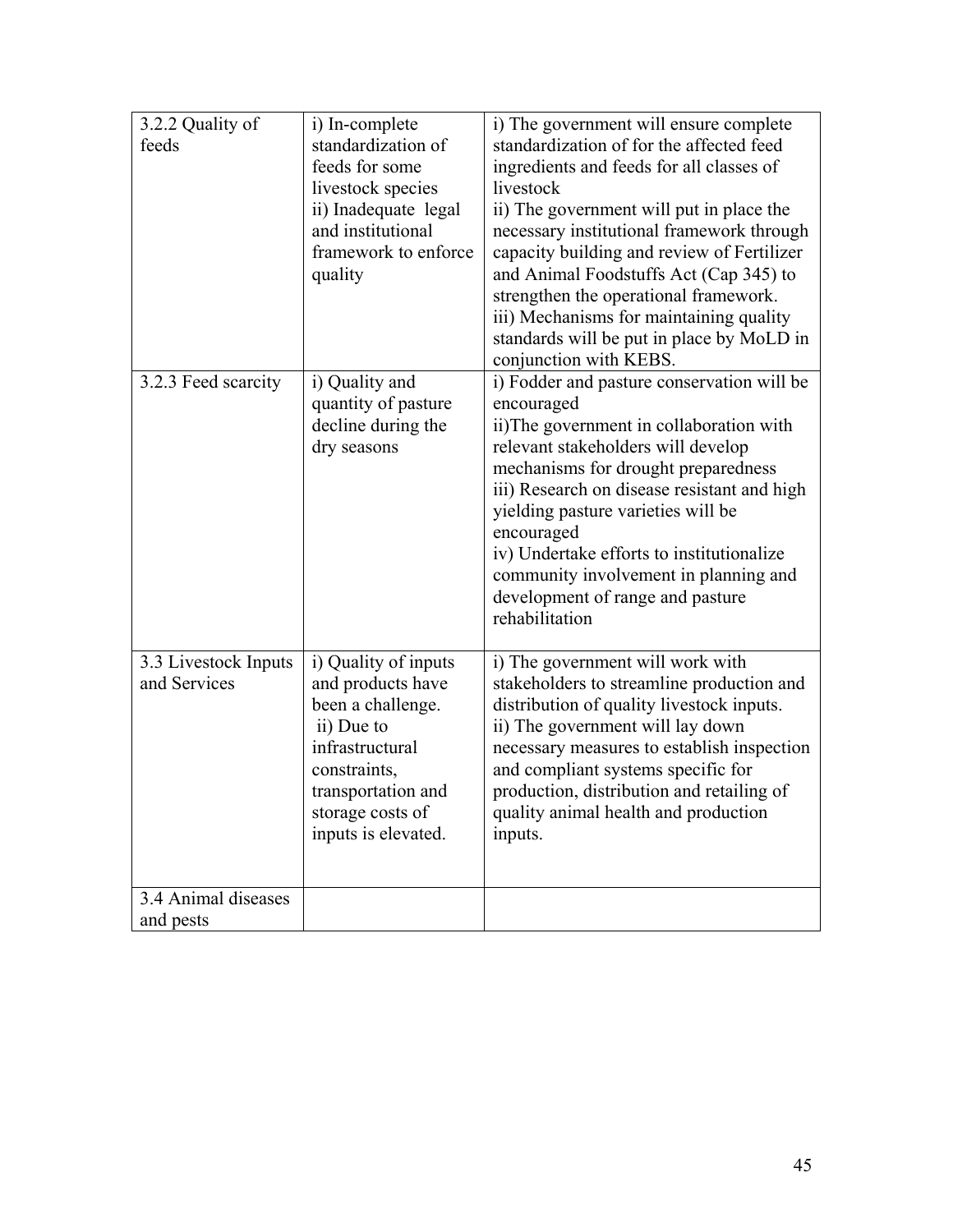| | | |
|---|---|---|
| 3.2.2 Quality of feeds | i) In-complete standardization of feeds for some livestock species<br>ii) Inadequate legal and institutional framework to enforce quality | i) The government will ensure complete standardization of for the affected feed ingredients and feeds for all classes of livestock<br>ii) The government will put in place the necessary institutional framework through capacity building and review of Fertilizer and Animal Foodstuffs Act (Cap 345) to strengthen the operational framework.<br>iii) Mechanisms for maintaining quality standards will be put in place by MoLD in conjunction with KEBS. |
| 3.2.3 Feed scarcity | i) Quality and quantity of pasture decline during the dry seasons | i) Fodder and pasture conservation will be encouraged<br>ii)The government in collaboration with relevant stakeholders will develop mechanisms for drought preparedness<br>iii) Research on disease resistant and high yielding pasture varieties will be encouraged<br>iv) Undertake efforts to institutionalize community involvement in planning and development of range and pasture rehabilitation |
| 3.3 Livestock Inputs and Services | i) Quality of inputs and products have been a challenge.<br>ii) Due to infrastructural constraints, transportation and storage costs of inputs is elevated. | i) The government will work with stakeholders to streamline production and distribution of quality livestock inputs.<br>ii) The government will lay down necessary measures to establish inspection and compliant systems specific for production, distribution and retailing of quality animal health and production inputs. |
| 3.4 Animal diseases and pests | | |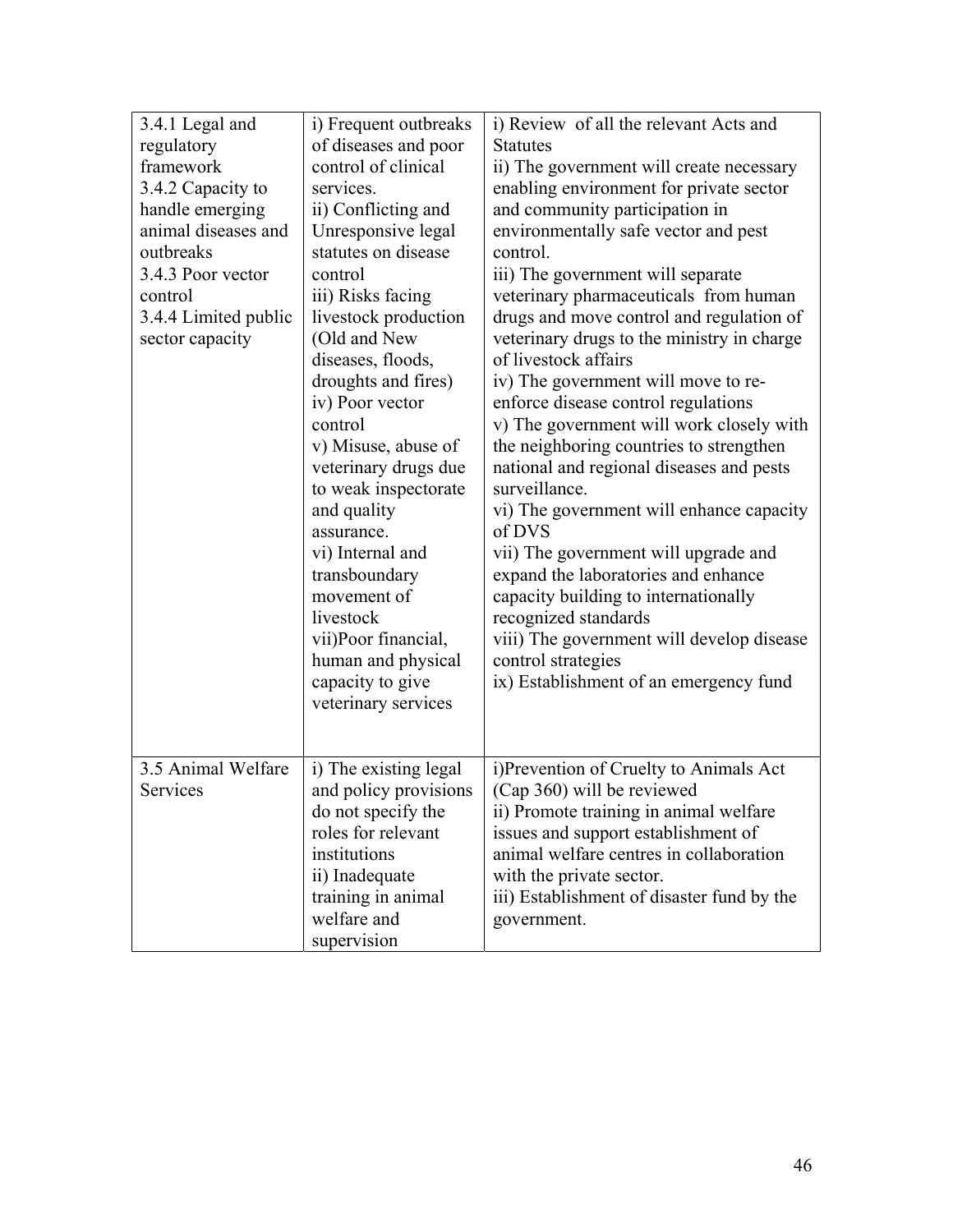| | | |
|---|---|---|
| 3.4.1 Legal and regulatory framework<br>3.4.2 Capacity to handle emerging animal diseases and outbreaks<br>3.4.3 Poor vector control<br>3.4.4 Limited public sector capacity | i) Frequent outbreaks of diseases and poor control of clinical services.<br>ii) Conflicting and Unresponsive legal statutes on disease control<br>iii) Risks facing livestock production (Old and New diseases, floods, droughts and fires)<br>iv) Poor vector control<br>v) Misuse, abuse of veterinary drugs due to weak inspectorate and quality assurance.<br>vi) Internal and transboundary movement of livestock<br>vii)Poor financial, human and physical capacity to give veterinary services | i) Review of all the relevant Acts and Statutes<br>ii) The government will create necessary enabling environment for private sector and community participation in environmentally safe vector and pest control.<br>iii) The government will separate veterinary pharmaceuticals from human drugs and move control and regulation of veterinary drugs to the ministry in charge of livestock affairs<br>iv) The government will move to re-enforce disease control regulations<br>v) The government will work closely with the neighboring countries to strengthen national and regional diseases and pests surveillance.<br>vi) The government will enhance capacity of DVS<br>vii) The government will upgrade and expand the laboratories and enhance capacity building to internationally recognized standards<br>viii) The government will develop disease control strategies<br>ix) Establishment of an emergency fund |
| 3.5 Animal Welfare Services | i) The existing legal and policy provisions do not specify the roles for relevant institutions<br>ii) Inadequate training in animal welfare and supervision | i)Prevention of Cruelty to Animals Act (Cap 360) will be reviewed<br>ii) Promote training in animal welfare issues and support establishment of animal welfare centres in collaboration with the private sector.<br>iii) Establishment of disaster fund by the government. |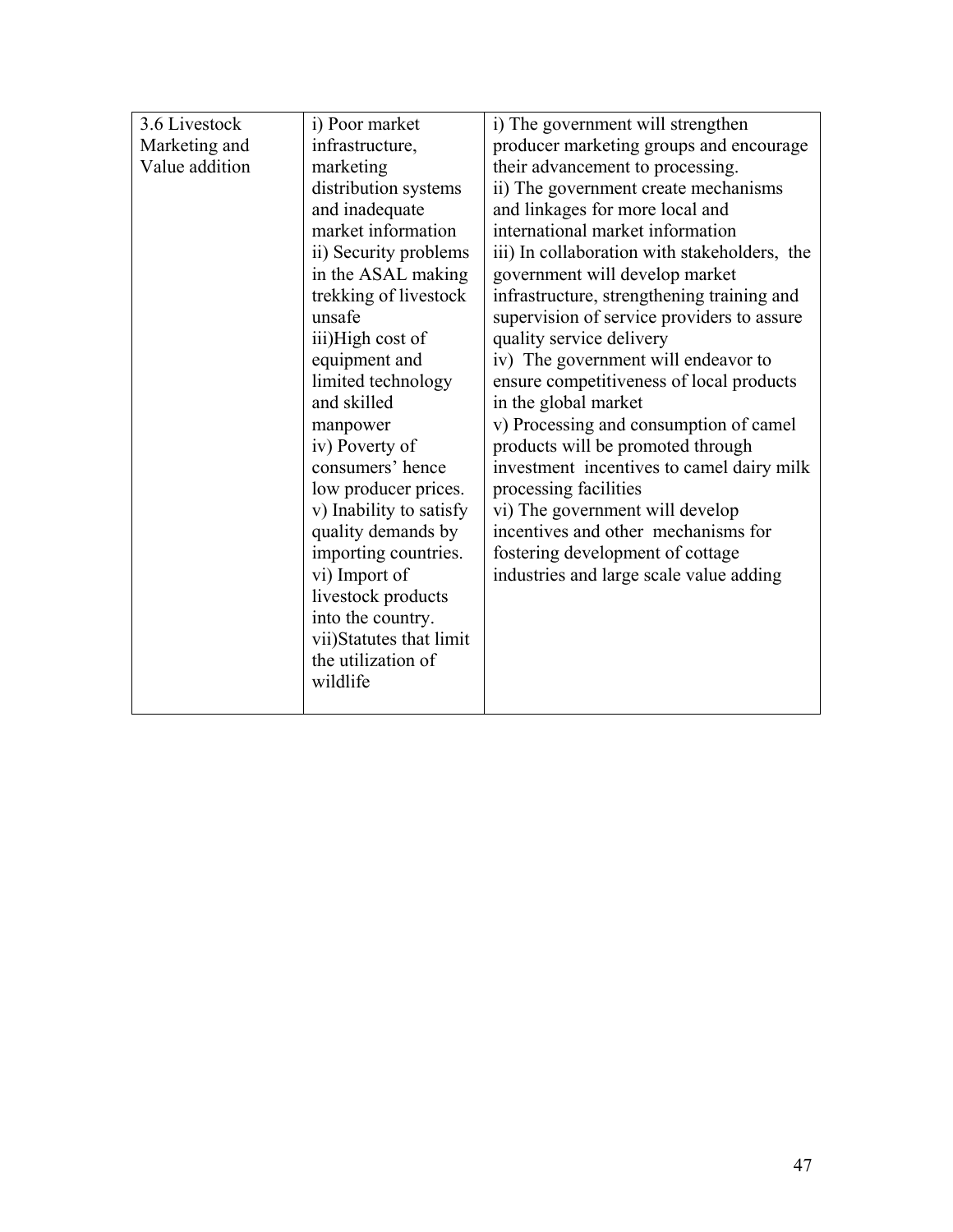| | | |
|---|---|---|
| 3.6 Livestock Marketing and Value addition | i) Poor market infrastructure, marketing distribution systems and inadequate market information<br>ii) Security problems in the ASAL making trekking of livestock unsafe<br>iii)High cost of equipment and limited technology and skilled manpower<br>iv) Poverty of consumers' hence low producer prices.<br>v) Inability to satisfy quality demands by importing countries.<br>vi) Import of livestock products into the country.<br>vii)Statutes that limit the utilization of wildlife | i) The government will strengthen producer marketing groups and encourage their advancement to processing.<br>ii) The government create mechanisms and linkages for more local and international market information<br>iii) In collaboration with stakeholders, the government will develop market infrastructure, strengthening training and supervision of service providers to assure quality service delivery<br>iv) The government will endeavor to ensure competitiveness of local products in the global market<br>v) Processing and consumption of camel products will be promoted through investment incentives to camel dairy milk processing facilities<br>vi) The government will develop incentives and other mechanisms for fostering development of cottage industries and large scale value adding |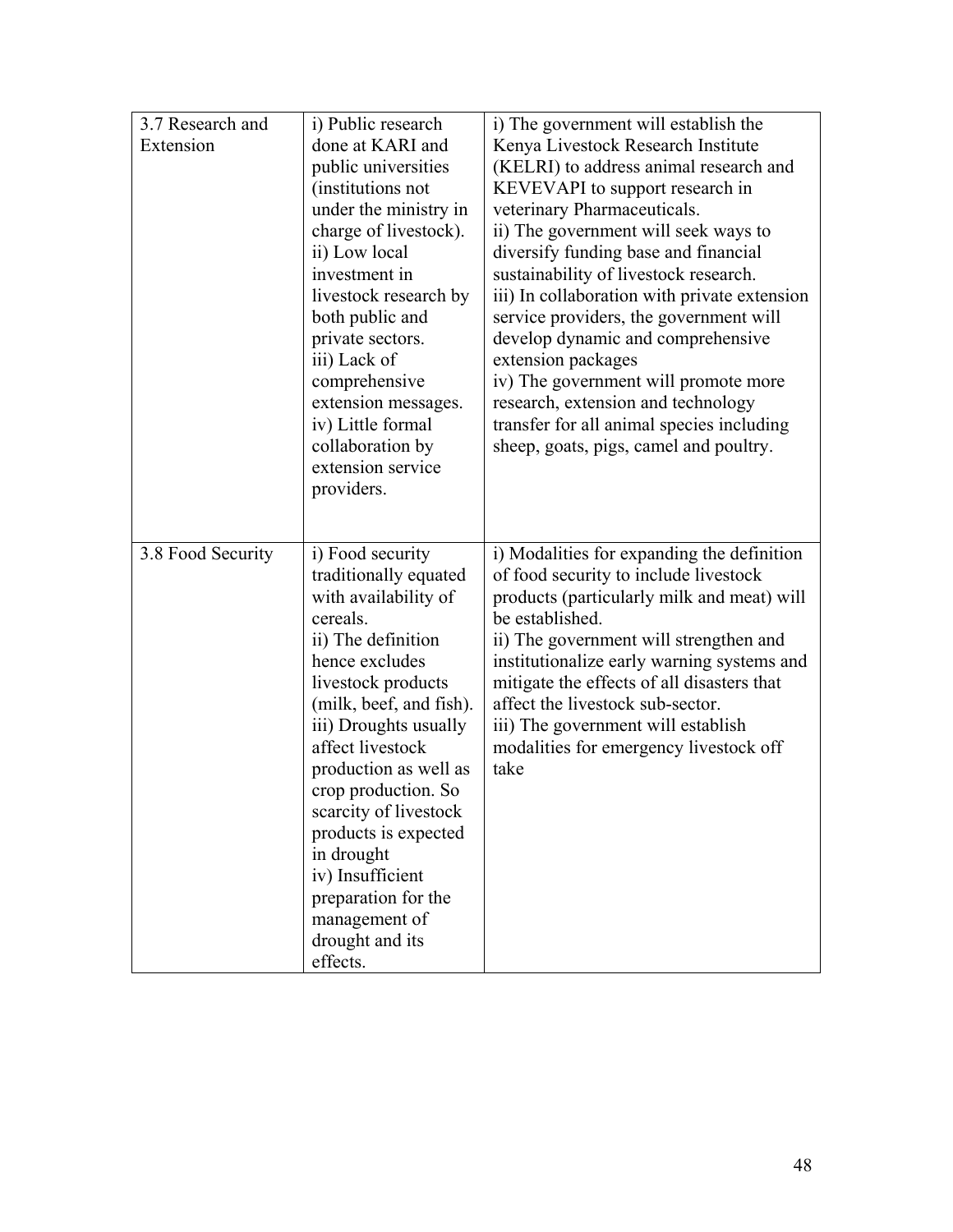| 3.7 Research and Extension | i) Public research done at KARI and public universities (institutions not under the ministry in charge of livestock).<br>ii) Low local investment in livestock research by both public and private sectors.<br>iii) Lack of comprehensive extension messages.<br>iv) Little formal collaboration by extension service providers. | i) The government will establish the Kenya Livestock Research Institute (KELRI) to address animal research and KEVEVAPI to support research in veterinary Pharmaceuticals.<br>ii) The government will seek ways to diversify funding base and financial sustainability of livestock research.<br>iii) In collaboration with private extension service providers, the government will develop dynamic and comprehensive extension packages<br>iv) The government will promote more research, extension and technology transfer for all animal species including sheep, goats, pigs, camel and poultry. |
|---|---|---|
| 3.8 Food Security | i) Food security traditionally equated with availability of cereals.<br>ii) The definition hence excludes livestock products (milk, beef, and fish).<br>iii) Droughts usually affect livestock production as well as crop production. So scarcity of livestock products is expected in drought<br>iv) Insufficient preparation for the management of drought and its effects. | i) Modalities for expanding the definition of food security to include livestock products (particularly milk and meat) will be established.<br>ii) The government will strengthen and institutionalize early warning systems and mitigate the effects of all disasters that affect the livestock sub-sector.<br>iii) The government will establish modalities for emergency livestock off take |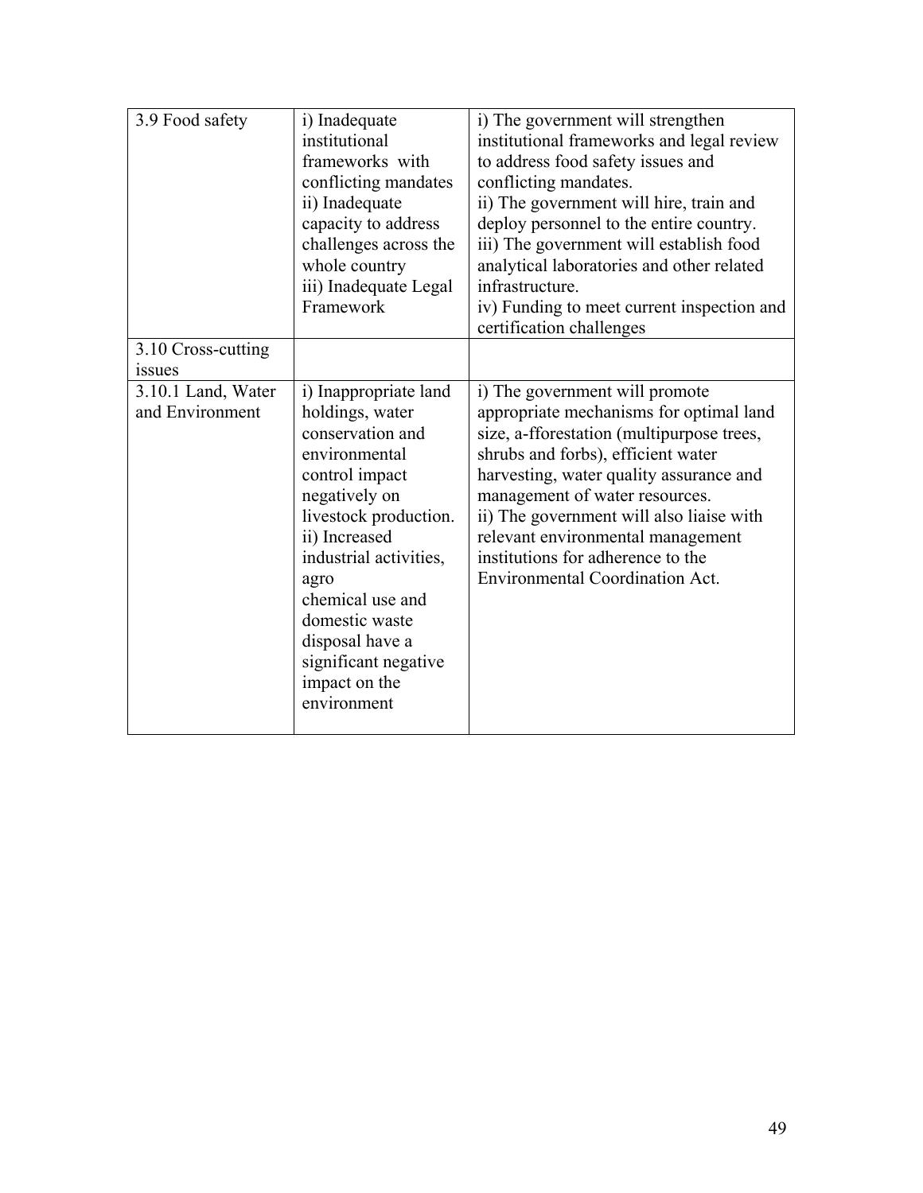| 3.9 Food safety | i) Inadequate institutional frameworks with conflicting mandates<br>ii) Inadequate capacity to address challenges across the whole country<br>iii) Inadequate Legal Framework | i) The government will strengthen institutional frameworks and legal review to address food safety issues and conflicting mandates.<br>ii) The government will hire, train and deploy personnel to the entire country.<br>iii) The government will establish food analytical laboratories and other related infrastructure.<br>iv) Funding to meet current inspection and certification challenges |
|---|---|---|
| 3.10 Cross-cutting issues | | |
| 3.10.1 Land, Water and Environment | i) Inappropriate land holdings, water conservation and environmental control impact negatively on livestock production.<br>ii) Increased industrial activities, agro chemical use and domestic waste disposal have a significant negative impact on the environment | i) The government will promote appropriate mechanisms for optimal land size, a-fforestation (multipurpose trees, shrubs and forbs), efficient water harvesting, water quality assurance and management of water resources.<br>ii) The government will also liaise with relevant environmental management institutions for adherence to the Environmental Coordination Act. |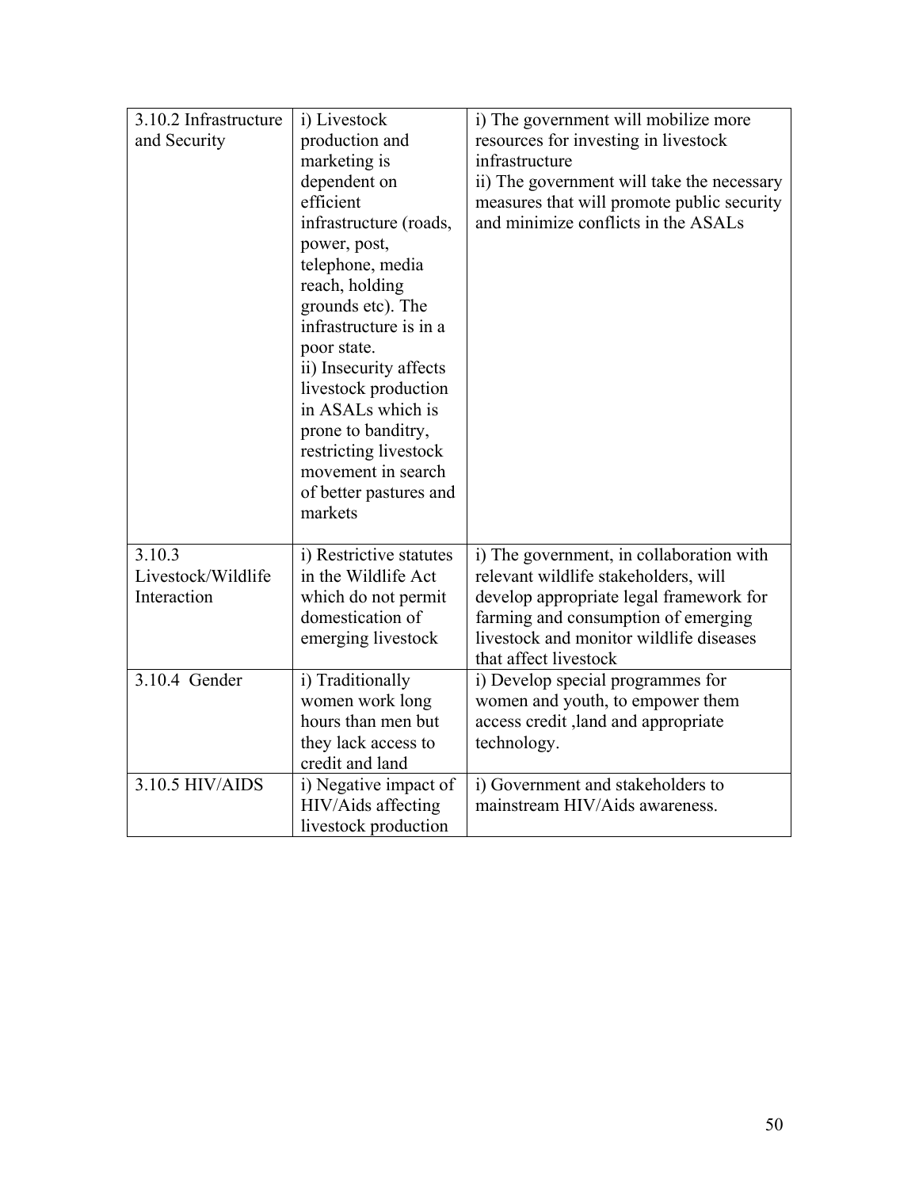| 3.10.2 Infrastructure and Security | i) Livestock production and marketing is dependent on efficient infrastructure (roads, power, post, telephone, media reach, holding grounds etc). The infrastructure is in a poor state.<br>ii) Insecurity affects livestock production in ASALs which is prone to banditry, restricting livestock movement in search of better pastures and markets | i) The government will mobilize more resources for investing in livestock infrastructure<br>ii) The government will take the necessary measures that will promote public security and minimize conflicts in the ASALs |
|---|---|---|
| 3.10.3 Livestock/Wildlife Interaction | i) Restrictive statutes in the Wildlife Act which do not permit domestication of emerging livestock | i) The government, in collaboration with relevant wildlife stakeholders, will develop appropriate legal framework for farming and consumption of emerging livestock and monitor wildlife diseases that affect livestock |
| 3.10.4 Gender | i) Traditionally women work long hours than men but they lack access to credit and land | i) Develop special programmes for women and youth, to empower them access credit ,land and appropriate technology. |
| 3.10.5 HIV/AIDS | i) Negative impact of HIV/Aids affecting livestock production | i) Government and stakeholders to mainstream HIV/Aids awareness. |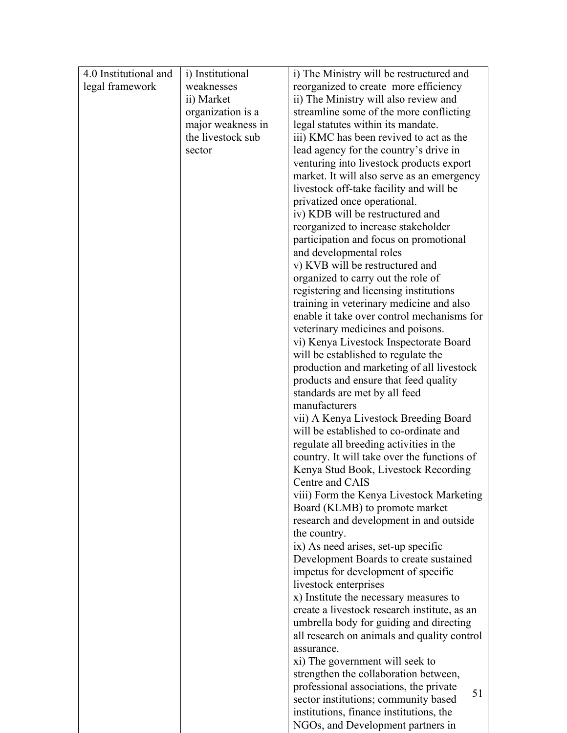| 4.0 Institutional and legal framework | i) Institutional weaknesses<br>ii) Market organization is a major weakness in the livestock sub sector | i) The Ministry will be restructured and reorganized to create more efficiency<br>ii) The Ministry will also review and streamline some of the more conflicting legal statutes within its mandate.<br>iii) KMC has been revived to act as the lead agency for the country's drive in venturing into livestock products export market. It will also serve as an emergency livestock off-take facility and will be privatized once operational.<br>iv) KDB will be restructured and reorganized to increase stakeholder participation and focus on promotional and developmental roles<br>v) KVB will be restructured and organized to carry out the role of registering and licensing institutions training in veterinary medicine and also enable it take over control mechanisms for veterinary medicines and poisons.<br>vi) Kenya Livestock Inspectorate Board will be established to regulate the production and marketing of all livestock products and ensure that feed quality standards are met by all feed manufacturers<br>vii) A Kenya Livestock Breeding Board will be established to co-ordinate and regulate all breeding activities in the country. It will take over the functions of Kenya Stud Book, Livestock Recording Centre and CAIS<br>viii) Form the Kenya Livestock Marketing Board (KLMB) to promote market research and development in and outside the country.<br>ix) As need arises, set-up specific Development Boards to create sustained impetus for development of specific livestock enterprises<br>x) Institute the necessary measures to create a livestock research institute, as an umbrella body for guiding and directing all research on animals and quality control assurance.<br>xi) The government will seek to strengthen the collaboration between, professional associations, the private sector institutions; community based institutions, finance institutions, the NGOs, and Development partners in |
|---|---|---|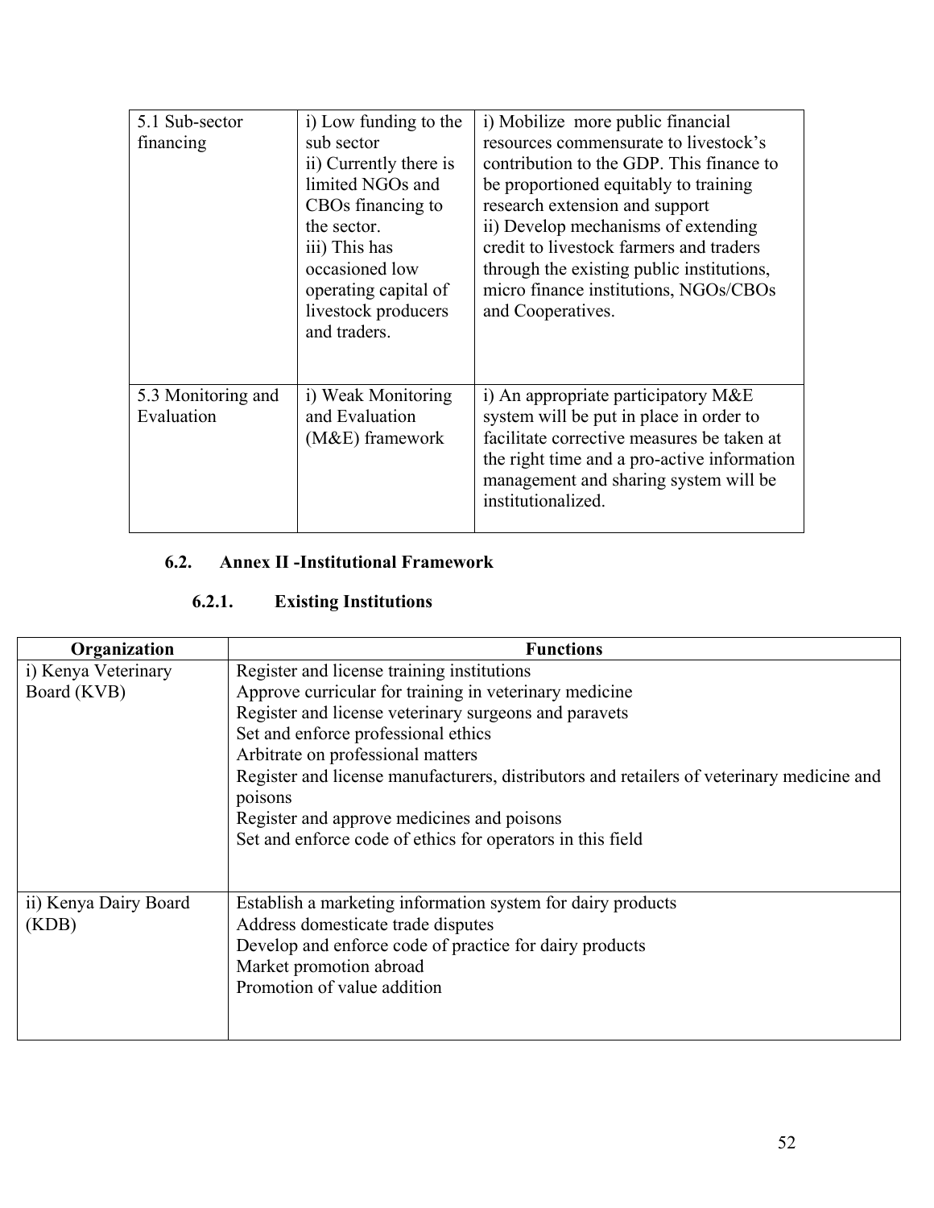| 5.1 Sub-sector financing | i) Low funding to the sub sector<br>ii) Currently there is limited NGOs and CBOs financing to the sector.<br>iii) This has occasioned low operating capital of livestock producers and traders. | i) Mobilize more public financial resources commensurate to livestock's contribution to the GDP. This finance to be proportioned equitably to training research extension and support<br>ii) Develop mechanisms of extending credit to livestock farmers and traders through the existing public institutions, micro finance institutions, NGOs/CBOs and Cooperatives. |
|---|---|---|
| 5.3 Monitoring and Evaluation | i) Weak Monitoring and Evaluation (M&E) framework | i) An appropriate participatory M&E system will be put in place in order to facilitate corrective measures be taken at the right time and a pro-active information management and sharing system will be institutionalized. |

### 6.2. Annex II -Institutional Framework

#### 6.2.1. Existing Institutions

| Organization | Functions |
|---|---|
| i) Kenya Veterinary Board (KVB) | Register and license training institutions<br>Approve curricular for training in veterinary medicine<br>Register and license veterinary surgeons and paravets<br>Set and enforce professional ethics<br>Arbitrate on professional matters<br>Register and license manufacturers, distributors and retailers of veterinary medicine and poisons<br>Register and approve medicines and poisons<br>Set and enforce code of ethics for operators in this field |
| ii) Kenya Dairy Board (KDB) | Establish a marketing information system for dairy products<br>Address domesticate trade disputes<br>Develop and enforce code of practice for dairy products<br>Market promotion abroad<br>Promotion of value addition |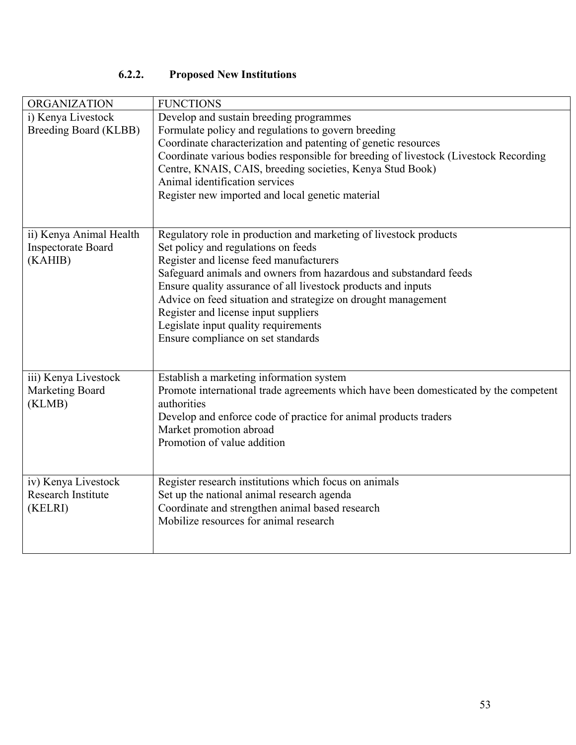### 6.2.2. Proposed New Institutions

| ORGANIZATION | FUNCTIONS |
|---|---|
| i) Kenya Livestock Breeding Board (KLBB) | Develop and sustain breeding programmes<br>Formulate policy and regulations to govern breeding<br>Coordinate characterization and patenting of genetic resources<br>Coordinate various bodies responsible for breeding of livestock (Livestock Recording Centre, KNAIS, CAIS, breeding societies, Kenya Stud Book)<br>Animal identification services<br>Register new imported and local genetic material |
| ii) Kenya Animal Health Inspectorate Board (KAHIB) | Regulatory role in production and marketing of livestock products<br>Set policy and regulations on feeds<br>Register and license feed manufacturers<br>Safeguard animals and owners from hazardous and substandard feeds<br>Ensure quality assurance of all livestock products and inputs<br>Advice on feed situation and strategize on drought management<br>Register and license input suppliers<br>Legislate input quality requirements<br>Ensure compliance on set standards |
| iii) Kenya Livestock Marketing Board (KLMB) | Establish a marketing information system<br>Promote international trade agreements which have been domesticated by the competent authorities<br>Develop and enforce code of practice for animal products traders<br>Market promotion abroad<br>Promotion of value addition |
| iv) Kenya Livestock Research Institute (KELRI) | Register research institutions which focus on animals<br>Set up the national animal research agenda<br>Coordinate and strengthen animal based research<br>Mobilize resources for animal research |